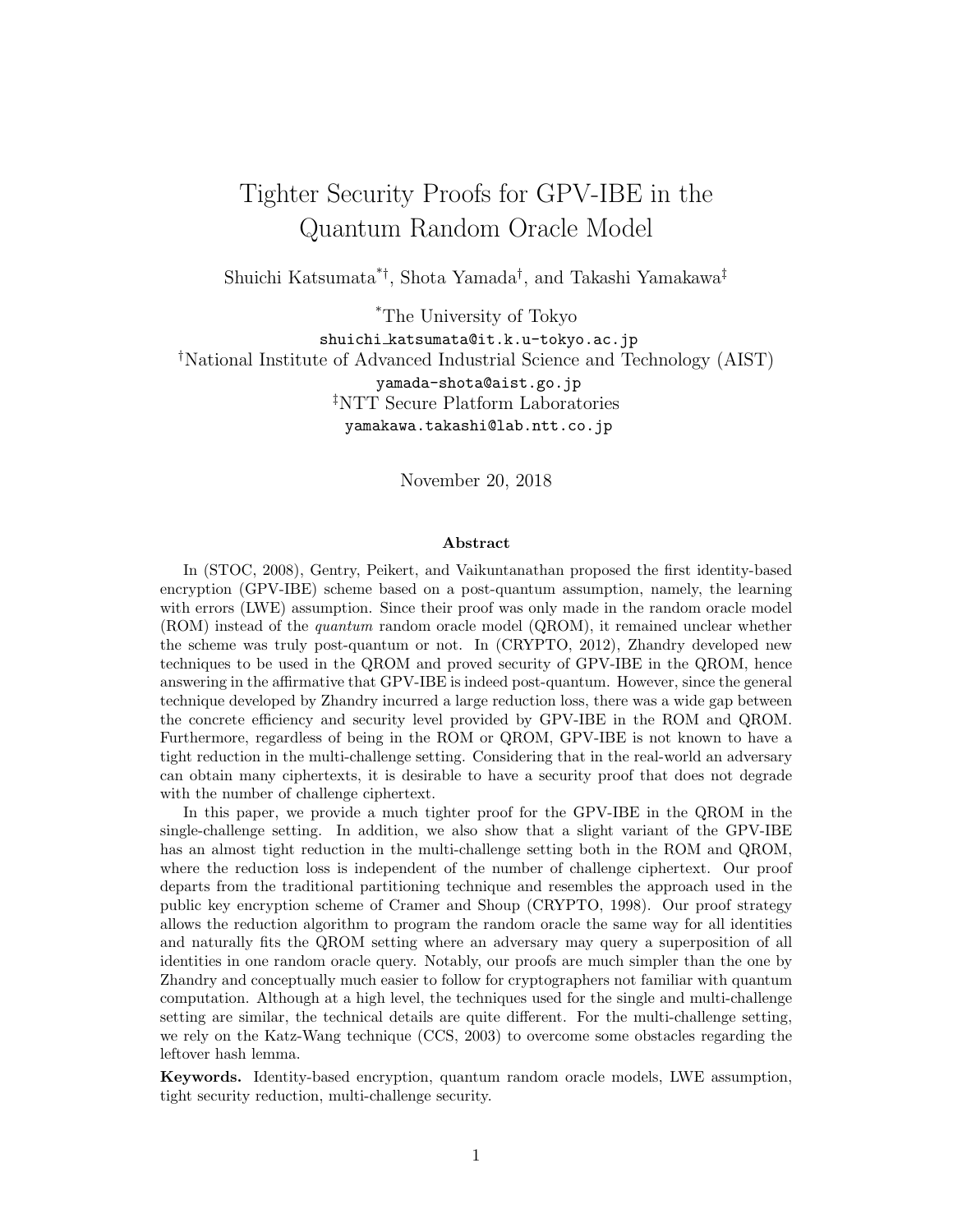# Tighter Security Proofs for GPV-IBE in the Quantum Random Oracle Model

Shuichi Katsumata[*†], Shota Yamada[†], and Takashi Yamakawa[‡]

[*]The University of Tokyo
shuichi_katsumata@it.k.u-tokyo.ac.jp
[†]National Institute of Advanced Industrial Science and Technology (AIST)
yamada-shota@aist.go.jp
[‡]NTT Secure Platform Laboratories
yamakawa.takashi@lab.ntt.co.jp

November 20, 2018

### Abstract

In (STOC, 2008), Gentry, Peikert, and Vaikuntanathan proposed the first identity-based encryption (GPV-IBE) scheme based on a post-quantum assumption, namely, the learning with errors (LWE) assumption. Since their proof was only made in the random oracle model (ROM) instead of the *quantum* random oracle model (QROM), it remained unclear whether the scheme was truly post-quantum or not. In (CRYPTO, 2012), Zhandry developed new techniques to be used in the QROM and proved security of GPV-IBE in the QROM, hence answering in the affirmative that GPV-IBE is indeed post-quantum. However, since the general technique developed by Zhandry incurred a large reduction loss, there was a wide gap between the concrete efficiency and security level provided by GPV-IBE in the ROM and QROM. Furthermore, regardless of being in the ROM or QROM, GPV-IBE is not known to have a tight reduction in the multi-challenge setting. Considering that in the real-world an adversary can obtain many ciphertexts, it is desirable to have a security proof that does not degrade with the number of challenge ciphertext.

In this paper, we provide a much tighter proof for the GPV-IBE in the QROM in the single-challenge setting. In addition, we also show that a slight variant of the GPV-IBE has an almost tight reduction in the multi-challenge setting both in the ROM and QROM, where the reduction loss is independent of the number of challenge ciphertext. Our proof departs from the traditional partitioning technique and resembles the approach used in the public key encryption scheme of Cramer and Shoup (CRYPTO, 1998). Our proof strategy allows the reduction algorithm to program the random oracle the same way for all identities and naturally fits the QROM setting where an adversary may query a superposition of all identities in one random oracle query. Notably, our proofs are much simpler than the one by Zhandry and conceptually much easier to follow for cryptographers not familiar with quantum computation. Although at a high level, the techniques used for the single and multi-challenge setting are similar, the technical details are quite different. For the multi-challenge setting, we rely on the Katz-Wang technique (CCS, 2003) to overcome some obstacles regarding the leftover hash lemma.

**Keywords.** Identity-based encryption, quantum random oracle models, LWE assumption, tight security reduction, multi-challenge security.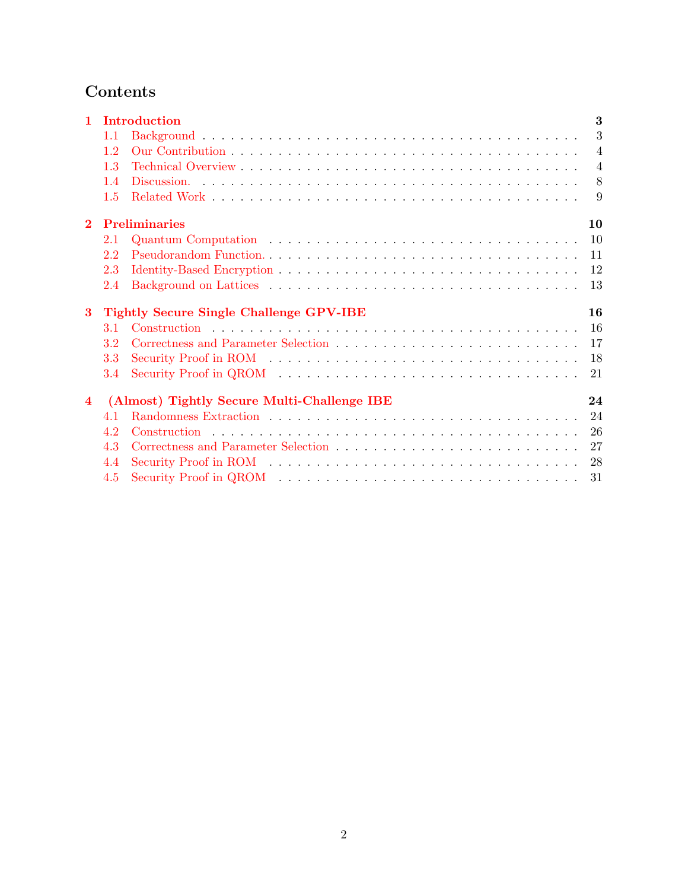# Contents

**1 Introduction** **3**
- 1.1 Background . . . 3
- 1.2 Our Contribution . . . 4
- 1.3 Technical Overview . . . 4
- 1.4 Discussion. . . . 8
- 1.5 Related Work . . . 9

**2 Preliminaries** **10**
- 2.1 Quantum Computation . . . 10
- 2.2 Pseudorandom Function. . . . 11
- 2.3 Identity-Based Encryption . . . 12
- 2.4 Background on Lattices . . . 13

**3 Tightly Secure Single Challenge GPV-IBE** **16**
- 3.1 Construction . . . 16
- 3.2 Correctness and Parameter Selection . . . 17
- 3.3 Security Proof in ROM . . . 18
- 3.4 Security Proof in QROM . . . 21

**4 (Almost) Tightly Secure Multi-Challenge IBE** **24**
- 4.1 Randomness Extraction . . . 24
- 4.2 Construction . . . 26
- 4.3 Correctness and Parameter Selection . . . 27
- 4.4 Security Proof in ROM . . . 28
- 4.5 Security Proof in QROM . . . 31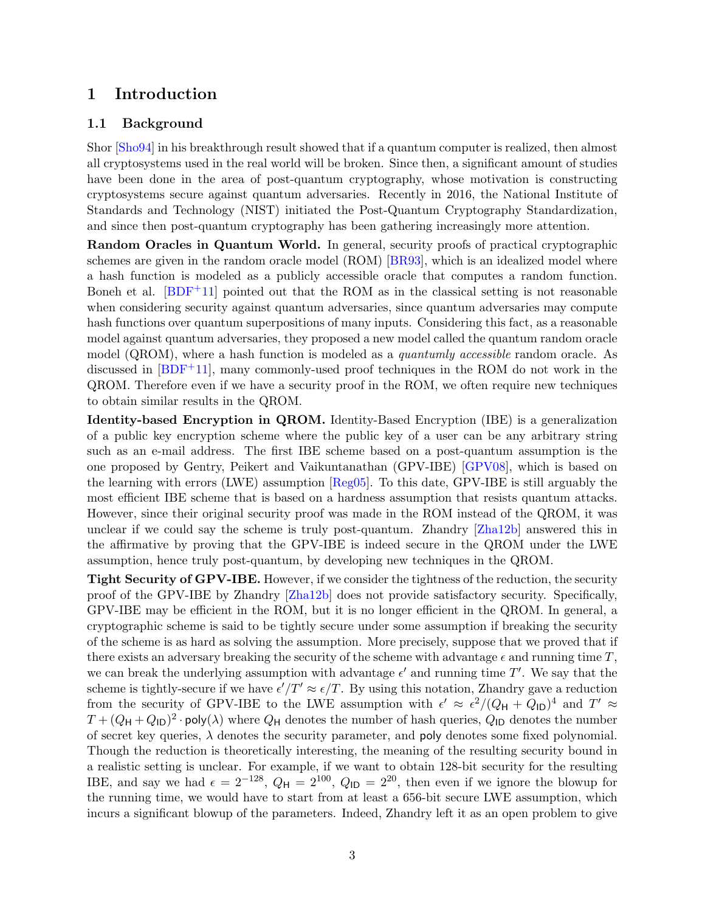# 1 Introduction

## 1.1 Background

Shor [Sho94] in his breakthrough result showed that if a quantum computer is realized, then almost all cryptosystems used in the real world will be broken. Since then, a significant amount of studies have been done in the area of post-quantum cryptography, whose motivation is constructing cryptosystems secure against quantum adversaries. Recently in 2016, the National Institute of Standards and Technology (NIST) initiated the Post-Quantum Cryptography Standardization, and since then post-quantum cryptography has been gathering increasingly more attention.

**Random Oracles in Quantum World.** In general, security proofs of practical cryptographic schemes are given in the random oracle model (ROM) [BR93], which is an idealized model where a hash function is modeled as a publicly accessible oracle that computes a random function. Boneh et al. [BDF+11] pointed out that the ROM as in the classical setting is not reasonable when considering security against quantum adversaries, since quantum adversaries may compute hash functions over quantum superpositions of many inputs. Considering this fact, as a reasonable model against quantum adversaries, they proposed a new model called the quantum random oracle model (QROM), where a hash function is modeled as a *quantumly accessible* random oracle. As discussed in [BDF+11], many commonly-used proof techniques in the ROM do not work in the QROM. Therefore even if we have a security proof in the ROM, we often require new techniques to obtain similar results in the QROM.

**Identity-based Encryption in QROM.** Identity-Based Encryption (IBE) is a generalization of a public key encryption scheme where the public key of a user can be any arbitrary string such as an e-mail address. The first IBE scheme based on a post-quantum assumption is the one proposed by Gentry, Peikert and Vaikuntanathan (GPV-IBE) [GPV08], which is based on the learning with errors (LWE) assumption [Reg05]. To this date, GPV-IBE is still arguably the most efficient IBE scheme that is based on a hardness assumption that resists quantum attacks. However, since their original security proof was made in the ROM instead of the QROM, it was unclear if we could say the scheme is truly post-quantum. Zhandry [Zha12b] answered this in the affirmative by proving that the GPV-IBE is indeed secure in the QROM under the LWE assumption, hence truly post-quantum, by developing new techniques in the QROM.

**Tight Security of GPV-IBE.** However, if we consider the tightness of the reduction, the security proof of the GPV-IBE by Zhandry [Zha12b] does not provide satisfactory security. Specifically, GPV-IBE may be efficient in the ROM, but it is no longer efficient in the QROM. In general, a cryptographic scheme is said to be tightly secure under some assumption if breaking the security of the scheme is as hard as solving the assumption. More precisely, suppose that we proved that if there exists an adversary breaking the security of the scheme with advantage $\epsilon$ and running time $T$, we can break the underlying assumption with advantage $\epsilon'$ and running time $T'$. We say that the scheme is tightly-secure if we have $\epsilon'/T' \approx \epsilon/T$. By using this notation, Zhandry gave a reduction from the security of GPV-IBE to the LWE assumption with $\epsilon' \approx \epsilon^2/(Q_{\mathsf{H}} + Q_{\mathsf{ID}})^4$ and $T' \approx T + (Q_{\mathsf{H}} + Q_{\mathsf{ID}})^2 \cdot \mathsf{poly}(\lambda)$ where $Q_{\mathsf{H}}$ denotes the number of hash queries, $Q_{\mathsf{ID}}$ denotes the number of secret key queries, $\lambda$ denotes the security parameter, and $\mathsf{poly}$ denotes some fixed polynomial. Though the reduction is theoretically interesting, the meaning of the resulting security bound in a realistic setting is unclear. For example, if we want to obtain 128-bit security for the resulting IBE, and say we had $\epsilon = 2^{-128}$, $Q_{\mathsf{H}} = 2^{100}$, $Q_{\mathsf{ID}} = 2^{20}$, then even if we ignore the blowup for the running time, we would have to start from at least a 656-bit secure LWE assumption, which incurs a significant blowup of the parameters. Indeed, Zhandry left it as an open problem to give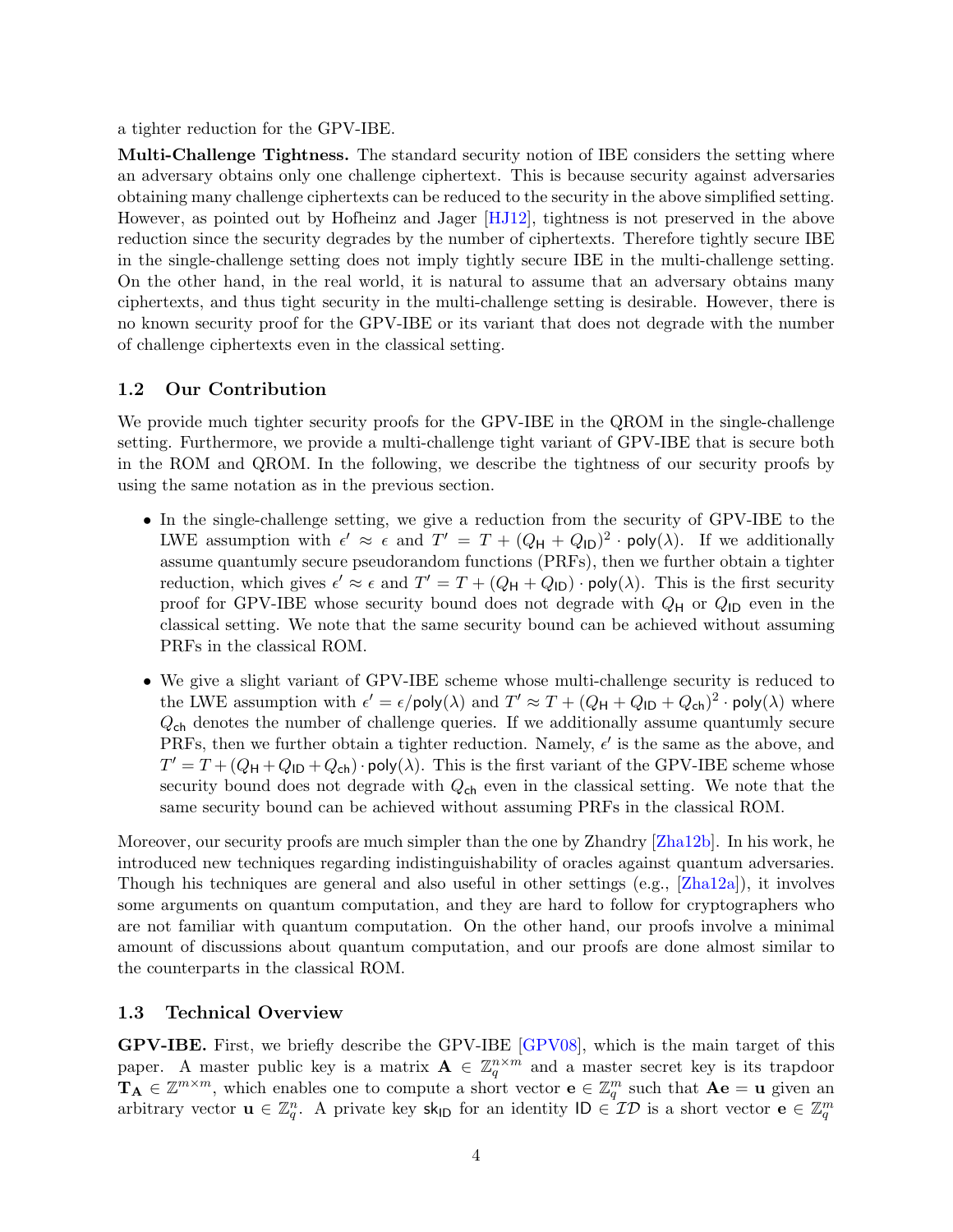a tighter reduction for the GPV-IBE.

**Multi-Challenge Tightness.** The standard security notion of IBE considers the setting where an adversary obtains only one challenge ciphertext. This is because security against adversaries obtaining many challenge ciphertexts can be reduced to the security in the above simplified setting. However, as pointed out by Hofheinz and Jager [HJ12], tightness is not preserved in the above reduction since the security degrades by the number of ciphertexts. Therefore tightly secure IBE in the single-challenge setting does not imply tightly secure IBE in the multi-challenge setting. On the other hand, in the real world, it is natural to assume that an adversary obtains many ciphertexts, and thus tight security in the multi-challenge setting is desirable. However, there is no known security proof for the GPV-IBE or its variant that does not degrade with the number of challenge ciphertexts even in the classical setting.

## 1.2 Our Contribution

We provide much tighter security proofs for the GPV-IBE in the QROM in the single-challenge setting. Furthermore, we provide a multi-challenge tight variant of GPV-IBE that is secure both in the ROM and QROM. In the following, we describe the tightness of our security proofs by using the same notation as in the previous section.

- In the single-challenge setting, we give a reduction from the security of GPV-IBE to the LWE assumption with $\epsilon' \approx \epsilon$ and $T' = T + (Q_{\mathsf{H}} + Q_{\mathsf{ID}})^2 \cdot \mathsf{poly}(\lambda)$. If we additionally assume quantumly secure pseudorandom functions (PRFs), then we further obtain a tighter reduction, which gives $\epsilon' \approx \epsilon$ and $T' = T + (Q_{\mathsf{H}} + Q_{\mathsf{ID}}) \cdot \mathsf{poly}(\lambda)$. This is the first security proof for GPV-IBE whose security bound does not degrade with $Q_{\mathsf{H}}$ or $Q_{\mathsf{ID}}$ even in the classical setting. We note that the same security bound can be achieved without assuming PRFs in the classical ROM.
- We give a slight variant of GPV-IBE scheme whose multi-challenge security is reduced to the LWE assumption with $\epsilon' = \epsilon/\mathsf{poly}(\lambda)$ and $T' \approx T + (Q_{\mathsf{H}} + Q_{\mathsf{ID}} + Q_{\mathsf{ch}})^2 \cdot \mathsf{poly}(\lambda)$ where $Q_{\mathsf{ch}}$ denotes the number of challenge queries. If we additionally assume quantumly secure PRFs, then we further obtain a tighter reduction. Namely, $\epsilon'$ is the same as the above, and $T' = T + (Q_{\mathsf{H}} + Q_{\mathsf{ID}} + Q_{\mathsf{ch}}) \cdot \mathsf{poly}(\lambda)$. This is the first variant of the GPV-IBE scheme whose security bound does not degrade with $Q_{\mathsf{ch}}$ even in the classical setting. We note that the same security bound can be achieved without assuming PRFs in the classical ROM.

Moreover, our security proofs are much simpler than the one by Zhandry [Zha12b]. In his work, he introduced new techniques regarding indistinguishability of oracles against quantum adversaries. Though his techniques are general and also useful in other settings (e.g., [Zha12a]), it involves some arguments on quantum computation, and they are hard to follow for cryptographers who are not familiar with quantum computation. On the other hand, our proofs involve a minimal amount of discussions about quantum computation, and our proofs are done almost similar to the counterparts in the classical ROM.

## 1.3 Technical Overview

**GPV-IBE.** First, we briefly describe the GPV-IBE [GPV08], which is the main target of this paper. A master public key is a matrix $\mathbf{A} \in \mathbb{Z}_q^{n \times m}$ and a master secret key is its trapdoor $\mathbf{T}_{\mathbf{A}} \in \mathbb{Z}^{m \times m}$, which enables one to compute a short vector $\mathbf{e} \in \mathbb{Z}_q^m$ such that $\mathbf{A}\mathbf{e} = \mathbf{u}$ given an arbitrary vector $\mathbf{u} \in \mathbb{Z}_q^n$. A private key $\mathsf{sk}_{\mathsf{ID}}$ for an identity $\mathsf{ID} \in \mathcal{ID}$ is a short vector $\mathbf{e} \in \mathbb{Z}_q^m$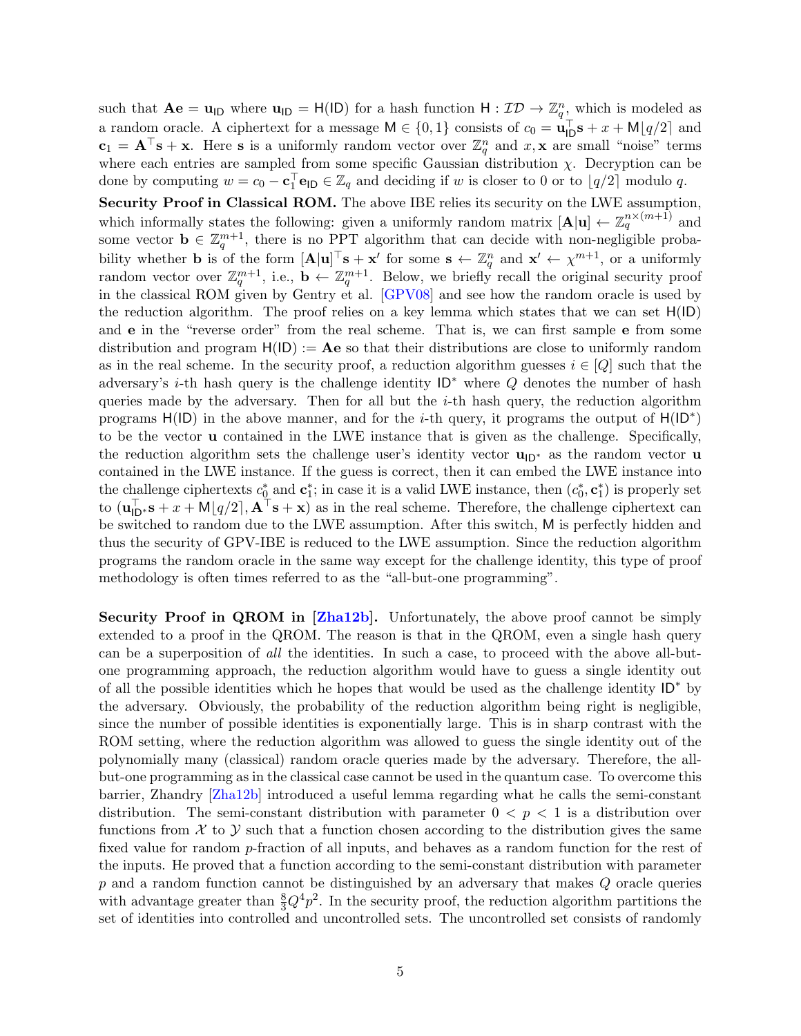such that $\mathbf{A}\mathbf{e} = \mathbf{u}_{\mathsf{ID}}$ where $\mathbf{u}_{\mathsf{ID}} = \mathsf{H}(\mathsf{ID})$ for a hash function $\mathsf{H} : \mathcal{ID} \to \mathbb{Z}_q^n$, which is modeled as a random oracle. A ciphertext for a message $\mathsf{M} \in \{0, 1\}$ consists of $c_0 = \mathbf{u}_{\mathsf{ID}}^\top \mathbf{s} + x + \mathsf{M}\lfloor q/2 \rceil$ and $\mathbf{c}_1 = \mathbf{A}^\top \mathbf{s} + \mathbf{x}$. Here $\mathbf{s}$ is a uniformly random vector over $\mathbb{Z}_q^n$ and $x, \mathbf{x}$ are small "noise" terms where each entries are sampled from some specific Gaussian distribution $\chi$. Decryption can be done by computing $w = c_0 - \mathbf{c}_1^\top \mathbf{e}_{\mathsf{ID}} \in \mathbb{Z}_q$ and deciding if $w$ is closer to 0 or to $\lfloor q/2 \rceil$ modulo $q$.

**Security Proof in Classical ROM.** The above IBE relies its security on the LWE assumption, which informally states the following: given a uniformly random matrix $[\mathbf{A}|\mathbf{u}] \leftarrow \mathbb{Z}_q^{n \times (m+1)}$ and some vector $\mathbf{b} \in \mathbb{Z}_q^{m+1}$, there is no PPT algorithm that can decide with non-negligible probability whether $\mathbf{b}$ is of the form $[\mathbf{A}|\mathbf{u}]^\top \mathbf{s} + \mathbf{x}'$ for some $\mathbf{s} \leftarrow \mathbb{Z}_q^n$ and $\mathbf{x}' \leftarrow \chi^{m+1}$, or a uniformly random vector over $\mathbb{Z}_q^{m+1}$, i.e., $\mathbf{b} \leftarrow \mathbb{Z}_q^{m+1}$. Below, we briefly recall the original security proof in the classical ROM given by Gentry et al. [GPV08] and see how the random oracle is used by the reduction algorithm. The proof relies on a key lemma which states that we can set $\mathsf{H}(\mathsf{ID})$ and $\mathbf{e}$ in the "reverse order" from the real scheme. That is, we can first sample $\mathbf{e}$ from some distribution and program $\mathsf{H}(\mathsf{ID}) := \mathbf{A}\mathbf{e}$ so that their distributions are close to uniformly random as in the real scheme. In the security proof, a reduction algorithm guesses $i \in [Q]$ such that the adversary's $i$-th hash query is the challenge identity $\mathsf{ID}^*$ where $Q$ denotes the number of hash queries made by the adversary. Then for all but the $i$-th hash query, the reduction algorithm programs $\mathsf{H}(\mathsf{ID})$ in the above manner, and for the $i$-th query, it programs the output of $\mathsf{H}(\mathsf{ID}^*)$ to be the vector $\mathbf{u}$ contained in the LWE instance that is given as the challenge. Specifically, the reduction algorithm sets the challenge user's identity vector $\mathbf{u}_{\mathsf{ID}^*}$ as the random vector $\mathbf{u}$ contained in the LWE instance. If the guess is correct, then it can embed the LWE instance into the challenge ciphertexts $c_0^*$ and $\mathbf{c}_1^*$; in case it is a valid LWE instance, then $(c_0^*, \mathbf{c}_1^*)$ is properly set to $(\mathbf{u}_{\mathsf{ID}^*}^\top \mathbf{s} + x + \mathsf{M}\lfloor q/2 \rceil, \mathbf{A}^\top \mathbf{s} + \mathbf{x})$ as in the real scheme. Therefore, the challenge ciphertext can be switched to random due to the LWE assumption. After this switch, $\mathsf{M}$ is perfectly hidden and thus the security of GPV-IBE is reduced to the LWE assumption. Since the reduction algorithm programs the random oracle in the same way except for the challenge identity, this type of proof methodology is often times referred to as the "all-but-one programming".

**Security Proof in QROM in [Zha12b].** Unfortunately, the above proof cannot be simply extended to a proof in the QROM. The reason is that in the QROM, even a single hash query can be a superposition of *all* the identities. In such a case, to proceed with the above all-but-one programming approach, the reduction algorithm would have to guess a single identity out of all the possible identities which he hopes that would be used as the challenge identity $\mathsf{ID}^*$ by the adversary. Obviously, the probability of the reduction algorithm being right is negligible, since the number of possible identities is exponentially large. This is in sharp contrast with the ROM setting, where the reduction algorithm was allowed to guess the single identity out of the polynomially many (classical) random oracle queries made by the adversary. Therefore, the all-but-one programming as in the classical case cannot be used in the quantum case. To overcome this barrier, Zhandry [Zha12b] introduced a useful lemma regarding what he calls the semi-constant distribution. The semi-constant distribution with parameter $0 < p < 1$ is a distribution over functions from $\mathcal{X}$ to $\mathcal{Y}$ such that a function chosen according to the distribution gives the same fixed value for random $p$-fraction of all inputs, and behaves as a random function for the rest of the inputs. He proved that a function according to the semi-constant distribution with parameter $p$ and a random function cannot be distinguished by an adversary that makes $Q$ oracle queries with advantage greater than $\frac{8}{3}Q^4p^2$. In the security proof, the reduction algorithm partitions the set of identities into controlled and uncontrolled sets. The uncontrolled set consists of randomly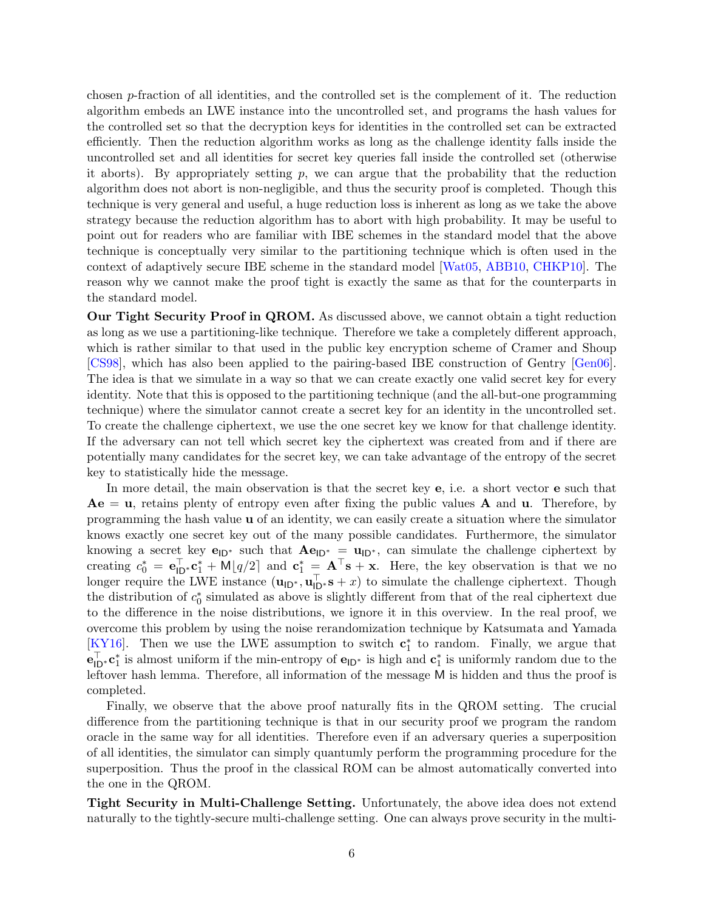chosen $p$-fraction of all identities, and the controlled set is the complement of it. The reduction algorithm embeds an LWE instance into the uncontrolled set, and programs the hash values for the controlled set so that the decryption keys for identities in the controlled set can be extracted efficiently. Then the reduction algorithm works as long as the challenge identity falls inside the uncontrolled set and all identities for secret key queries fall inside the controlled set (otherwise it aborts). By appropriately setting $p$, we can argue that the probability that the reduction algorithm does not abort is non-negligible, and thus the security proof is completed. Though this technique is very general and useful, a huge reduction loss is inherent as long as we take the above strategy because the reduction algorithm has to abort with high probability. It may be useful to point out for readers who are familiar with IBE schemes in the standard model that the above technique is conceptually very similar to the partitioning technique which is often used in the context of adaptively secure IBE scheme in the standard model [Wat05, ABB10, CHKP10]. The reason why we cannot make the proof tight is exactly the same as that for the counterparts in the standard model.

**Our Tight Security Proof in QROM.** As discussed above, we cannot obtain a tight reduction as long as we use a partitioning-like technique. Therefore we take a completely different approach, which is rather similar to that used in the public key encryption scheme of Cramer and Shoup [CS98], which has also been applied to the pairing-based IBE construction of Gentry [Gen06]. The idea is that we simulate in a way so that we can create exactly one valid secret key for every identity. Note that this is opposed to the partitioning technique (and the all-but-one programming technique) where the simulator cannot create a secret key for an identity in the uncontrolled set. To create the challenge ciphertext, we use the one secret key we know for that challenge identity. If the adversary can not tell which secret key the ciphertext was created from and if there are potentially many candidates for the secret key, we can take advantage of the entropy of the secret key to statistically hide the message.

In more detail, the main observation is that the secret key $\mathbf{e}$, i.e. a short vector $\mathbf{e}$ such that $\mathbf{A}\mathbf{e} = \mathbf{u}$, retains plenty of entropy even after fixing the public values $\mathbf{A}$ and $\mathbf{u}$. Therefore, by programming the hash value $\mathbf{u}$ of an identity, we can easily create a situation where the simulator knows exactly one secret key out of the many possible candidates. Furthermore, the simulator knowing a secret key $\mathbf{e}_{\mathsf{ID}^*}$ such that $\mathbf{A}\mathbf{e}_{\mathsf{ID}^*} = \mathbf{u}_{\mathsf{ID}^*}$, can simulate the challenge ciphertext by creating $c_0^* = \mathbf{e}_{\mathsf{ID}^*}^\top \mathbf{c}_1^* + \mathsf{M}\lfloor q/2 \rceil$ and $\mathbf{c}_1^* = \mathbf{A}^\top \mathbf{s} + \mathbf{x}$. Here, the key observation is that we no longer require the LWE instance $(\mathbf{u}_{\mathsf{ID}^*}, \mathbf{u}_{\mathsf{ID}^*}^\top \mathbf{s} + x)$ to simulate the challenge ciphertext. Though the distribution of $c_0^*$ simulated as above is slightly different from that of the real ciphertext due to the difference in the noise distributions, we ignore it in this overview. In the real proof, we overcome this problem by using the noise rerandomization technique by Katsumata and Yamada [KY16]. Then we use the LWE assumption to switch $\mathbf{c}_1^*$ to random. Finally, we argue that $\mathbf{e}_{\mathsf{ID}^*}^\top \mathbf{c}_1^*$ is almost uniform if the min-entropy of $\mathbf{e}_{\mathsf{ID}^*}$ is high and $\mathbf{c}_1^*$ is uniformly random due to the leftover hash lemma. Therefore, all information of the message $\mathsf{M}$ is hidden and thus the proof is completed.

Finally, we observe that the above proof naturally fits in the QROM setting. The crucial difference from the partitioning technique is that in our security proof we program the random oracle in the same way for all identities. Therefore even if an adversary queries a superposition of all identities, the simulator can simply quantumly perform the programming procedure for the superposition. Thus the proof in the classical ROM can be almost automatically converted into the one in the QROM.

**Tight Security in Multi-Challenge Setting.** Unfortunately, the above idea does not extend naturally to the tightly-secure multi-challenge setting. One can always prove security in the multi-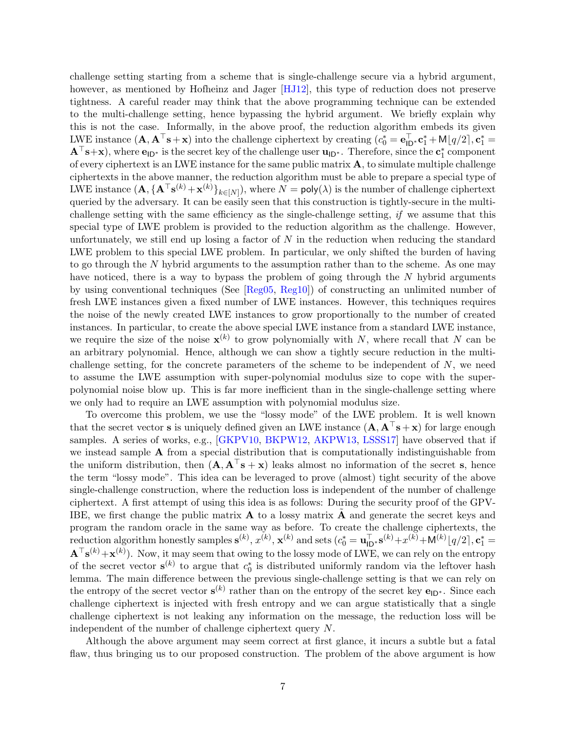challenge setting starting from a scheme that is single-challenge secure via a hybrid argument, however, as mentioned by Hofheinz and Jager [HJ12], this type of reduction does not preserve tightness. A careful reader may think that the above programming technique can be extended to the multi-challenge setting, hence bypassing the hybrid argument. We briefly explain why this is not the case. Informally, in the above proof, the reduction algorithm embeds its given LWE instance $(\mathbf{A}, \mathbf{A}^\top \mathbf{s} + \mathbf{x})$ into the challenge ciphertext by creating $(c_0^* = \mathbf{e}_{\mathsf{ID}^*}^\top \mathbf{c}_1^* + \mathsf{M}\lfloor q/2 \rceil, \mathbf{c}_1^* = \mathbf{A}^\top \mathbf{s} + \mathbf{x})$, where $\mathbf{e}_{\mathsf{ID}^*}$ is the secret key of the challenge user $\mathbf{u}_{\mathsf{ID}^*}$. Therefore, since the $\mathbf{c}_1^*$ component of every ciphertext is an LWE instance for the same public matrix $\mathbf{A}$, to simulate multiple challenge ciphertexts in the above manner, the reduction algorithm must be able to prepare a special type of LWE instance $(\mathbf{A}, \{\mathbf{A}^\top \mathbf{s}^{(k)} + \mathbf{x}^{(k)}\}_{k \in [N]})$, where $N = \mathsf{poly}(\lambda)$ is the number of challenge ciphertext queried by the adversary. It can be easily seen that this construction is tightly-secure in the multi-challenge setting with the same efficiency as the single-challenge setting, *if* we assume that this special type of LWE problem is provided to the reduction algorithm as the challenge. However, unfortunately, we still end up losing a factor of $N$ in the reduction when reducing the standard LWE problem to this special LWE problem. In particular, we only shifted the burden of having to go through the $N$ hybrid arguments to the assumption rather than to the scheme. As one may have noticed, there is a way to bypass the problem of going through the $N$ hybrid arguments by using conventional techniques (See [Reg05, Reg10]) of constructing an unlimited number of fresh LWE instances given a fixed number of LWE instances. However, this techniques requires the noise of the newly created LWE instances to grow proportionally to the number of created instances. In particular, to create the above special LWE instance from a standard LWE instance, we require the size of the noise $\mathbf{x}^{(k)}$ to grow polynomially with $N$, where recall that $N$ can be an arbitrary polynomial. Hence, although we can show a tightly secure reduction in the multi-challenge setting, for the concrete parameters of the scheme to be independent of $N$, we need to assume the LWE assumption with super-polynomial modulus size to cope with the super-polynomial noise blow up. This is far more inefficient than in the single-challenge setting where we only had to require an LWE assumption with polynomial modulus size.

To overcome this problem, we use the "lossy mode" of the LWE problem. It is well known that the secret vector $\mathbf{s}$ is uniquely defined given an LWE instance $(\mathbf{A}, \mathbf{A}^\top \mathbf{s} + \mathbf{x})$ for large enough samples. A series of works, e.g., [GKPV10, BKPW12, AKPW13, LSSS17] have observed that if we instead sample $\mathbf{A}$ from a special distribution that is computationally indistinguishable from the uniform distribution, then $(\mathbf{A}, \mathbf{A}^\top \mathbf{s} + \mathbf{x})$ leaks almost no information of the secret $\mathbf{s}$, hence the term "lossy mode". This idea can be leveraged to prove (almost) tight security of the above single-challenge construction, where the reduction loss is independent of the number of challenge ciphertext. A first attempt of using this idea is as follows: During the security proof of the GPV-IBE, we first change the public matrix $\mathbf{A}$ to a lossy matrix $\tilde{\mathbf{A}}$ and generate the secret keys and program the random oracle in the same way as before. To create the challenge ciphertexts, the reduction algorithm honestly samples $\mathbf{s}^{(k)}$, $x^{(k)}$, $\mathbf{x}^{(k)}$ and sets $(c_0^* = \mathbf{u}_{\mathsf{ID}^*}^\top \mathbf{s}^{(k)} + x^{(k)} + \mathsf{M}^{(k)}\lfloor q/2 \rceil, \mathbf{c}_1^* = \mathbf{A}^\top \mathbf{s}^{(k)} + \mathbf{x}^{(k)})$. Now, it may seem that owing to the lossy mode of LWE, we can rely on the entropy of the secret vector $\mathbf{s}^{(k)}$ to argue that $c_0^*$ is distributed uniformly random via the leftover hash lemma. The main difference between the previous single-challenge setting is that we can rely on the entropy of the secret vector $\mathbf{s}^{(k)}$ rather than on the entropy of the secret key $\mathbf{e}_{\mathsf{ID}^*}$. Since each challenge ciphertext is injected with fresh entropy and we can argue statistically that a single challenge ciphertext is not leaking any information on the message, the reduction loss will be independent of the number of challenge ciphertext query $N$.

Although the above argument may seem correct at first glance, it incurs a subtle but a fatal flaw, thus bringing us to our proposed construction. The problem of the above argument is how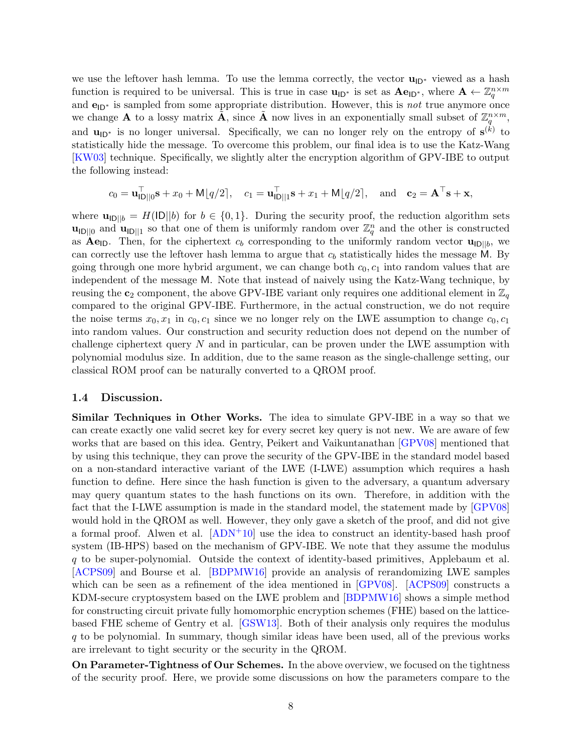we use the leftover hash lemma. To use the lemma correctly, the vector $\mathbf{u}_{\mathsf{ID}^*}$ viewed as a hash function is required to be universal. This is true in case $\mathbf{u}_{\mathsf{ID}^*}$ is set as $\mathbf{A}\mathbf{e}_{\mathsf{ID}^*}$, where $\mathbf{A} \leftarrow \mathbb{Z}_q^{n \times m}$ and $\mathbf{e}_{\mathsf{ID}^*}$ is sampled from some appropriate distribution. However, this is *not* true anymore once we change $\mathbf{A}$ to a lossy matrix $\tilde{\mathbf{A}}$, since $\tilde{\mathbf{A}}$ now lives in an exponentially small subset of $\mathbb{Z}_q^{n \times m}$, and $\mathbf{u}_{\mathsf{ID}^*}$ is no longer universal. Specifically, we can no longer rely on the entropy of $\mathbf{s}^{(k)}$ to statistically hide the message. To overcome this problem, our final idea is to use the Katz-Wang [KW03] technique. Specifically, we slightly alter the encryption algorithm of GPV-IBE to output the following instead:

$$c_0 = \mathbf{u}_{\mathsf{ID}||0}^\top \mathbf{s} + x_0 + \mathsf{M}\lfloor q/2 \rceil, \quad c_1 = \mathbf{u}_{\mathsf{ID}||1}^\top \mathbf{s} + x_1 + \mathsf{M}\lfloor q/2 \rceil, \quad \text{and} \quad \mathbf{c}_2 = \mathbf{A}^\top \mathbf{s} + \mathbf{x},$$

where $\mathbf{u}_{\mathsf{ID}||b} = H(\mathsf{ID}||b)$ for $b \in \{0, 1\}$. During the security proof, the reduction algorithm sets $\mathbf{u}_{\mathsf{ID}||0}$ and $\mathbf{u}_{\mathsf{ID}||1}$ so that one of them is uniformly random over $\mathbb{Z}_q^n$ and the other is constructed as $\mathbf{A}\mathbf{e}_{\mathsf{ID}}$. Then, for the ciphertext $c_b$ corresponding to the uniformly random vector $\mathbf{u}_{\mathsf{ID}||b}$, we can correctly use the leftover hash lemma to argue that $c_b$ statistically hides the message $\mathsf{M}$. By going through one more hybrid argument, we can change both $c_0, c_1$ into random values that are independent of the message $\mathsf{M}$. Note that instead of naively using the Katz-Wang technique, by reusing the $\mathbf{c}_2$ component, the above GPV-IBE variant only requires one additional element in $\mathbb{Z}_q$ compared to the original GPV-IBE. Furthermore, in the actual construction, we do not require the noise terms $x_0, x_1$ in $c_0, c_1$ since we no longer rely on the LWE assumption to change $c_0, c_1$ into random values. Our construction and security reduction does not depend on the number of challenge ciphertext query $N$ and in particular, can be proven under the LWE assumption with polynomial modulus size. In addition, due to the same reason as the single-challenge setting, our classical ROM proof can be naturally converted to a QROM proof.

### 1.4 Discussion.

**Similar Techniques in Other Works.** The idea to simulate GPV-IBE in a way so that we can create exactly one valid secret key for every secret key query is not new. We are aware of few works that are based on this idea. Gentry, Peikert and Vaikuntanathan [GPV08] mentioned that by using this technique, they can prove the security of the GPV-IBE in the standard model based on a non-standard interactive variant of the LWE (I-LWE) assumption which requires a hash function to define. Here since the hash function is given to the adversary, a quantum adversary may query quantum states to the hash functions on its own. Therefore, in addition with the fact that the I-LWE assumption is made in the standard model, the statement made by [GPV08] would hold in the QROM as well. However, they only gave a sketch of the proof, and did not give a formal proof. Alwen et al. [ADN+10] use the idea to construct an identity-based hash proof system (IB-HPS) based on the mechanism of GPV-IBE. We note that they assume the modulus $q$ to be super-polynomial. Outside the context of identity-based primitives, Applebaum et al. [ACPS09] and Bourse et al. [BDPMW16] provide an analysis of rerandomizing LWE samples which can be seen as a refinement of the idea mentioned in [GPV08]. [ACPS09] constructs a KDM-secure cryptosystem based on the LWE problem and [BDPMW16] shows a simple method for constructing circuit private fully homomorphic encryption schemes (FHE) based on the lattice-based FHE scheme of Gentry et al. [GSW13]. Both of their analysis only requires the modulus $q$ to be polynomial. In summary, though similar ideas have been used, all of the previous works are irrelevant to tight security or the security in the QROM.

**On Parameter-Tightness of Our Schemes.** In the above overview, we focused on the tightness of the security proof. Here, we provide some discussions on how the parameters compare to the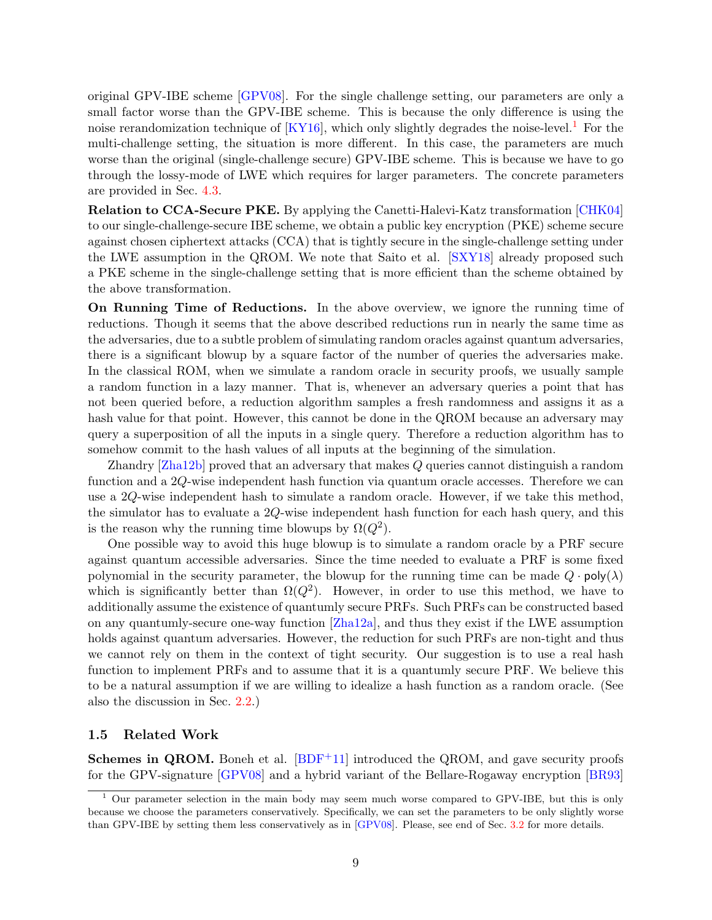original GPV-IBE scheme [GPV08]. For the single challenge setting, our parameters are only a small factor worse than the GPV-IBE scheme. This is because the only difference is using the noise rerandomization technique of [KY16], which only slightly degrades the noise-level.[1] For the multi-challenge setting, the situation is more different. In this case, the parameters are much worse than the original (single-challenge secure) GPV-IBE scheme. This is because we have to go through the lossy-mode of LWE which requires for larger parameters. The concrete parameters are provided in Sec. 4.3.

**Relation to CCA-Secure PKE.** By applying the Canetti-Halevi-Katz transformation [CHK04] to our single-challenge-secure IBE scheme, we obtain a public key encryption (PKE) scheme secure against chosen ciphertext attacks (CCA) that is tightly secure in the single-challenge setting under the LWE assumption in the QROM. We note that Saito et al. [SXY18] already proposed such a PKE scheme in the single-challenge setting that is more efficient than the scheme obtained by the above transformation.

**On Running Time of Reductions.** In the above overview, we ignore the running time of reductions. Though it seems that the above described reductions run in nearly the same time as the adversaries, due to a subtle problem of simulating random oracles against quantum adversaries, there is a significant blowup by a square factor of the number of queries the adversaries make. In the classical ROM, when we simulate a random oracle in security proofs, we usually sample a random function in a lazy manner. That is, whenever an adversary queries a point that has not been queried before, a reduction algorithm samples a fresh randomness and assigns it as a hash value for that point. However, this cannot be done in the QROM because an adversary may query a superposition of all the inputs in a single query. Therefore a reduction algorithm has to somehow commit to the hash values of all inputs at the beginning of the simulation.

Zhandry [Zha12b] proved that an adversary that makes $Q$ queries cannot distinguish a random function and a $2Q$-wise independent hash function via quantum oracle accesses. Therefore we can use a $2Q$-wise independent hash to simulate a random oracle. However, if we take this method, the simulator has to evaluate a $2Q$-wise independent hash function for each hash query, and this is the reason why the running time blowups by $\Omega(Q^2)$.

One possible way to avoid this huge blowup is to simulate a random oracle by a PRF secure against quantum accessible adversaries. Since the time needed to evaluate a PRF is some fixed polynomial in the security parameter, the blowup for the running time can be made $Q \cdot \mathsf{poly}(\lambda)$ which is significantly better than $\Omega(Q^2)$. However, in order to use this method, we have to additionally assume the existence of quantumly secure PRFs. Such PRFs can be constructed based on any quantumly-secure one-way function [Zha12a], and thus they exist if the LWE assumption holds against quantum adversaries. However, the reduction for such PRFs are non-tight and thus we cannot rely on them in the context of tight security. Our suggestion is to use a real hash function to implement PRFs and to assume that it is a quantumly secure PRF. We believe this to be a natural assumption if we are willing to idealize a hash function as a random oracle. (See also the discussion in Sec. 2.2.)

### 1.5 Related Work

**Schemes in QROM.** Boneh et al. [BDF+11] introduced the QROM, and gave security proofs for the GPV-signature [GPV08] and a hybrid variant of the Bellare-Rogaway encryption [BR93]

[1] Our parameter selection in the main body may seem much worse compared to GPV-IBE, but this is only because we choose the parameters conservatively. Specifically, we can set the parameters to be only slightly worse than GPV-IBE by setting them less conservatively as in [GPV08]. Please, see end of Sec. 3.2 for more details.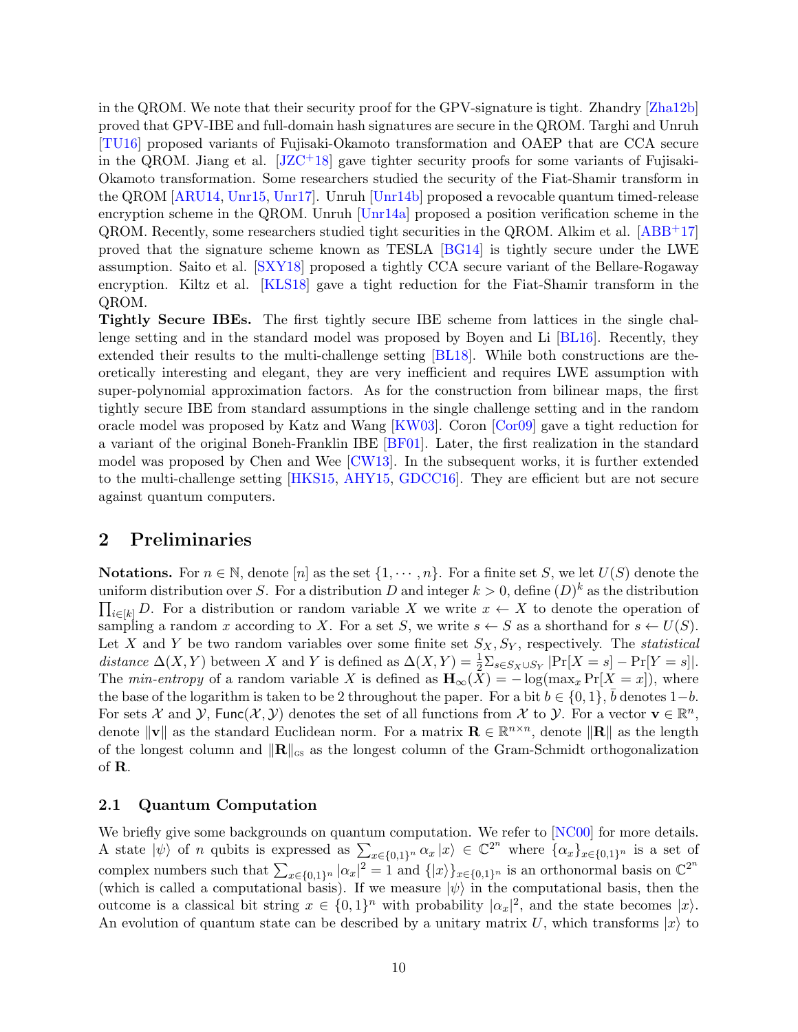in the QROM. We note that their security proof for the GPV-signature is tight. Zhandry [Zha12b] proved that GPV-IBE and full-domain hash signatures are secure in the QROM. Targhi and Unruh [TU16] proposed variants of Fujisaki-Okamoto transformation and OAEP that are CCA secure in the QROM. Jiang et al. [JZC+18] gave tighter security proofs for some variants of Fujisaki-Okamoto transformation. Some researchers studied the security of the Fiat-Shamir transform in the QROM [ARU14, Unr15, Unr17]. Unruh [Unr14b] proposed a revocable quantum timed-release encryption scheme in the QROM. Unruh [Unr14a] proposed a position verification scheme in the QROM. Recently, some researchers studied tight securities in the QROM. Alkim et al. [ABB+17] proved that the signature scheme known as TESLA [BG14] is tightly secure under the LWE assumption. Saito et al. [SXY18] proposed a tightly CCA secure variant of the Bellare-Rogaway encryption. Kiltz et al. [KLS18] gave a tight reduction for the Fiat-Shamir transform in the QROM.

**Tightly Secure IBEs.** The first tightly secure IBE scheme from lattices in the single challenge setting and in the standard model was proposed by Boyen and Li [BL16]. Recently, they extended their results to the multi-challenge setting [BL18]. While both constructions are theoretically interesting and elegant, they are very inefficient and requires LWE assumption with super-polynomial approximation factors. As for the construction from bilinear maps, the first tightly secure IBE from standard assumptions in the single challenge setting and in the random oracle model was proposed by Katz and Wang [KW03]. Coron [Cor09] gave a tight reduction for a variant of the original Boneh-Franklin IBE [BF01]. Later, the first realization in the standard model was proposed by Chen and Wee [CW13]. In the subsequent works, it is further extended to the multi-challenge setting [HKS15, AHY15, GDCC16]. They are efficient but are not secure against quantum computers.

## 2 Preliminaries

**Notations.** For $n \in \mathbb{N}$, denote $[n]$ as the set $\{1, \cdots, n\}$. For a finite set $S$, we let $U(S)$ denote the uniform distribution over $S$. For a distribution $D$ and integer $k > 0$, define $(D)^k$ as the distribution $\prod_{i \in [k]} D$. For a distribution or random variable $X$ we write $x \leftarrow X$ to denote the operation of sampling a random $x$ according to $X$. For a set $S$, we write $s \leftarrow S$ as a shorthand for $s \leftarrow U(S)$. Let $X$ and $Y$ be two random variables over some finite set $S_X, S_Y$, respectively. The *statistical distance* $\Delta(X, Y)$ between $X$ and $Y$ is defined as $\Delta(X, Y) = \frac{1}{2}\Sigma_{s \in S_X \cup S_Y} |\Pr[X = s] - \Pr[Y = s]|$. The *min-entropy* of a random variable $X$ is defined as $\mathbf{H}_\infty(X) = -\log(\max_x \Pr[X = x])$, where the base of the logarithm is taken to be 2 throughout the paper. For a bit $b \in \{0, 1\}$, $\bar{b}$ denotes $1-b$. For sets $\mathcal{X}$ and $\mathcal{Y}$, $\mathsf{Func}(\mathcal{X}, \mathcal{Y})$ denotes the set of all functions from $\mathcal{X}$ to $\mathcal{Y}$. For a vector $\mathbf{v} \in \mathbb{R}^n$, denote $\|\mathbf{v}\|$ as the standard Euclidean norm. For a matrix $\mathbf{R} \in \mathbb{R}^{n \times n}$, denote $\|\mathbf{R}\|$ as the length of the longest column and $\|\mathbf{R}\|_{\mathrm{GS}}$ as the longest column of the Gram-Schmidt orthogonalization of $\mathbf{R}$.

### 2.1 Quantum Computation

We briefly give some backgrounds on quantum computation. We refer to [NC00] for more details. A state $|\psi\rangle$ of $n$ qubits is expressed as $\sum_{x \in \{0,1\}^n} \alpha_x |x\rangle \in \mathbb{C}^{2^n}$ where $\{\alpha_x\}_{x \in \{0,1\}^n}$ is a set of complex numbers such that $\sum_{x \in \{0,1\}^n} |\alpha_x|^2 = 1$ and $\{|x\rangle\}_{x \in \{0,1\}^n}$ is an orthonormal basis on $\mathbb{C}^{2^n}$ (which is called a computational basis). If we measure $|\psi\rangle$ in the computational basis, then the outcome is a classical bit string $x \in \{0, 1\}^n$ with probability $|\alpha_x|^2$, and the state becomes $|x\rangle$. An evolution of quantum state can be described by a unitary matrix $U$, which transforms $|x\rangle$ to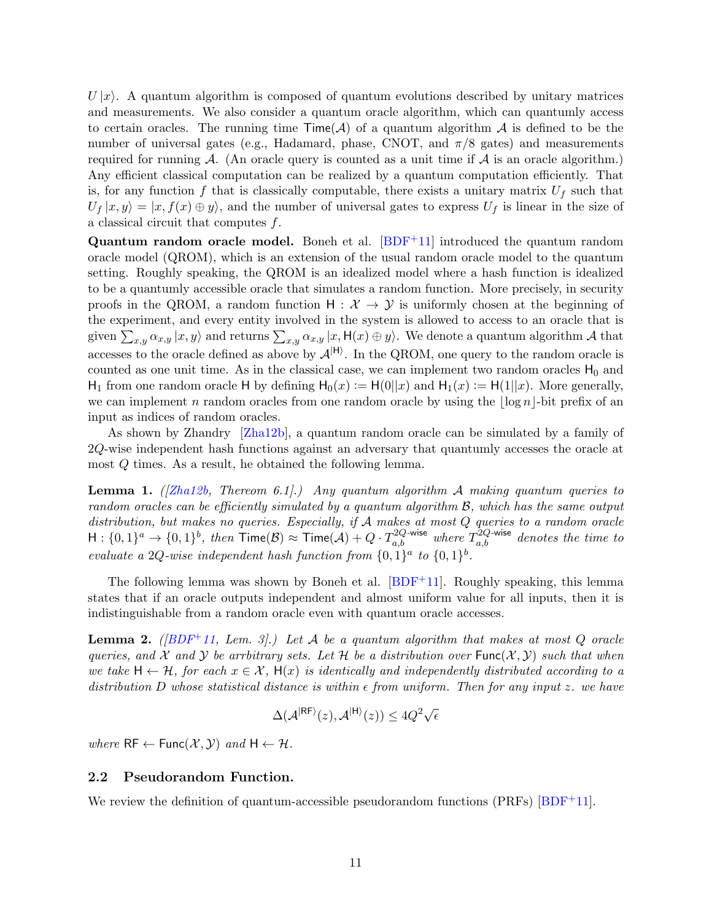$U|x\rangle$. A quantum algorithm is composed of quantum evolutions described by unitary matrices and measurements. We also consider a quantum oracle algorithm, which can quantumly access to certain oracles. The running time $\mathsf{Time}(\mathcal{A})$ of a quantum algorithm $\mathcal{A}$ is defined to be the number of universal gates (e.g., Hadamard, phase, CNOT, and $\pi/8$ gates) and measurements required for running $\mathcal{A}$. (An oracle query is counted as a unit time if $\mathcal{A}$ is an oracle algorithm.) Any efficient classical computation can be realized by a quantum computation efficiently. That is, for any function $f$ that is classically computable, there exists a unitary matrix $U_f$ such that $U_f|x,y\rangle = |x, f(x) \oplus y\rangle$, and the number of universal gates to express $U_f$ is linear in the size of a classical circuit that computes $f$.

**Quantum random oracle model.** Boneh et al. [BDF+11] introduced the quantum random oracle model (QROM), which is an extension of the usual random oracle model to the quantum setting. Roughly speaking, the QROM is an idealized model where a hash function is idealized to be a quantumly accessible oracle that simulates a random function. More precisely, in security proofs in the QROM, a random function $\mathsf{H} : \mathcal{X} \to \mathcal{Y}$ is uniformly chosen at the beginning of the experiment, and every entity involved in the system is allowed to access to an oracle that is given $\sum_{x,y} \alpha_{x,y} |x, y\rangle$ and returns $\sum_{x,y} \alpha_{x,y} |x, \mathsf{H}(x) \oplus y\rangle$. We denote a quantum algorithm $\mathcal{A}$ that accesses to the oracle defined as above by $\mathcal{A}^{|\mathsf{H}\rangle}$. In the QROM, one query to the random oracle is counted as one unit time. As in the classical case, we can implement two random oracles $\mathsf{H}_0$ and $\mathsf{H}_1$ from one random oracle $\mathsf{H}$ by defining $\mathsf{H}_0(x) := \mathsf{H}(0||x)$ and $\mathsf{H}_1(x) := \mathsf{H}(1||x)$. More generally, we can implement $n$ random oracles from one random oracle by using the $\lfloor \log n \rfloor$-bit prefix of an input as indices of random oracles.

As shown by Zhandry [Zha12b], a quantum random oracle can be simulated by a family of $2Q$-wise independent hash functions against an adversary that quantumly accesses the oracle at most $Q$ times. As a result, he obtained the following lemma.

**Lemma 1.** *([Zha12b, Thereom 6.1].) Any quantum algorithm $\mathcal{A}$ making quantum queries to random oracles can be efficiently simulated by a quantum algorithm $\mathcal{B}$, which has the same output distribution, but makes no queries. Especially, if $\mathcal{A}$ makes at most $Q$ queries to a random oracle $\mathsf{H} : \{0,1\}^a \to \{0,1\}^b$, then $\mathsf{Time}(\mathcal{B}) \approx \mathsf{Time}(\mathcal{A}) + Q \cdot T^{2Q\text{-wise}}_{a,b}$ where $T^{2Q\text{-wise}}_{a,b}$ denotes the time to evaluate a $2Q$-wise independent hash function from $\{0,1\}^a$ to $\{0,1\}^b$.*

The following lemma was shown by Boneh et al. [BDF+11]. Roughly speaking, this lemma states that if an oracle outputs independent and almost uniform value for all inputs, then it is indistinguishable from a random oracle even with quantum oracle accesses.

**Lemma 2.** *([BDF+11, Lem. 3].) Let $\mathcal{A}$ be a quantum algorithm that makes at most $Q$ oracle queries, and $\mathcal{X}$ and $\mathcal{Y}$ be arrbitrary sets. Let $\mathcal{H}$ be a distribution over $\mathsf{Func}(\mathcal{X}, \mathcal{Y})$ such that when we take $\mathsf{H} \leftarrow \mathcal{H}$, for each $x \in \mathcal{X}$, $\mathsf{H}(x)$ is identically and independently distributed according to a distribution $D$ whose statistical distance is within $\epsilon$ from uniform. Then for any input $z$. we have*

$$\Delta(\mathcal{A}^{|\mathsf{RF}\rangle}(z), \mathcal{A}^{|\mathsf{H}\rangle}(z)) \leq 4Q^2\sqrt{\epsilon}$$

*where $\mathsf{RF} \leftarrow \mathsf{Func}(\mathcal{X}, \mathcal{Y})$ and $\mathsf{H} \leftarrow \mathcal{H}$.*

### 2.2 Pseudorandom Function.

We review the definition of quantum-accessible pseudorandom functions (PRFs) [BDF+11].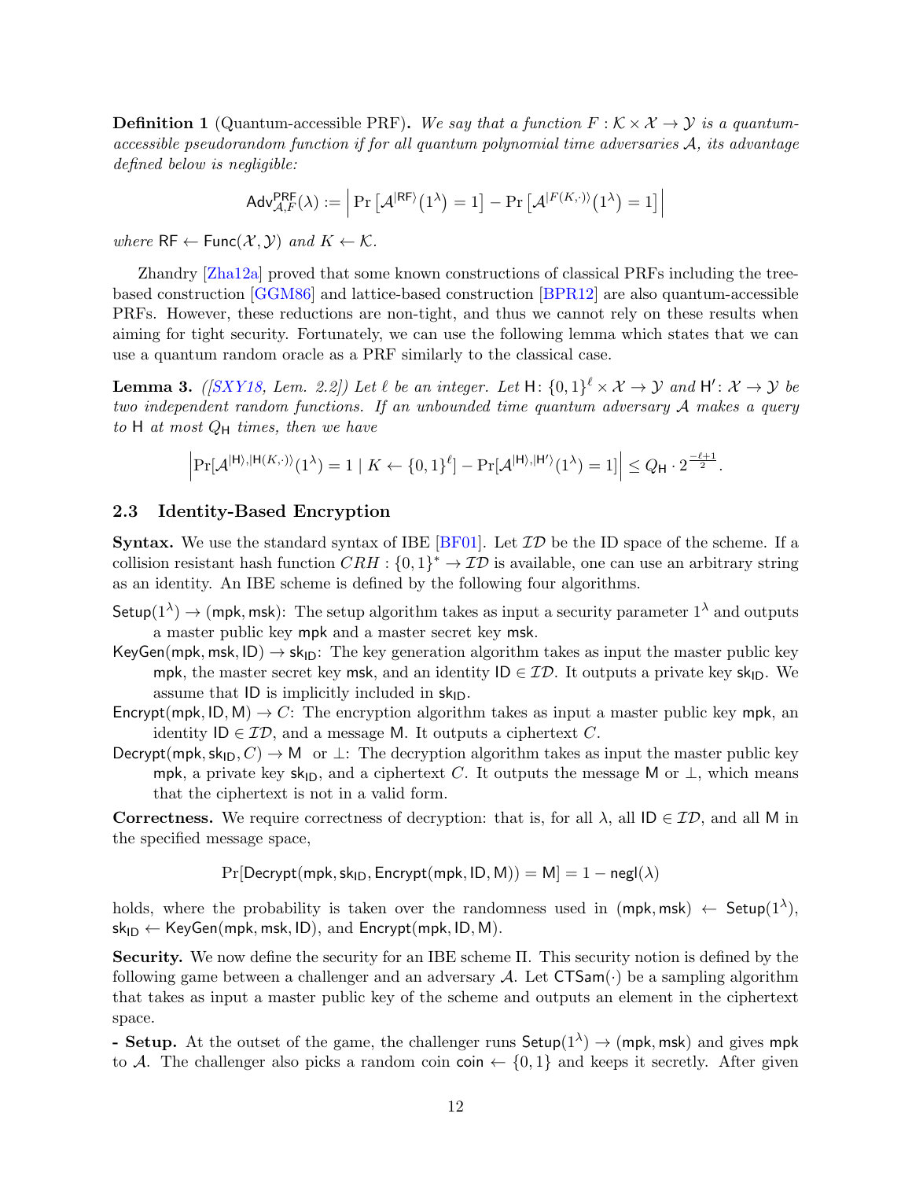**Definition 1** (Quantum-accessible PRF)**.** *We say that a function $F : \mathcal{K} \times \mathcal{X} \to \mathcal{Y}$ is a quantum-accessible pseudorandom function if for all quantum polynomial time adversaries $\mathcal{A}$, its advantage defined below is negligible:*

$$\mathsf{Adv}^{\mathsf{PRF}}_{\mathcal{A},F}(\lambda) := \left| \Pr\left[\mathcal{A}^{|\mathsf{RF}\rangle}(1^\lambda) = 1\right] - \Pr\left[\mathcal{A}^{|F(K,\cdot)\rangle}(1^\lambda) = 1\right] \right|$$

*where $\mathsf{RF} \leftarrow \mathsf{Func}(\mathcal{X}, \mathcal{Y})$ and $K \leftarrow \mathcal{K}$.*

Zhandry [Zha12a] proved that some known constructions of classical PRFs including the tree-based construction [GGM86] and lattice-based construction [BPR12] are also quantum-accessible PRFs. However, these reductions are non-tight, and thus we cannot rely on these results when aiming for tight security. Fortunately, we can use the following lemma which states that we can use a quantum random oracle as a PRF similarly to the classical case.

**Lemma 3.** *([SXY18, Lem. 2.2]) Let $\ell$ be an integer. Let $\mathsf{H}\colon \{0,1\}^\ell \times \mathcal{X} \to \mathcal{Y}$ and $\mathsf{H}'\colon \mathcal{X} \to \mathcal{Y}$ be two independent random functions. If an unbounded time quantum adversary $\mathcal{A}$ makes a query to $\mathsf{H}$ at most $Q_\mathsf{H}$ times, then we have*

$$\left| \Pr[\mathcal{A}^{|\mathsf{H}\rangle, |\mathsf{H}(K,\cdot)\rangle}(1^\lambda) = 1 \mid K \leftarrow \{0,1\}^\ell] - \Pr[\mathcal{A}^{|\mathsf{H}\rangle, |\mathsf{H}'\rangle}(1^\lambda) = 1] \right| \leq Q_\mathsf{H} \cdot 2^{\frac{-\ell+1}{2}}.$$

### 2.3 Identity-Based Encryption

**Syntax.** We use the standard syntax of IBE [BF01]. Let $\mathcal{ID}$ be the ID space of the scheme. If a collision resistant hash function $CRH : \{0,1\}^* \to \mathcal{ID}$ is available, one can use an arbitrary string as an identity. An IBE scheme is defined by the following four algorithms.

$\mathsf{Setup}(1^\lambda) \to (\mathsf{mpk}, \mathsf{msk})$: The setup algorithm takes as input a security parameter $1^\lambda$ and outputs a master public key $\mathsf{mpk}$ and a master secret key $\mathsf{msk}$.

$\mathsf{KeyGen}(\mathsf{mpk}, \mathsf{msk}, \mathsf{ID}) \to \mathsf{sk}_\mathsf{ID}$: The key generation algorithm takes as input the master public key $\mathsf{mpk}$, the master secret key $\mathsf{msk}$, and an identity $\mathsf{ID} \in \mathcal{ID}$. It outputs a private key $\mathsf{sk}_\mathsf{ID}$. We assume that $\mathsf{ID}$ is implicitly included in $\mathsf{sk}_\mathsf{ID}$.

$\mathsf{Encrypt}(\mathsf{mpk}, \mathsf{ID}, \mathsf{M}) \to C$: The encryption algorithm takes as input a master public key $\mathsf{mpk}$, an identity $\mathsf{ID} \in \mathcal{ID}$, and a message $\mathsf{M}$. It outputs a ciphertext $C$.

$\mathsf{Decrypt}(\mathsf{mpk}, \mathsf{sk}_\mathsf{ID}, C) \to \mathsf{M}$ or $\perp$: The decryption algorithm takes as input the master public key $\mathsf{mpk}$, a private key $\mathsf{sk}_\mathsf{ID}$, and a ciphertext $C$. It outputs the message $\mathsf{M}$ or $\perp$, which means that the ciphertext is not in a valid form.

**Correctness.** We require correctness of decryption: that is, for all $\lambda$, all $\mathsf{ID} \in \mathcal{ID}$, and all $\mathsf{M}$ in the specified message space,

$$\Pr[\mathsf{Decrypt}(\mathsf{mpk}, \mathsf{sk}_\mathsf{ID}, \mathsf{Encrypt}(\mathsf{mpk}, \mathsf{ID}, \mathsf{M})) = \mathsf{M}] = 1 - \mathsf{negl}(\lambda)$$

holds, where the probability is taken over the randomness used in $(\mathsf{mpk}, \mathsf{msk}) \leftarrow \mathsf{Setup}(1^\lambda)$, $\mathsf{sk}_\mathsf{ID} \leftarrow \mathsf{KeyGen}(\mathsf{mpk}, \mathsf{msk}, \mathsf{ID})$, and $\mathsf{Encrypt}(\mathsf{mpk}, \mathsf{ID}, \mathsf{M})$.

**Security.** We now define the security for an IBE scheme $\Pi$. This security notion is defined by the following game between a challenger and an adversary $\mathcal{A}$. Let $\mathsf{CTSam}(\cdot)$ be a sampling algorithm that takes as input a master public key of the scheme and outputs an element in the ciphertext space.

**- Setup.** At the outset of the game, the challenger runs $\mathsf{Setup}(1^\lambda) \to (\mathsf{mpk}, \mathsf{msk})$ and gives $\mathsf{mpk}$ to $\mathcal{A}$. The challenger also picks a random coin $\mathsf{coin} \leftarrow \{0,1\}$ and keeps it secretly. After given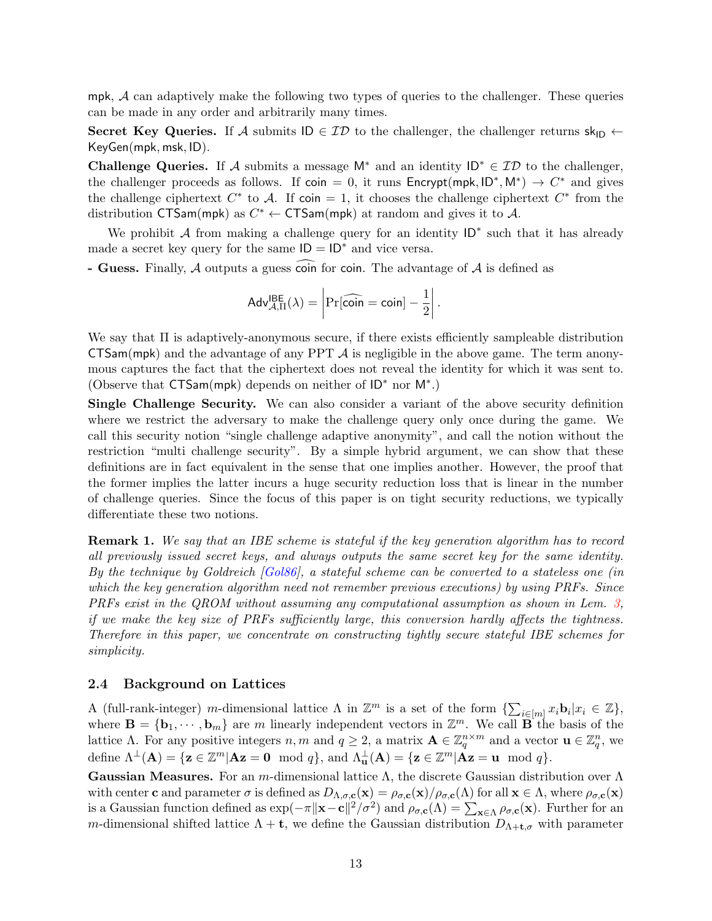mpk, $\mathcal{A}$ can adaptively make the following two types of queries to the challenger. These queries can be made in any order and arbitrarily many times.

**Secret Key Queries.** If $\mathcal{A}$ submits $\mathsf{ID} \in \mathcal{ID}$ to the challenger, the challenger returns $\mathsf{sk}_{\mathsf{ID}} \leftarrow \mathsf{KeyGen}(\mathsf{mpk}, \mathsf{msk}, \mathsf{ID})$.

**Challenge Queries.** If $\mathcal{A}$ submits a message $\mathsf{M}^*$ and an identity $\mathsf{ID}^* \in \mathcal{ID}$ to the challenger, the challenger proceeds as follows. If $\mathsf{coin} = 0$, it runs $\mathsf{Encrypt}(\mathsf{mpk}, \mathsf{ID}^*, \mathsf{M}^*) \to C^*$ and gives the challenge ciphertext $C^*$ to $\mathcal{A}$. If $\mathsf{coin} = 1$, it chooses the challenge ciphertext $C^*$ from the distribution $\mathsf{CTSam}(\mathsf{mpk})$ as $C^* \leftarrow \mathsf{CTSam}(\mathsf{mpk})$ at random and gives it to $\mathcal{A}$.

We prohibit $\mathcal{A}$ from making a challenge query for an identity $\mathsf{ID}^*$ such that it has already made a secret key query for the same $\mathsf{ID} = \mathsf{ID}^*$ and vice versa.

**- Guess.** Finally, $\mathcal{A}$ outputs a guess $\widehat{\mathsf{coin}}$ for $\mathsf{coin}$. The advantage of $\mathcal{A}$ is defined as

$$\mathsf{Adv}^{\mathsf{IBE}}_{\mathcal{A},\Pi}(\lambda) = \left| \Pr[\widehat{\mathsf{coin}} = \mathsf{coin}] - \frac{1}{2} \right|.$$

We say that $\Pi$ is adaptively-anonymous secure, if there exists efficiently sampleable distribution $\mathsf{CTSam}(\mathsf{mpk})$ and the advantage of any PPT $\mathcal{A}$ is negligible in the above game. The term anonymous captures the fact that the ciphertext does not reveal the identity for which it was sent to. (Observe that $\mathsf{CTSam}(\mathsf{mpk})$ depends on neither of $\mathsf{ID}^*$ nor $\mathsf{M}^*$.)

**Single Challenge Security.** We can also consider a variant of the above security definition where we restrict the adversary to make the challenge query only once during the game. We call this security notion "single challenge adaptive anonymity", and call the notion without the restriction "multi challenge security". By a simple hybrid argument, we can show that these definitions are in fact equivalent in the sense that one implies another. However, the proof that the former implies the latter incurs a huge security reduction loss that is linear in the number of challenge queries. Since the focus of this paper is on tight security reductions, we typically differentiate these two notions.

**Remark 1.** *We say that an IBE scheme is stateful if the key generation algorithm has to record all previously issued secret keys, and always outputs the same secret key for the same identity. By the technique by Goldreich [Gol86], a stateful scheme can be converted to a stateless one (in which the key generation algorithm need not remember previous executions) by using PRFs. Since PRFs exist in the QROM without assuming any computational assumption as shown in Lem. 3, if we make the key size of PRFs sufficiently large, this conversion hardly affects the tightness. Therefore in this paper, we concentrate on constructing tightly secure stateful IBE schemes for simplicity.*

### 2.4 Background on Lattices

A (full-rank-integer) $m$-dimensional lattice $\Lambda$ in $\mathbb{Z}^m$ is a set of the form $\{\sum_{i \in [m]} x_i \mathbf{b}_i | x_i \in \mathbb{Z}\}$, where $\mathbf{B} = \{\mathbf{b}_1, \cdots, \mathbf{b}_m\}$ are $m$ linearly independent vectors in $\mathbb{Z}^m$. We call $\mathbf{B}$ the basis of the lattice $\Lambda$. For any positive integers $n, m$ and $q \geq 2$, a matrix $\mathbf{A} \in \mathbb{Z}_q^{n \times m}$ and a vector $\mathbf{u} \in \mathbb{Z}_q^n$, we define $\Lambda^{\perp}(\mathbf{A}) = \{\mathbf{z} \in \mathbb{Z}^m | \mathbf{A}\mathbf{z} = \mathbf{0} \mod q\}$, and $\Lambda^{\perp}_{\mathbf{u}}(\mathbf{A}) = \{\mathbf{z} \in \mathbb{Z}^m | \mathbf{A}\mathbf{z} = \mathbf{u} \mod q\}$.

**Gaussian Measures.** For an $m$-dimensional lattice $\Lambda$, the discrete Gaussian distribution over $\Lambda$ with center $\mathbf{c}$ and parameter $\sigma$ is defined as $D_{\Lambda,\sigma,\mathbf{c}}(\mathbf{x}) = \rho_{\sigma,\mathbf{c}}(\mathbf{x}) / \rho_{\sigma,\mathbf{c}}(\Lambda)$ for all $\mathbf{x} \in \Lambda$, where $\rho_{\sigma,\mathbf{c}}(\mathbf{x})$ is a Gaussian function defined as $\exp(-\pi \|\mathbf{x} - \mathbf{c}\|^2 / \sigma^2)$ and $\rho_{\sigma,\mathbf{c}}(\Lambda) = \sum_{\mathbf{x} \in \Lambda} \rho_{\sigma,\mathbf{c}}(\mathbf{x})$. Further for an $m$-dimensional shifted lattice $\Lambda + \mathbf{t}$, we define the Gaussian distribution $D_{\Lambda+\mathbf{t},\sigma}$ with parameter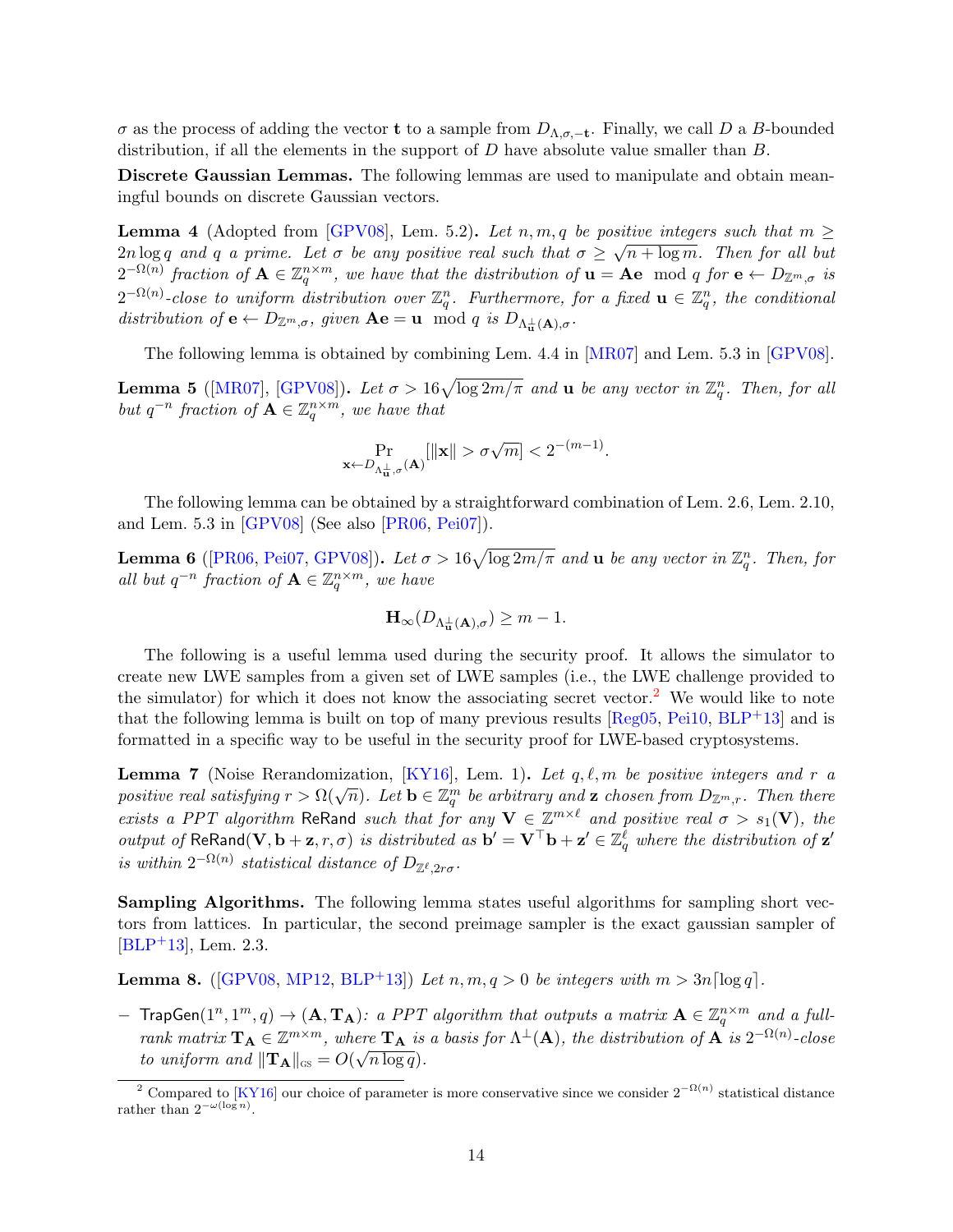$\sigma$ as the process of adding the vector $\mathbf{t}$ to a sample from $D_{\Lambda,\sigma,-\mathbf{t}}$. Finally, we call $D$ a $B$-bounded distribution, if all the elements in the support of $D$ have absolute value smaller than $B$.

**Discrete Gaussian Lemmas.** The following lemmas are used to manipulate and obtain meaningful bounds on discrete Gaussian vectors.

**Lemma 4** (Adopted from [GPV08], Lem. 5.2). *Let $n, m, q$ be positive integers such that $m \geq 2n \log q$ and $q$ a prime. Let $\sigma$ be any positive real such that $\sigma \geq \sqrt{n + \log m}$. Then for all but $2^{-\Omega(n)}$ fraction of $\mathbf{A} \in \mathbb{Z}_q^{n \times m}$, we have that the distribution of $\mathbf{u} = \mathbf{A}\mathbf{e} \mod q$ for $\mathbf{e} \leftarrow D_{\mathbb{Z}^m,\sigma}$ is $2^{-\Omega(n)}$-close to uniform distribution over $\mathbb{Z}_q^n$. Furthermore, for a fixed $\mathbf{u} \in \mathbb{Z}_q^n$, the conditional distribution of $\mathbf{e} \leftarrow D_{\mathbb{Z}^m,\sigma}$, given $\mathbf{A}\mathbf{e} = \mathbf{u} \mod q$ is $D_{\Lambda_{\mathbf{u}}^{\perp}(\mathbf{A}),\sigma}$.*

The following lemma is obtained by combining Lem. 4.4 in [MR07] and Lem. 5.3 in [GPV08].

**Lemma 5** ([MR07], [GPV08]). *Let $\sigma > 16\sqrt{\log 2m/\pi}$ and $\mathbf{u}$ be any vector in $\mathbb{Z}_q^n$. Then, for all but $q^{-n}$ fraction of $\mathbf{A} \in \mathbb{Z}_q^{n \times m}$, we have that*

$$\Pr_{\mathbf{x} \leftarrow D_{\Lambda_{\mathbf{u}}^{\perp},\sigma}(\mathbf{A})}[\|\mathbf{x}\| > \sigma\sqrt{m}] < 2^{-(m-1)}.$$

The following lemma can be obtained by a straightforward combination of Lem. 2.6, Lem. 2.10, and Lem. 5.3 in [GPV08] (See also [PR06, Pei07]).

**Lemma 6** ([PR06, Pei07, GPV08]). *Let $\sigma > 16\sqrt{\log 2m/\pi}$ and $\mathbf{u}$ be any vector in $\mathbb{Z}_q^n$. Then, for all but $q^{-n}$ fraction of $\mathbf{A} \in \mathbb{Z}_q^{n \times m}$, we have*

$$\mathbf{H}_{\infty}(D_{\Lambda_{\mathbf{u}}^{\perp}(\mathbf{A}),\sigma}) \geq m - 1.$$

The following is a useful lemma used during the security proof. It allows the simulator to create new LWE samples from a given set of LWE samples (i.e., the LWE challenge provided to the simulator) for which it does not know the associating secret vector.[2] We would like to note that the following lemma is built on top of many previous results [Reg05, Pei10, BLP+13] and is formatted in a specific way to be useful in the security proof for LWE-based cryptosystems.

**Lemma 7** (Noise Rerandomization, [KY16], Lem. 1). *Let $q, \ell, m$ be positive integers and $r$ a positive real satisfying $r > \Omega(\sqrt{n})$. Let $\mathbf{b} \in \mathbb{Z}_q^m$ be arbitrary and $\mathbf{z}$ chosen from $D_{\mathbb{Z}^m,r}$. Then there exists a PPT algorithm $\mathsf{ReRand}$ such that for any $\mathbf{V} \in \mathbb{Z}^{m \times \ell}$ and positive real $\sigma > s_1(\mathbf{V})$, the output of $\mathsf{ReRand}(\mathbf{V}, \mathbf{b} + \mathbf{z}, r, \sigma)$ is distributed as $\mathbf{b}' = \mathbf{V}^{\top}\mathbf{b} + \mathbf{z}' \in \mathbb{Z}_q^{\ell}$ where the distribution of $\mathbf{z}'$ is within $2^{-\Omega(n)}$ statistical distance of $D_{\mathbb{Z}^{\ell},2r\sigma}$.*

**Sampling Algorithms.** The following lemma states useful algorithms for sampling short vectors from lattices. In particular, the second preimage sampler is the exact gaussian sampler of [BLP+13], Lem. 2.3.

**Lemma 8.** ([GPV08, MP12, BLP+13]) *Let $n, m, q > 0$ be integers with $m > 3n\lceil \log q \rceil$.*

- $\mathsf{TrapGen}(1^n, 1^m, q) \rightarrow (\mathbf{A}, \mathbf{T}_{\mathbf{A}})$*: a PPT algorithm that outputs a matrix $\mathbf{A} \in \mathbb{Z}_q^{n \times m}$ and a full-rank matrix $\mathbf{T}_{\mathbf{A}} \in \mathbb{Z}^{m \times m}$, where $\mathbf{T}_{\mathbf{A}}$ is a basis for $\Lambda^{\perp}(\mathbf{A})$, the distribution of $\mathbf{A}$ is $2^{-\Omega(n)}$-close to uniform and $\|\mathbf{T}_{\mathbf{A}}\|_{\mathrm{GS}} = O(\sqrt{n \log q})$.*

[2] Compared to [KY16] our choice of parameter is more conservative since we consider $2^{-\Omega(n)}$ statistical distance rather than $2^{-\omega(\log n)}$.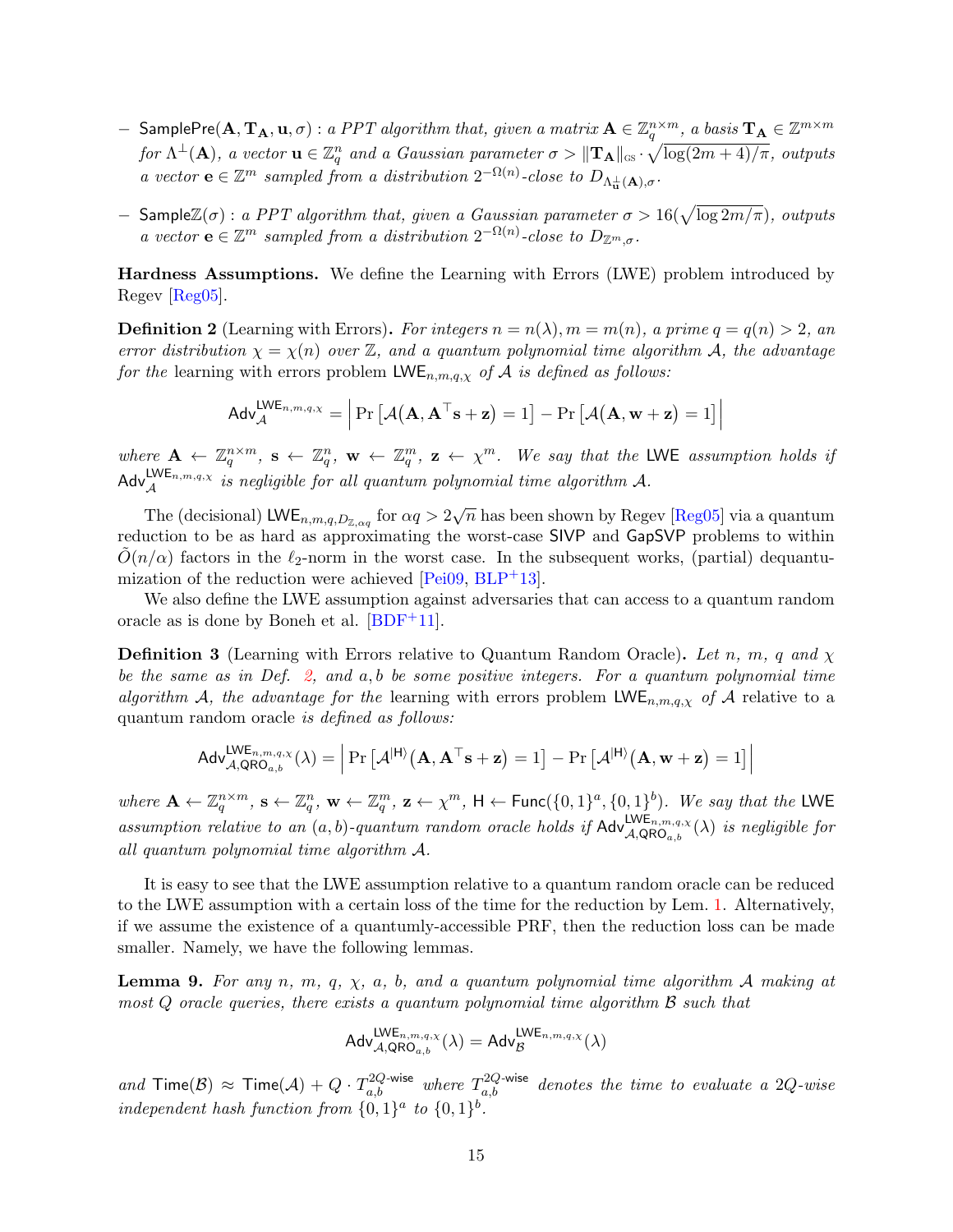– $\mathsf{SamplePre}(\mathbf{A}, \mathbf{T}_{\mathbf{A}}, \mathbf{u}, \sigma)$ : *a PPT algorithm that, given a matrix* $\mathbf{A} \in \mathbb{Z}_q^{n\times m}$*, a basis* $\mathbf{T}_{\mathbf{A}} \in \mathbb{Z}^{m\times m}$ *for* $\Lambda^{\perp}(\mathbf{A})$*, a vector* $\mathbf{u} \in \mathbb{Z}_q^n$ *and a Gaussian parameter* $\sigma > \|\mathbf{T}_{\mathbf{A}}\|_{\text{GS}} \cdot \sqrt{\log(2m+4)/\pi}$*, outputs a vector* $\mathbf{e} \in \mathbb{Z}^m$ *sampled from a distribution* $2^{-\Omega(n)}$*-close to* $D_{\Lambda^{\perp}_{\mathbf{u}}(\mathbf{A}),\sigma}$.

– $\mathsf{Sample}\mathbb{Z}(\sigma)$ : *a PPT algorithm that, given a Gaussian parameter* $\sigma > 16(\sqrt{\log 2m/\pi})$*, outputs a vector* $\mathbf{e} \in \mathbb{Z}^m$ *sampled from a distribution* $2^{-\Omega(n)}$*-close to* $D_{\mathbb{Z}^m,\sigma}$.

**Hardness Assumptions.** We define the Learning with Errors (LWE) problem introduced by Regev [Reg05].

**Definition 2** (Learning with Errors)**.** *For integers* $n = n(\lambda), m = m(n)$*, a prime* $q = q(n) > 2$*, an error distribution* $\chi = \chi(n)$ *over* $\mathbb{Z}$*, and a quantum polynomial time algorithm* $\mathcal{A}$*, the advantage for the* learning with errors problem $\mathsf{LWE}_{n,m,q,\chi}$ *of* $\mathcal{A}$ *is defined as follows:*

$$\mathsf{Adv}_{\mathcal{A}}^{\mathsf{LWE}_{n,m,q,\chi}} = \left| \Pr\left[\mathcal{A}(\mathbf{A}, \mathbf{A}^{\top}\mathbf{s} + \mathbf{z}) = 1\right] - \Pr\left[\mathcal{A}(\mathbf{A}, \mathbf{w} + \mathbf{z}) = 1\right] \right|$$

*where* $\mathbf{A} \leftarrow \mathbb{Z}_q^{n\times m}$*,* $\mathbf{s} \leftarrow \mathbb{Z}_q^n$*,* $\mathbf{w} \leftarrow \mathbb{Z}_q^m$*,* $\mathbf{z} \leftarrow \chi^m$*. We say that the* LWE *assumption holds if* $\mathsf{Adv}_{\mathcal{A}}^{\mathsf{LWE}_{n,m,q,\chi}}$ *is negligible for all quantum polynomial time algorithm* $\mathcal{A}$.

The (decisional) $\mathsf{LWE}_{n,m,q,D_{\mathbb{Z},\alpha q}}$ for $\alpha q > 2\sqrt{n}$ has been shown by Regev [Reg05] via a quantum reduction to be as hard as approximating the worst-case SIVP and GapSVP problems to within $\tilde{O}(n/\alpha)$ factors in the $\ell_2$-norm in the worst case. In the subsequent works, (partial) dequantumization of the reduction were achieved [Pei09, BLP+13].

We also define the LWE assumption against adversaries that can access to a quantum random oracle as is done by Boneh et al. [BDF+11].

**Definition 3** (Learning with Errors relative to Quantum Random Oracle)**.** *Let* $n$*,* $m$*,* $q$ *and* $\chi$ *be the same as in Def. 2, and* $a, b$ *be some positive integers. For a quantum polynomial time algorithm* $\mathcal{A}$*, the advantage for the* learning with errors problem $\mathsf{LWE}_{n,m,q,\chi}$ *of* $\mathcal{A}$ relative to a quantum random oracle *is defined as follows:*

$$\mathsf{Adv}_{\mathcal{A},\mathsf{QRO}_{a,b}}^{\mathsf{LWE}_{n,m,q,\chi}}(\lambda) = \left| \Pr\left[\mathcal{A}^{|\mathsf{H}\rangle}(\mathbf{A}, \mathbf{A}^{\top}\mathbf{s} + \mathbf{z}) = 1\right] - \Pr\left[\mathcal{A}^{|\mathsf{H}\rangle}(\mathbf{A}, \mathbf{w} + \mathbf{z}) = 1\right] \right|$$

*where* $\mathbf{A} \leftarrow \mathbb{Z}_q^{n\times m}$*,* $\mathbf{s} \leftarrow \mathbb{Z}_q^n$*,* $\mathbf{w} \leftarrow \mathbb{Z}_q^m$*,* $\mathbf{z} \leftarrow \chi^m$*,* $\mathsf{H} \leftarrow \mathsf{Func}(\{0,1\}^a, \{0,1\}^b)$*. We say that the* LWE *assumption relative to an* $(a, b)$*-quantum random oracle holds if* $\mathsf{Adv}_{\mathcal{A},\mathsf{QRO}_{a,b}}^{\mathsf{LWE}_{n,m,q,\chi}}(\lambda)$ *is negligible for all quantum polynomial time algorithm* $\mathcal{A}$.

It is easy to see that the LWE assumption relative to a quantum random oracle can be reduced to the LWE assumption with a certain loss of the time for the reduction by Lem. 1. Alternatively, if we assume the existence of a quantumly-accessible PRF, then the reduction loss can be made smaller. Namely, we have the following lemmas.

**Lemma 9.** *For any* $n$*,* $m$*,* $q$*,* $\chi$*,* $a$*,* $b$*, and a quantum polynomial time algorithm* $\mathcal{A}$ *making at most* $Q$ *oracle queries, there exists a quantum polynomial time algorithm* $\mathcal{B}$ *such that*

$$\mathsf{Adv}_{\mathcal{A},\mathsf{QRO}_{a,b}}^{\mathsf{LWE}_{n,m,q,\chi}}(\lambda) = \mathsf{Adv}_{\mathcal{B}}^{\mathsf{LWE}_{n,m,q,\chi}}(\lambda)$$

*and* $\mathsf{Time}(\mathcal{B}) \approx \mathsf{Time}(\mathcal{A}) + Q \cdot T_{a,b}^{2Q\text{-wise}}$ *where* $T_{a,b}^{2Q\text{-wise}}$ *denotes the time to evaluate a* $2Q$*-wise independent hash function from* $\{0,1\}^a$ *to* $\{0,1\}^b$.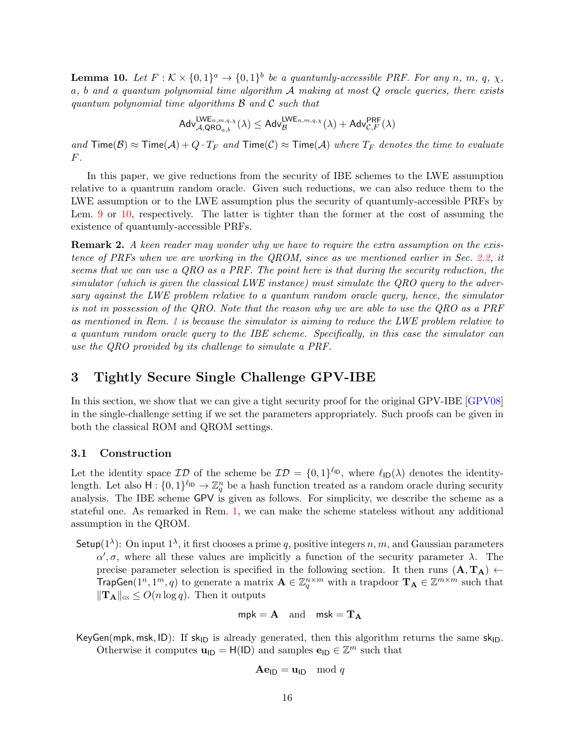**Lemma 10.** *Let $F : \mathcal{K} \times \{0,1\}^a \to \{0,1\}^b$ be a quantumly-accessible PRF. For any $n$, $m$, $q$, $\chi$, $a$, $b$ and a quantum polynomial time algorithm $\mathcal{A}$ making at most $Q$ oracle queries, there exists quantum polynomial time algorithms $\mathcal{B}$ and $\mathcal{C}$ such that*

$$\mathsf{Adv}^{\mathsf{LWE}_{n,m,q,\chi}}_{\mathcal{A},\mathsf{QRO}_{a,b}}(\lambda) \leq \mathsf{Adv}^{\mathsf{LWE}_{n,m,q,\chi}}_{\mathcal{B}}(\lambda) + \mathsf{Adv}^{\mathsf{PRF}}_{\mathcal{C},F}(\lambda)$$

*and* $\mathsf{Time}(\mathcal{B}) \approx \mathsf{Time}(\mathcal{A}) + Q \cdot T_F$ *and* $\mathsf{Time}(\mathcal{C}) \approx \mathsf{Time}(\mathcal{A})$ *where $T_F$ denotes the time to evaluate $F$.*

In this paper, we give reductions from the security of IBE schemes to the LWE assumption relative to a quantum random oracle. Given such reductions, we can also reduce them to the LWE assumption or to the LWE assumption plus the security of quantumly-accessible PRFs by Lem. 9 or 10, respectively. The latter is tighter than the former at the cost of assuming the existence of quantumly-accessible PRFs.

**Remark 2.** *A keen reader may wonder why we have to require the extra assumption on the existence of PRFs when we are working in the QROM, since as we mentioned earlier in Sec. 2.2, it seems that we can use a QRO as a PRF. The point here is that during the security reduction, the simulator (which is given the classical LWE instance) must simulate the QRO query to the adversary against the LWE problem relative to a quantum random oracle query, hence, the simulator is not in possession of the QRO. Note that the reason why we are able to use the QRO as a PRF as mentioned in Rem. 1 is because the simulator is aiming to reduce the LWE problem relative to a quantum random oracle query to the IBE scheme. Specifically, in this case the simulator can use the QRO provided by its challenge to simulate a PRF.*

## 3 Tightly Secure Single Challenge GPV-IBE

In this section, we show that we can give a tight security proof for the original GPV-IBE [GPV08] in the single-challenge setting if we set the parameters appropriately. Such proofs can be given in both the classical ROM and QROM settings.

### 3.1 Construction

Let the identity space $\mathcal{ID}$ of the scheme be $\mathcal{ID} = \{0,1\}^{\ell_{\mathsf{ID}}}$, where $\ell_{\mathsf{ID}}(\lambda)$ denotes the identity-length. Let also $\mathsf{H} : \{0,1\}^{\ell_{\mathsf{ID}}} \to \mathbb{Z}_q^n$ be a hash function treated as a random oracle during security analysis. The IBE scheme $\mathsf{GPV}$ is given as follows. For simplicity, we describe the scheme as a stateful one. As remarked in Rem. 1, we can make the scheme stateless without any additional assumption in the QROM.

$\mathsf{Setup}(1^\lambda)$: On input $1^\lambda$, it first chooses a prime $q$, positive integers $n, m$, and Gaussian parameters $\alpha', \sigma$, where all these values are implicitly a function of the security parameter $\lambda$. The precise parameter selection is specified in the following section. It then runs $(\mathbf{A}, \mathbf{T_A}) \leftarrow \mathsf{TrapGen}(1^n, 1^m, q)$ to generate a matrix $\mathbf{A} \in \mathbb{Z}_q^{n \times m}$ with a trapdoor $\mathbf{T_A} \in \mathbb{Z}^{m \times m}$ such that $\|\mathbf{T_A}\|_{\text{GS}} \leq O(n \log q)$. Then it outputs

$$\mathsf{mpk} = \mathbf{A} \quad \text{and} \quad \mathsf{msk} = \mathbf{T_A}$$

$\mathsf{KeyGen}(\mathsf{mpk}, \mathsf{msk}, \mathsf{ID})$: If $\mathsf{sk}_{\mathsf{ID}}$ is already generated, then this algorithm returns the same $\mathsf{sk}_{\mathsf{ID}}$. Otherwise it computes $\mathbf{u}_{\mathsf{ID}} = \mathsf{H}(\mathsf{ID})$ and samples $\mathbf{e}_{\mathsf{ID}} \in \mathbb{Z}^m$ such that

$$\mathbf{A}\mathbf{e}_{\mathsf{ID}} = \mathbf{u}_{\mathsf{ID}} \mod q$$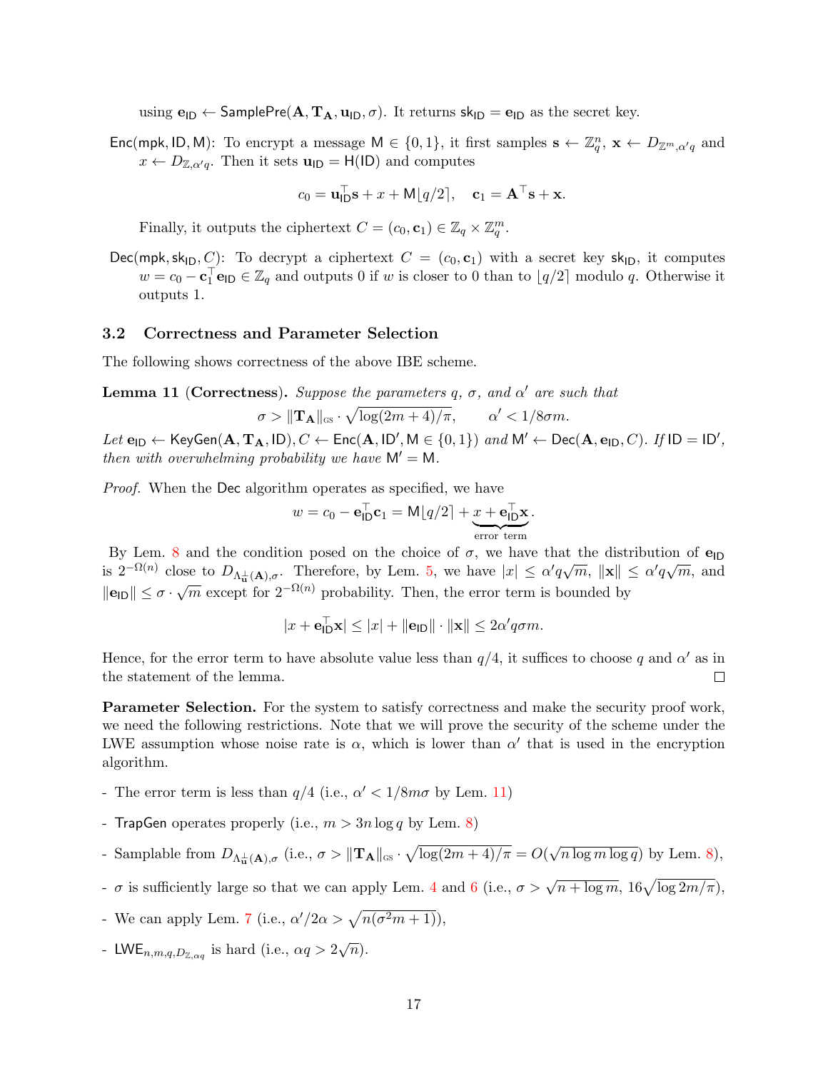using $\mathbf{e}_{\mathsf{ID}} \leftarrow \mathsf{SamplePre}(\mathbf{A}, \mathbf{T_A}, \mathbf{u}_{\mathsf{ID}}, \sigma)$. It returns $\mathsf{sk}_{\mathsf{ID}} = \mathbf{e}_{\mathsf{ID}}$ as the secret key.

$\mathsf{Enc}(\mathsf{mpk}, \mathsf{ID}, \mathsf{M})$: To encrypt a message $\mathsf{M} \in \{0,1\}$, it first samples $\mathbf{s} \leftarrow \mathbb{Z}_q^n$, $\mathbf{x} \leftarrow D_{\mathbb{Z}^m, \alpha' q}$ and $x \leftarrow D_{\mathbb{Z}, \alpha' q}$. Then it sets $\mathbf{u}_{\mathsf{ID}} = \mathsf{H}(\mathsf{ID})$ and computes

$$c_0 = \mathbf{u}_{\mathsf{ID}}^\top \mathbf{s} + x + \mathsf{M}\lfloor q/2 \rceil, \quad \mathbf{c}_1 = \mathbf{A}^\top \mathbf{s} + \mathbf{x}.$$

Finally, it outputs the ciphertext $C = (c_0, \mathbf{c}_1) \in \mathbb{Z}_q \times \mathbb{Z}_q^m$.

$\mathsf{Dec}(\mathsf{mpk}, \mathsf{sk}_{\mathsf{ID}}, C)$: To decrypt a ciphertext $C = (c_0, \mathbf{c}_1)$ with a secret key $\mathsf{sk}_{\mathsf{ID}}$, it computes $w = c_0 - \mathbf{c}_1^\top \mathbf{e}_{\mathsf{ID}} \in \mathbb{Z}_q$ and outputs 0 if $w$ is closer to 0 than to $\lfloor q/2 \rceil$ modulo $q$. Otherwise it outputs 1.

### 3.2 Correctness and Parameter Selection

The following shows correctness of the above IBE scheme.

**Lemma 11 (Correctness).** *Suppose the parameters $q$, $\sigma$, and $\alpha'$ are such that*

$$\sigma > \|\mathbf{T_A}\|_{\mathrm{GS}} \cdot \sqrt{\log(2m+4)/\pi}, \qquad \alpha' < 1/8\sigma m.$$

*Let $\mathbf{e}_{\mathsf{ID}} \leftarrow \mathsf{KeyGen}(\mathbf{A}, \mathbf{T_A}, \mathsf{ID}), C \leftarrow \mathsf{Enc}(\mathbf{A}, \mathsf{ID}', \mathsf{M} \in \{0,1\})$ and $\mathsf{M}' \leftarrow \mathsf{Dec}(\mathbf{A}, \mathbf{e}_{\mathsf{ID}}, C)$. If $\mathsf{ID} = \mathsf{ID}'$, then with overwhelming probability we have $\mathsf{M}' = \mathsf{M}$.*

*Proof.* When the $\mathsf{Dec}$ algorithm operates as specified, we have

$$w = c_0 - \mathbf{e}_{\mathsf{ID}}^\top \mathbf{c}_1 = \mathsf{M}\lfloor q/2 \rceil + \underbrace{x + \mathbf{e}_{\mathsf{ID}}^\top \mathbf{x}}_{\text{error term}}.$$

By Lem. 8 and the condition posed on the choice of $\sigma$, we have that the distribution of $\mathbf{e}_{\mathsf{ID}}$ is $2^{-\Omega(n)}$ close to $D_{\Lambda_{\mathbf{u}}^{\perp}(\mathbf{A}), \sigma}$. Therefore, by Lem. 5, we have $|x| \le \alpha' q \sqrt{m}$, $\|\mathbf{x}\| \le \alpha' q \sqrt{m}$, and $\|\mathbf{e}_{\mathsf{ID}}\| \le \sigma \cdot \sqrt{m}$ except for $2^{-\Omega(n)}$ probability. Then, the error term is bounded by

$$|x + \mathbf{e}_{\mathsf{ID}}^\top \mathbf{x}| \le |x| + \|\mathbf{e}_{\mathsf{ID}}\| \cdot \|\mathbf{x}\| \le 2\alpha' q \sigma m.$$

Hence, for the error term to have absolute value less than $q/4$, it suffices to choose $q$ and $\alpha'$ as in the statement of the lemma. $\square$

**Parameter Selection.** For the system to satisfy correctness and make the security proof work, we need the following restrictions. Note that we will prove the security of the scheme under the LWE assumption whose noise rate is $\alpha$, which is lower than $\alpha'$ that is used in the encryption algorithm.

- The error term is less than $q/4$ (i.e., $\alpha' < 1/8m\sigma$ by Lem. 11)
- $\mathsf{TrapGen}$ operates properly (i.e., $m > 3n \log q$ by Lem. 8)
- Samplable from $D_{\Lambda_{\mathbf{u}}^{\perp}(\mathbf{A}), \sigma}$ (i.e., $\sigma > \|\mathbf{T_A}\|_{\mathrm{GS}} \cdot \sqrt{\log(2m+4)/\pi} = O(\sqrt{n \log m \log q})$ by Lem. 8),
- $\sigma$ is sufficiently large so that we can apply Lem. 4 and 6 (i.e., $\sigma > \sqrt{n + \log m}$, $16\sqrt{\log 2m/\pi}$),
- We can apply Lem. 7 (i.e., $\alpha'/2\alpha > \sqrt{n(\sigma^2 m + 1)}$),
- $\mathsf{LWE}_{n,m,q,D_{\mathbb{Z},\alpha q}}$ is hard (i.e., $\alpha q > 2\sqrt{n}$).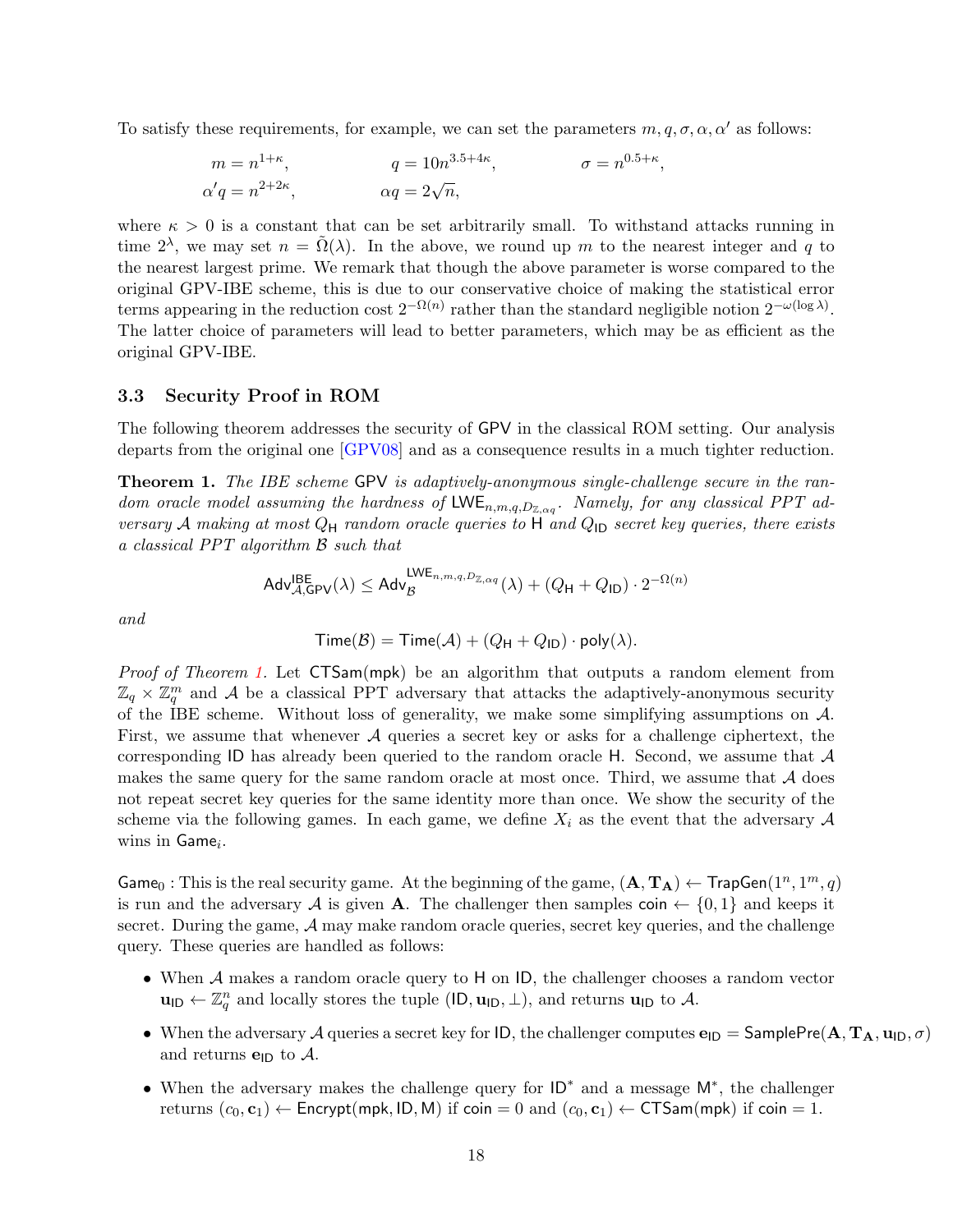To satisfy these requirements, for example, we can set the parameters $m, q, \sigma, \alpha, \alpha'$ as follows:

$$m = n^{1+\kappa}, \qquad q = 10n^{3.5+4\kappa}, \qquad \sigma = n^{0.5+\kappa},$$
$$\alpha' q = n^{2+2\kappa}, \qquad \alpha q = 2\sqrt{n},$$

where $\kappa > 0$ is a constant that can be set arbitrarily small. To withstand attacks running in time $2^{\lambda}$, we may set $n = \tilde{\Omega}(\lambda)$. In the above, we round up $m$ to the nearest integer and $q$ to the nearest largest prime. We remark that though the above parameter is worse compared to the original GPV-IBE scheme, this is due to our conservative choice of making the statistical error terms appearing in the reduction cost $2^{-\Omega(n)}$ rather than the standard negligible notion $2^{-\omega(\log \lambda)}$. The latter choice of parameters will lead to better parameters, which may be as efficient as the original GPV-IBE.

### 3.3 Security Proof in ROM

The following theorem addresses the security of GPV in the classical ROM setting. Our analysis departs from the original one [GPV08] and as a consequence results in a much tighter reduction.

**Theorem 1.** *The IBE scheme* GPV *is adaptively-anonymous single-challenge secure in the random oracle model assuming the hardness of* $\mathsf{LWE}_{n,m,q,D_{\mathbb{Z},\alpha q}}$*. Namely, for any classical PPT adversary* $\mathcal{A}$ *making at most* $Q_{\mathsf{H}}$ *random oracle queries to* $\mathsf{H}$ *and* $Q_{\mathsf{ID}}$ *secret key queries, there exists a classical PPT algorithm* $\mathcal{B}$ *such that*

$$\mathsf{Adv}^{\mathsf{IBE}}_{\mathcal{A},\mathsf{GPV}}(\lambda) \leq \mathsf{Adv}^{\mathsf{LWE}_{n,m,q,D_{\mathbb{Z},\alpha q}}}_{\mathcal{B}}(\lambda) + (Q_{\mathsf{H}} + Q_{\mathsf{ID}}) \cdot 2^{-\Omega(n)}$$

*and*

$$\mathsf{Time}(\mathcal{B}) = \mathsf{Time}(\mathcal{A}) + (Q_{\mathsf{H}} + Q_{\mathsf{ID}}) \cdot \mathsf{poly}(\lambda).$$

*Proof of Theorem 1.* Let $\mathsf{CTSam}(\mathsf{mpk})$ be an algorithm that outputs a random element from $\mathbb{Z}_q \times \mathbb{Z}_q^m$ and $\mathcal{A}$ be a classical PPT adversary that attacks the adaptively-anonymous security of the IBE scheme. Without loss of generality, we make some simplifying assumptions on $\mathcal{A}$. First, we assume that whenever $\mathcal{A}$ queries a secret key or asks for a challenge ciphertext, the corresponding ID has already been queried to the random oracle H. Second, we assume that $\mathcal{A}$ makes the same query for the same random oracle at most once. Third, we assume that $\mathcal{A}$ does not repeat secret key queries for the same identity more than once. We show the security of the scheme via the following games. In each game, we define $X_i$ as the event that the adversary $\mathcal{A}$ wins in $\mathsf{Game}_i$.

$\mathsf{Game}_0$ : This is the real security game. At the beginning of the game, $(\mathbf{A}, \mathbf{T_A}) \leftarrow \mathsf{TrapGen}(1^n, 1^m, q)$ is run and the adversary $\mathcal{A}$ is given $\mathbf{A}$. The challenger then samples $\mathsf{coin} \leftarrow \{0, 1\}$ and keeps it secret. During the game, $\mathcal{A}$ may make random oracle queries, secret key queries, and the challenge query. These queries are handled as follows:

- When $\mathcal{A}$ makes a random oracle query to H on ID, the challenger chooses a random vector $\mathbf{u}_{\mathsf{ID}} \leftarrow \mathbb{Z}_q^n$ and locally stores the tuple $(\mathsf{ID}, \mathbf{u}_{\mathsf{ID}}, \perp)$, and returns $\mathbf{u}_{\mathsf{ID}}$ to $\mathcal{A}$.
- When the adversary $\mathcal{A}$ queries a secret key for ID, the challenger computes $\mathbf{e}_{\mathsf{ID}} = \mathsf{SamplePre}(\mathbf{A}, \mathbf{T_A}, \mathbf{u}_{\mathsf{ID}}, \sigma)$ and returns $\mathbf{e}_{\mathsf{ID}}$ to $\mathcal{A}$.
- When the adversary makes the challenge query for $\mathsf{ID}^*$ and a message $\mathsf{M}^*$, the challenger returns $(c_0, \mathbf{c}_1) \leftarrow \mathsf{Encrypt}(\mathsf{mpk}, \mathsf{ID}, \mathsf{M})$ if $\mathsf{coin} = 0$ and $(c_0, \mathbf{c}_1) \leftarrow \mathsf{CTSam}(\mathsf{mpk})$ if $\mathsf{coin} = 1$.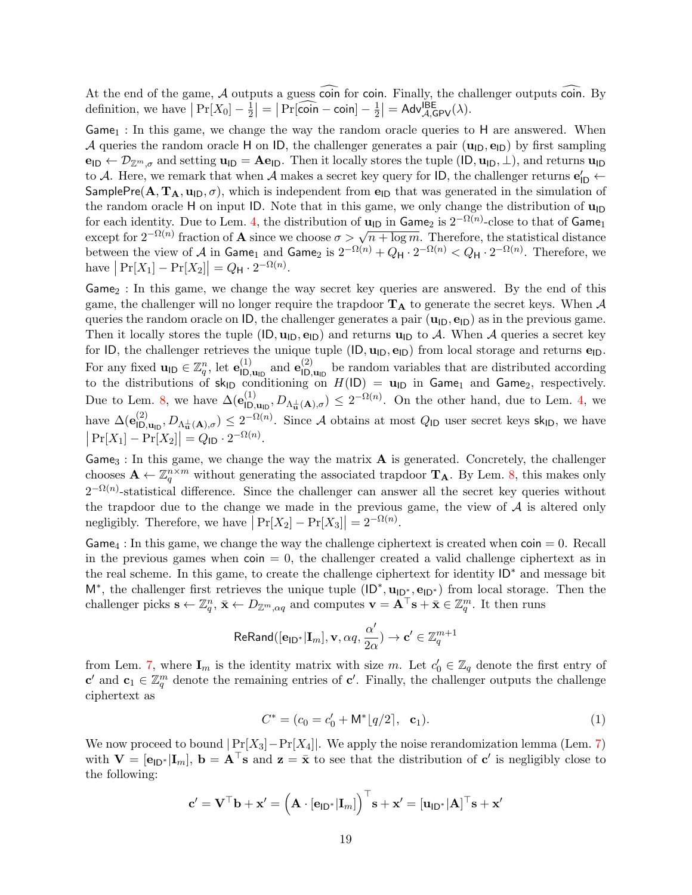At the end of the game, $\mathcal{A}$ outputs a guess $\widehat{\mathsf{coin}}$ for $\mathsf{coin}$. Finally, the challenger outputs $\widehat{\mathsf{coin}}$. By definition, we have $\left|\Pr[X_0] - \frac{1}{2}\right| = \left|\Pr[\widehat{\mathsf{coin}} - \mathsf{coin}] - \frac{1}{2}\right| = \mathsf{Adv}^{\mathsf{IBE}}_{\mathcal{A},\mathsf{GPV}}(\lambda)$.

$\mathsf{Game}_1$ : In this game, we change the way the random oracle queries to $\mathsf{H}$ are answered. When $\mathcal{A}$ queries the random oracle $\mathsf{H}$ on $\mathsf{ID}$, the challenger generates a pair $(\mathbf{u}_{\mathsf{ID}}, \mathbf{e}_{\mathsf{ID}})$ by first sampling $\mathbf{e}_{\mathsf{ID}} \leftarrow \mathcal{D}_{\mathbb{Z}^m,\sigma}$ and setting $\mathbf{u}_{\mathsf{ID}} = \mathbf{A}\mathbf{e}_{\mathsf{ID}}$. Then it locally stores the tuple $(\mathsf{ID}, \mathbf{u}_{\mathsf{ID}}, \perp)$, and returns $\mathbf{u}_{\mathsf{ID}}$ to $\mathcal{A}$. Here, we remark that when $\mathcal{A}$ makes a secret key query for $\mathsf{ID}$, the challenger returns $\mathbf{e}'_{\mathsf{ID}} \leftarrow \mathsf{SamplePre}(\mathbf{A}, \mathbf{T}_{\mathbf{A}}, \mathbf{u}_{\mathsf{ID}}, \sigma)$, which is independent from $\mathbf{e}_{\mathsf{ID}}$ that was generated in the simulation of the random oracle $\mathsf{H}$ on input $\mathsf{ID}$. Note that in this game, we only change the distribution of $\mathbf{u}_{\mathsf{ID}}$ for each identity. Due to Lem. 4, the distribution of $\mathbf{u}_{\mathsf{ID}}$ in $\mathsf{Game}_2$ is $2^{-\Omega(n)}$-close to that of $\mathsf{Game}_1$ except for $2^{-\Omega(n)}$ fraction of $\mathbf{A}$ since we choose $\sigma > \sqrt{n + \log m}$. Therefore, the statistical distance between the view of $\mathcal{A}$ in $\mathsf{Game}_1$ and $\mathsf{Game}_2$ is $2^{-\Omega(n)} + Q_{\mathsf{H}} \cdot 2^{-\Omega(n)} < Q_{\mathsf{H}} \cdot 2^{-\Omega(n)}$. Therefore, we have $\left|\Pr[X_1] - \Pr[X_2]\right| = Q_{\mathsf{H}} \cdot 2^{-\Omega(n)}$.

$\mathsf{Game}_2$ : In this game, we change the way secret key queries are answered. By the end of this game, the challenger will no longer require the trapdoor $\mathbf{T}_{\mathbf{A}}$ to generate the secret keys. When $\mathcal{A}$ queries the random oracle on $\mathsf{ID}$, the challenger generates a pair $(\mathbf{u}_{\mathsf{ID}}, \mathbf{e}_{\mathsf{ID}})$ as in the previous game. Then it locally stores the tuple $(\mathsf{ID}, \mathbf{u}_{\mathsf{ID}}, \mathbf{e}_{\mathsf{ID}})$ and returns $\mathbf{u}_{\mathsf{ID}}$ to $\mathcal{A}$. When $\mathcal{A}$ queries a secret key for $\mathsf{ID}$, the challenger retrieves the unique tuple $(\mathsf{ID}, \mathbf{u}_{\mathsf{ID}}, \mathbf{e}_{\mathsf{ID}})$ from local storage and returns $\mathbf{e}_{\mathsf{ID}}$. For any fixed $\mathbf{u}_{\mathsf{ID}} \in \mathbb{Z}_q^n$, let $\mathbf{e}^{(1)}_{\mathsf{ID},\mathbf{u}_{\mathsf{ID}}}$ and $\mathbf{e}^{(2)}_{\mathsf{ID},\mathbf{u}_{\mathsf{ID}}}$ be random variables that are distributed according to the distributions of $\mathsf{sk}_{\mathsf{ID}}$ conditioning on $H(\mathsf{ID}) = \mathbf{u}_{\mathsf{ID}}$ in $\mathsf{Game}_1$ and $\mathsf{Game}_2$, respectively. Due to Lem. 8, we have $\Delta(\mathbf{e}^{(1)}_{\mathsf{ID},\mathbf{u}_{\mathsf{ID}}}, D_{\Lambda^{\perp}_{\mathbf{u}}(\mathbf{A}),\sigma}) \leq 2^{-\Omega(n)}$. On the other hand, due to Lem. 4, we have $\Delta(\mathbf{e}^{(2)}_{\mathsf{ID},\mathbf{u}_{\mathsf{ID}}}, D_{\Lambda^{\perp}_{\mathbf{u}}(\mathbf{A}),\sigma}) \leq 2^{-\Omega(n)}$. Since $\mathcal{A}$ obtains at most $Q_{\mathsf{ID}}$ user secret keys $\mathsf{sk}_{\mathsf{ID}}$, we have $\left|\Pr[X_1] - \Pr[X_2]\right| = Q_{\mathsf{ID}} \cdot 2^{-\Omega(n)}$.

$\mathsf{Game}_3$ : In this game, we change the way the matrix $\mathbf{A}$ is generated. Concretely, the challenger chooses $\mathbf{A} \leftarrow \mathbb{Z}_q^{n \times m}$ without generating the associated trapdoor $\mathbf{T}_{\mathbf{A}}$. By Lem. 8, this makes only $2^{-\Omega(n)}$-statistical difference. Since the challenger can answer all the secret key queries without the trapdoor due to the change we made in the previous game, the view of $\mathcal{A}$ is altered only negligibly. Therefore, we have $\left|\Pr[X_2] - \Pr[X_3]\right| = 2^{-\Omega(n)}$.

$\mathsf{Game}_4$ : In this game, we change the way the challenge ciphertext is created when $\mathsf{coin} = 0$. Recall in the previous games when $\mathsf{coin} = 0$, the challenger created a valid challenge ciphertext as in the real scheme. In this game, to create the challenge ciphertext for identity $\mathsf{ID}^*$ and message bit $\mathsf{M}^*$, the challenger first retrieves the unique tuple $(\mathsf{ID}^*, \mathbf{u}_{\mathsf{ID}^*}, \mathbf{e}_{\mathsf{ID}^*})$ from local storage. Then the challenger picks $\mathbf{s} \leftarrow \mathbb{Z}_q^n$, $\bar{\mathbf{x}} \leftarrow D_{\mathbb{Z}^m,\alpha q}$ and computes $\mathbf{v} = \mathbf{A}^\top \mathbf{s} + \bar{\mathbf{x}} \in \mathbb{Z}_q^m$. It then runs

$$\mathsf{ReRand}([\mathbf{e}_{\mathsf{ID}^*}|\mathbf{I}_m], \mathbf{v}, \alpha q, \frac{\alpha'}{2\alpha}) \rightarrow \mathbf{c}' \in \mathbb{Z}_q^{m+1}$$

from Lem. 7, where $\mathbf{I}_m$ is the identity matrix with size $m$. Let $c'_0 \in \mathbb{Z}_q$ denote the first entry of $\mathbf{c}'$ and $\mathbf{c}_1 \in \mathbb{Z}_q^m$ denote the remaining entries of $\mathbf{c}'$. Finally, the challenger outputs the challenge ciphertext as

$$C^* = (c_0 = c'_0 + \mathsf{M}^* \lfloor q/2 \rceil, \quad \mathbf{c}_1). \tag{1}$$

We now proceed to bound $|\Pr[X_3] - \Pr[X_4]|$. We apply the noise rerandomization lemma (Lem. 7) with $\mathbf{V} = [\mathbf{e}_{\mathsf{ID}^*}|\mathbf{I}_m]$, $\mathbf{b} = \mathbf{A}^\top \mathbf{s}$ and $\mathbf{z} = \bar{\mathbf{x}}$ to see that the distribution of $\mathbf{c}'$ is negligibly close to the following:

$$\mathbf{c}' = \mathbf{V}^\top \mathbf{b} + \mathbf{x}' = \left(\mathbf{A} \cdot [\mathbf{e}_{\mathsf{ID}^*}|\mathbf{I}_m]\right)^\top \mathbf{s} + \mathbf{x}' = [\mathbf{u}_{\mathsf{ID}^*}|\mathbf{A}]^\top \mathbf{s} + \mathbf{x}'$$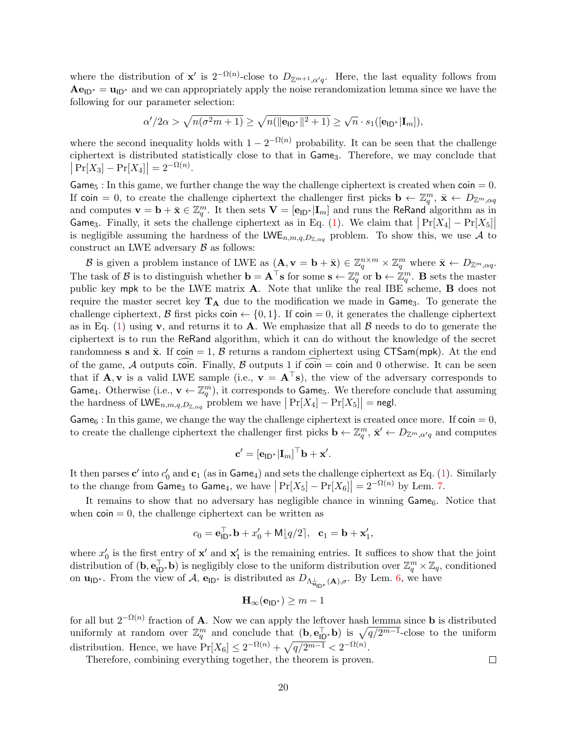where the distribution of $\mathbf{x}'$ is $2^{-\Omega(n)}$-close to $D_{\mathbb{Z}^{m+1},\alpha' q}$. Here, the last equality follows from $\mathbf{A}\mathbf{e}_{\mathsf{ID}^*} = \mathbf{u}_{\mathsf{ID}^*}$ and we can appropriately apply the noise rerandomization lemma since we have the following for our parameter selection:

$$\alpha'/2\alpha > \sqrt{n(\sigma^2 m + 1)} \geq \sqrt{n(\|\mathbf{e}_{\mathsf{ID}^*}\|^2 + 1)} \geq \sqrt{n} \cdot s_1([\mathbf{e}_{\mathsf{ID}^*}|\mathbf{I}_m]),$$

where the second inequality holds with $1 - 2^{-\Omega(n)}$ probability. It can be seen that the challenge ciphertext is distributed statistically close to that in $\mathsf{Game}_3$. Therefore, we may conclude that $\big|\Pr[X_3] - \Pr[X_4]\big| = 2^{-\Omega(n)}$.

$\mathsf{Game}_5$ : In this game, we further change the way the challenge ciphertext is created when $\mathsf{coin} = 0$. If $\mathsf{coin} = 0$, to create the challenge ciphertext the challenger first picks $\mathbf{b} \leftarrow \mathbb{Z}_q^m$, $\bar{\mathbf{x}} \leftarrow D_{\mathbb{Z}^m,\alpha q}$ and computes $\mathbf{v} = \mathbf{b} + \bar{\mathbf{x}} \in \mathbb{Z}_q^m$. It then sets $\mathbf{V} = [\mathbf{e}_{\mathsf{ID}^*}|\mathbf{I}_m]$ and runs the $\mathsf{ReRand}$ algorithm as in $\mathsf{Game}_3$. Finally, it sets the challenge ciphertext as in Eq. (1). We claim that $\big|\Pr[X_4] - \Pr[X_5]\big|$ is negligible assuming the hardness of the $\mathsf{LWE}_{n,m,q,D_{\mathbb{Z},\alpha q}}$ problem. To show this, we use $\mathcal{A}$ to construct an LWE adversary $\mathcal{B}$ as follows:

$\mathcal{B}$ is given a problem instance of LWE as $(\mathbf{A}, \mathbf{v} = \mathbf{b} + \bar{\mathbf{x}}) \in \mathbb{Z}_q^{n\times m} \times \mathbb{Z}_q^m$ where $\bar{\mathbf{x}} \leftarrow D_{\mathbb{Z}^m,\alpha q}$. The task of $\mathcal{B}$ is to distinguish whether $\mathbf{b} = \mathbf{A}^\top \mathbf{s}$ for some $\mathbf{s} \leftarrow \mathbb{Z}_q^n$ or $\mathbf{b} \leftarrow \mathbb{Z}_q^m$. $\mathbf{B}$ sets the master public key $\mathsf{mpk}$ to be the LWE matrix $\mathbf{A}$. Note that unlike the real IBE scheme, $\mathbf{B}$ does not require the master secret key $\mathbf{T}_\mathbf{A}$ due to the modification we made in $\mathsf{Game}_3$. To generate the challenge ciphertext, $\mathcal{B}$ first picks $\mathsf{coin} \leftarrow \{0, 1\}$. If $\mathsf{coin} = 0$, it generates the challenge ciphertext as in Eq. (1) using $\mathbf{v}$, and returns it to $\mathbf{A}$. We emphasize that all $\mathcal{B}$ needs to do to generate the ciphertext is to run the $\mathsf{ReRand}$ algorithm, which it can do without the knowledge of the secret randomness $\mathbf{s}$ and $\bar{\mathbf{x}}$. If $\mathsf{coin} = 1$, $\mathcal{B}$ returns a random ciphertext using $\mathsf{CTSam}(\mathsf{mpk})$. At the end of the game, $\mathcal{A}$ outputs $\widehat{\mathsf{coin}}$. Finally, $\mathcal{B}$ outputs 1 if $\widehat{\mathsf{coin}} = \mathsf{coin}$ and 0 otherwise. It can be seen that if $\mathbf{A}, \mathbf{v}$ is a valid LWE sample (i.e., $\mathbf{v} = \mathbf{A}^\top \mathbf{s}$), the view of the adversary corresponds to $\mathsf{Game}_4$. Otherwise (i.e., $\mathbf{v} \leftarrow \mathbb{Z}_q^m$), it corresponds to $\mathsf{Game}_5$. We therefore conclude that assuming the hardness of the $\mathsf{LWE}_{n,m,q,D_{\mathbb{Z},\alpha q}}$ problem we have $\big|\Pr[X_4] - \Pr[X_5]\big| = \mathsf{negl}$.

$\mathsf{Game}_6$ : In this game, we change the way the challenge ciphertext is created once more. If $\mathsf{coin} = 0$, to create the challenge ciphertext the challenger first picks $\mathbf{b} \leftarrow \mathbb{Z}_q^m$, $\bar{\mathbf{x}}' \leftarrow D_{\mathbb{Z}^m,\alpha' q}$ and computes

$$\mathbf{c}' = [\mathbf{e}_{\mathsf{ID}^*}|\mathbf{I}_m]^\top \mathbf{b} + \mathbf{x}'.$$

It then parses $\mathbf{c}'$ into $c_0'$ and $\mathbf{c}_1$ (as in $\mathsf{Game}_4$) and sets the challenge ciphertext as Eq. (1). Similarly to the change from $\mathsf{Game}_3$ to $\mathsf{Game}_4$, we have $\big|\Pr[X_5] - \Pr[X_6]\big| = 2^{-\Omega(n)}$ by Lem. 7.

It remains to show that no adversary has negligible chance in winning $\mathsf{Game}_6$. Notice that when $\mathsf{coin} = 0$, the challenge ciphertext can be written as

$$c_0 = \mathbf{e}_{\mathsf{ID}^*}^\top \mathbf{b} + x_0' + \mathsf{M}\lfloor q/2 \rceil, \quad \mathbf{c}_1 = \mathbf{b} + \mathbf{x}_1',$$

where $x_0'$ is the first entry of $\mathbf{x}'$ and $\mathbf{x}_1'$ is the remaining entries. It suffices to show that the joint distribution of $(\mathbf{b}, \mathbf{e}_{\mathsf{ID}^*}^\top \mathbf{b})$ is negligibly close to the uniform distribution over $\mathbb{Z}_q^m \times \mathbb{Z}_q$, conditioned on $\mathbf{u}_{\mathsf{ID}^*}$. From the view of $\mathcal{A}$, $\mathbf{e}_{\mathsf{ID}^*}$ is distributed as $D_{\Lambda^\perp_{\mathbf{u}_{\mathsf{ID}^*}}(\mathbf{A}),\sigma}$. By Lem. 6, we have

$$\mathbf{H}_\infty(\mathbf{e}_{\mathsf{ID}^*}) \geq m - 1$$

for all but $2^{-\Omega(n)}$ fraction of $\mathbf{A}$. Now we can apply the leftover hash lemma since $\mathbf{b}$ is distributed uniformly at random over $\mathbb{Z}_q^m$ and conclude that $(\mathbf{b}, \mathbf{e}_{\mathsf{ID}^*}^\top \mathbf{b})$ is $\sqrt{q/2^{m-1}}$-close to the uniform distribution. Hence, we have $\Pr[X_6] \leq 2^{-\Omega(n)} + \sqrt{q/2^{m-1}} < 2^{-\Omega(n)}$.

Therefore, combining everything together, the theorem is proven. ◻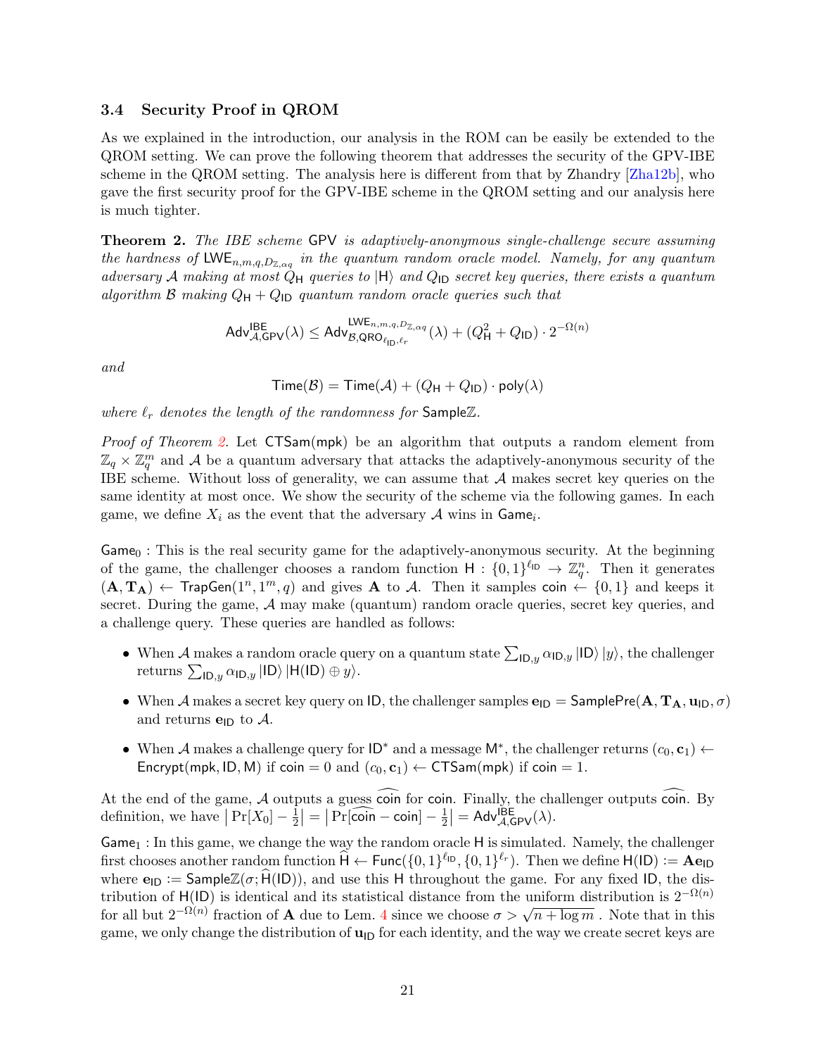### 3.4 Security Proof in QROM

As we explained in the introduction, our analysis in the ROM can be easily be extended to the QROM setting. We can prove the following theorem that addresses the security of the GPV-IBE scheme in the QROM setting. The analysis here is different from that by Zhandry [Zha12b], who gave the first security proof for the GPV-IBE scheme in the QROM setting and our analysis here is much tighter.

**Theorem 2.** *The IBE scheme* $\mathsf{GPV}$ *is adaptively-anonymous single-challenge secure assuming the hardness of* $\mathsf{LWE}_{n,m,q,D_{\mathbb{Z},\alpha q}}$ *in the quantum random oracle model. Namely, for any quantum adversary* $\mathcal{A}$ *making at most* $Q_{\mathsf{H}}$ *queries to* $|\mathsf{H}\rangle$ *and* $Q_{\mathsf{ID}}$ *secret key queries, there exists a quantum algorithm* $\mathcal{B}$ *making* $Q_{\mathsf{H}} + Q_{\mathsf{ID}}$ *quantum random oracle queries such that*

$$\mathsf{Adv}^{\mathsf{IBE}}_{\mathcal{A},\mathsf{GPV}}(\lambda) \leq \mathsf{Adv}^{\mathsf{LWE}_{n,m,q,D_{\mathbb{Z},\alpha q}}}_{\mathcal{B},\mathsf{QRO}_{\ell_{\mathsf{ID}},\ell_r}}(\lambda) + (Q_{\mathsf{H}}^2 + Q_{\mathsf{ID}}) \cdot 2^{-\Omega(n)}$$

*and*

$$\mathsf{Time}(\mathcal{B}) = \mathsf{Time}(\mathcal{A}) + (Q_{\mathsf{H}} + Q_{\mathsf{ID}}) \cdot \mathsf{poly}(\lambda)$$

*where* $\ell_r$ *denotes the length of the randomness for* $\mathsf{Sample}\mathbb{Z}$*.*

*Proof of Theorem 2.* Let $\mathsf{CTSam}(\mathsf{mpk})$ be an algorithm that outputs a random element from $\mathbb{Z}_q \times \mathbb{Z}_q^m$ and $\mathcal{A}$ be a quantum adversary that attacks the adaptively-anonymous security of the IBE scheme. Without loss of generality, we can assume that $\mathcal{A}$ makes secret key queries on the same identity at most once. We show the security of the scheme via the following games. In each game, we define $X_i$ as the event that the adversary $\mathcal{A}$ wins in $\mathsf{Game}_i$.

$\mathsf{Game}_0$ : This is the real security game for the adaptively-anonymous security. At the beginning of the game, the challenger chooses a random function $\mathsf{H} : \{0,1\}^{\ell_{\mathsf{ID}}} \to \mathbb{Z}_q^n$. Then it generates $(\mathbf{A}, \mathbf{T_A}) \leftarrow \mathsf{TrapGen}(1^n, 1^m, q)$ and gives $\mathbf{A}$ to $\mathcal{A}$. Then it samples $\mathsf{coin} \leftarrow \{0,1\}$ and keeps it secret. During the game, $\mathcal{A}$ may make (quantum) random oracle queries, secret key queries, and a challenge query. These queries are handled as follows:

- When $\mathcal{A}$ makes a random oracle query on a quantum state $\sum_{\mathsf{ID},y} \alpha_{\mathsf{ID},y} |\mathsf{ID}\rangle |y\rangle$, the challenger returns $\sum_{\mathsf{ID},y} \alpha_{\mathsf{ID},y} |\mathsf{ID}\rangle |\mathsf{H}(\mathsf{ID}) \oplus y\rangle$.
- When $\mathcal{A}$ makes a secret key query on $\mathsf{ID}$, the challenger samples $\mathbf{e}_{\mathsf{ID}} = \mathsf{SamplePre}(\mathbf{A}, \mathbf{T_A}, \mathbf{u}_{\mathsf{ID}}, \sigma)$ and returns $\mathbf{e}_{\mathsf{ID}}$ to $\mathcal{A}$.
- When $\mathcal{A}$ makes a challenge query for $\mathsf{ID}^*$ and a message $\mathsf{M}^*$, the challenger returns $(c_0, \mathbf{c}_1) \leftarrow \mathsf{Encrypt}(\mathsf{mpk}, \mathsf{ID}, \mathsf{M})$ if $\mathsf{coin} = 0$ and $(c_0, \mathbf{c}_1) \leftarrow \mathsf{CTSam}(\mathsf{mpk})$ if $\mathsf{coin} = 1$.

At the end of the game, $\mathcal{A}$ outputs a guess $\widehat{\mathsf{coin}}$ for $\mathsf{coin}$. Finally, the challenger outputs $\widehat{\mathsf{coin}}$. By definition, we have $\left| \Pr[X_0] - \frac{1}{2} \right| = \left| \Pr[\widehat{\mathsf{coin}} - \mathsf{coin}] - \frac{1}{2} \right| = \mathsf{Adv}^{\mathsf{IBE}}_{\mathcal{A},\mathsf{GPV}}(\lambda)$.

$\mathsf{Game}_1$ : In this game, we change the way the random oracle $\mathsf{H}$ is simulated. Namely, the challenger first chooses another random function $\widehat{\mathsf{H}} \leftarrow \mathsf{Func}(\{0,1\}^{\ell_{\mathsf{ID}}}, \{0,1\}^{\ell_r})$. Then we define $\mathsf{H}(\mathsf{ID}) := \mathbf{A}\mathbf{e}_{\mathsf{ID}}$ where $\mathbf{e}_{\mathsf{ID}} := \mathsf{Sample}\mathbb{Z}(\sigma; \widehat{\mathsf{H}}(\mathsf{ID}))$, and use this $\mathsf{H}$ throughout the game. For any fixed $\mathsf{ID}$, the distribution of $\mathsf{H}(\mathsf{ID})$ is identical and its statistical distance from the uniform distribution is $2^{-\Omega(n)}$ for all but $2^{-\Omega(n)}$ fraction of $\mathbf{A}$ due to Lem. 4 since we choose $\sigma > \sqrt{n + \log m}$ . Note that in this game, we only change the distribution of $\mathbf{u}_{\mathsf{ID}}$ for each identity, and the way we create secret keys are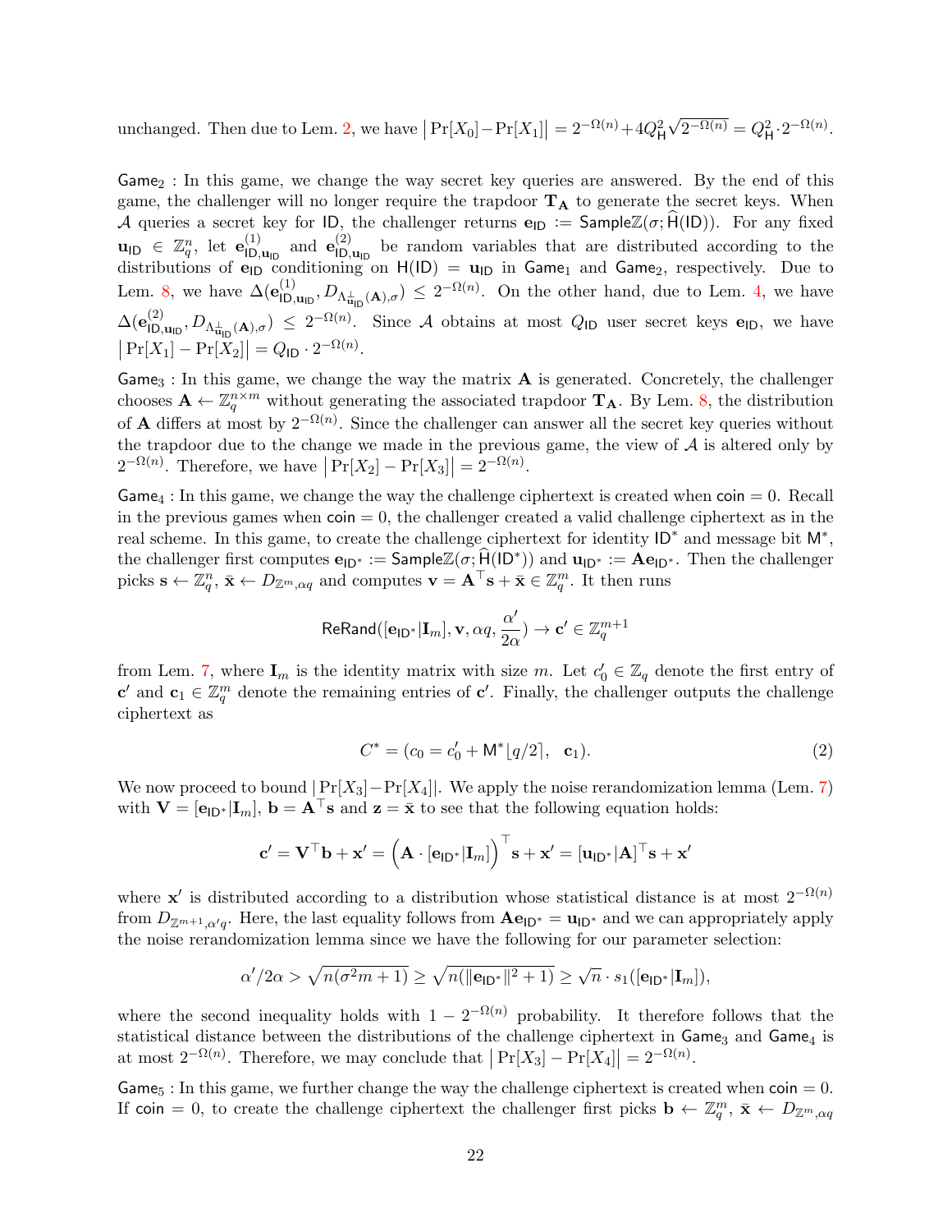unchanged. Then due to Lem. 2, we have $\big|\Pr[X_0]-\Pr[X_1]\big| = 2^{-\Omega(n)}+4Q_{\mathsf{H}}^2\sqrt{2^{-\Omega(n)}} = Q_{\mathsf{H}}^2\cdot 2^{-\Omega(n)}$.

$\mathsf{Game}_2$ : In this game, we change the way secret key queries are answered. By the end of this game, the challenger will no longer require the trapdoor $\mathbf{T_A}$ to generate the secret keys. When $\mathcal{A}$ queries a secret key for $\mathsf{ID}$, the challenger returns $\mathbf{e}_{\mathsf{ID}} := \mathsf{Sample}\mathbb{Z}(\sigma; \widehat{\mathsf{H}}(\mathsf{ID}))$. For any fixed $\mathbf{u}_{\mathsf{ID}} \in \mathbb{Z}_q^n$, let $\mathbf{e}^{(1)}_{\mathsf{ID},\mathbf{u}_{\mathsf{ID}}}$ and $\mathbf{e}^{(2)}_{\mathsf{ID},\mathbf{u}_{\mathsf{ID}}}$ be random variables that are distributed according to the distributions of $\mathbf{e}_{\mathsf{ID}}$ conditioning on $\mathsf{H}(\mathsf{ID}) = \mathbf{u}_{\mathsf{ID}}$ in $\mathsf{Game}_1$ and $\mathsf{Game}_2$, respectively. Due to Lem. 8, we have $\Delta(\mathbf{e}^{(1)}_{\mathsf{ID},\mathbf{u}_{\mathsf{ID}}}, D_{\Lambda^{\perp}_{\mathbf{u}_{\mathsf{ID}}}(\mathbf{A}),\sigma}) \le 2^{-\Omega(n)}$. On the other hand, due to Lem. 4, we have $\Delta(\mathbf{e}^{(2)}_{\mathsf{ID},\mathbf{u}_{\mathsf{ID}}}, D_{\Lambda^{\perp}_{\mathbf{u}_{\mathsf{ID}}}(\mathbf{A}),\sigma}) \le 2^{-\Omega(n)}$. Since $\mathcal{A}$ obtains at most $Q_{\mathsf{ID}}$ user secret keys $\mathbf{e}_{\mathsf{ID}}$, we have $\big|\Pr[X_1]-\Pr[X_2]\big| = Q_{\mathsf{ID}}\cdot 2^{-\Omega(n)}$.

$\mathsf{Game}_3$ : In this game, we change the way the matrix $\mathbf{A}$ is generated. Concretely, the challenger chooses $\mathbf{A} \leftarrow \mathbb{Z}_q^{n\times m}$ without generating the associated trapdoor $\mathbf{T_A}$. By Lem. 8, the distribution of $\mathbf{A}$ differs at most by $2^{-\Omega(n)}$. Since the challenger can answer all the secret key queries without the trapdoor due to the change we made in the previous game, the view of $\mathcal{A}$ is altered only by $2^{-\Omega(n)}$. Therefore, we have $\big|\Pr[X_2]-\Pr[X_3]\big| = 2^{-\Omega(n)}$.

$\mathsf{Game}_4$ : In this game, we change the way the challenge ciphertext is created when $\mathsf{coin} = 0$. Recall in the previous games when $\mathsf{coin} = 0$, the challenger created a valid challenge ciphertext as in the real scheme. In this game, to create the challenge ciphertext for identity $\mathsf{ID}^*$ and message bit $\mathsf{M}^*$, the challenger first computes $\mathbf{e}_{\mathsf{ID}^*} := \mathsf{Sample}\mathbb{Z}(\sigma; \widehat{\mathsf{H}}(\mathsf{ID}^*))$ and $\mathbf{u}_{\mathsf{ID}^*} := \mathbf{A}\mathbf{e}_{\mathsf{ID}^*}$. Then the challenger picks $\mathbf{s} \leftarrow \mathbb{Z}_q^n$, $\bar{\mathbf{x}} \leftarrow D_{\mathbb{Z}^m,\alpha q}$ and computes $\mathbf{v} = \mathbf{A}^\top\mathbf{s} + \bar{\mathbf{x}} \in \mathbb{Z}_q^m$. It then runs

$$\mathsf{ReRand}([\mathbf{e}_{\mathsf{ID}^*}|\mathbf{I}_m], \mathbf{v}, \alpha q, \frac{\alpha'}{2\alpha}) \to \mathbf{c}' \in \mathbb{Z}_q^{m+1}$$

from Lem. 7, where $\mathbf{I}_m$ is the identity matrix with size $m$. Let $c'_0 \in \mathbb{Z}_q$ denote the first entry of $\mathbf{c}'$ and $\mathbf{c}_1 \in \mathbb{Z}_q^m$ denote the remaining entries of $\mathbf{c}'$. Finally, the challenger outputs the challenge ciphertext as

$$C^* = (c_0 = c'_0 + \mathsf{M}^*\lfloor q/2\rceil, \quad \mathbf{c}_1). \tag{2}$$

We now proceed to bound $|\Pr[X_3]-\Pr[X_4]|$. We apply the noise rerandomization lemma (Lem. 7) with $\mathbf{V} = [\mathbf{e}_{\mathsf{ID}^*}|\mathbf{I}_m]$, $\mathbf{b} = \mathbf{A}^\top\mathbf{s}$ and $\mathbf{z} = \bar{\mathbf{x}}$ to see that the following equation holds:

$$\mathbf{c}' = \mathbf{V}^\top\mathbf{b} + \mathbf{x}' = \Big(\mathbf{A}\cdot[\mathbf{e}_{\mathsf{ID}^*}|\mathbf{I}_m]\Big)^\top\mathbf{s} + \mathbf{x}' = [\mathbf{u}_{\mathsf{ID}^*}|\mathbf{A}]^\top\mathbf{s} + \mathbf{x}'$$

where $\mathbf{x}'$ is distributed according to a distribution whose statistical distance is at most $2^{-\Omega(n)}$ from $D_{\mathbb{Z}^{m+1},\alpha' q}$. Here, the last equality follows from $\mathbf{A}\mathbf{e}_{\mathsf{ID}^*} = \mathbf{u}_{\mathsf{ID}^*}$ and we can appropriately apply the noise rerandomization lemma since we have the following for our parameter selection:

$$\alpha'/2\alpha > \sqrt{n(\sigma^2 m+1)} \ge \sqrt{n(\|\mathbf{e}_{\mathsf{ID}^*}\|^2+1)} \ge \sqrt{n}\cdot s_1([\mathbf{e}_{\mathsf{ID}^*}|\mathbf{I}_m]),$$

where the second inequality holds with $1-2^{-\Omega(n)}$ probability. It therefore follows that the statistical distance between the distributions of the challenge ciphertext in $\mathsf{Game}_3$ and $\mathsf{Game}_4$ is at most $2^{-\Omega(n)}$. Therefore, we may conclude that $\big|\Pr[X_3]-\Pr[X_4]\big| = 2^{-\Omega(n)}$.

$\mathsf{Game}_5$ : In this game, we further change the way the challenge ciphertext is created when $\mathsf{coin} = 0$. If $\mathsf{coin} = 0$, to create the challenge ciphertext the challenger first picks $\mathbf{b} \leftarrow \mathbb{Z}_q^m$, $\bar{\mathbf{x}} \leftarrow D_{\mathbb{Z}^m,\alpha q}$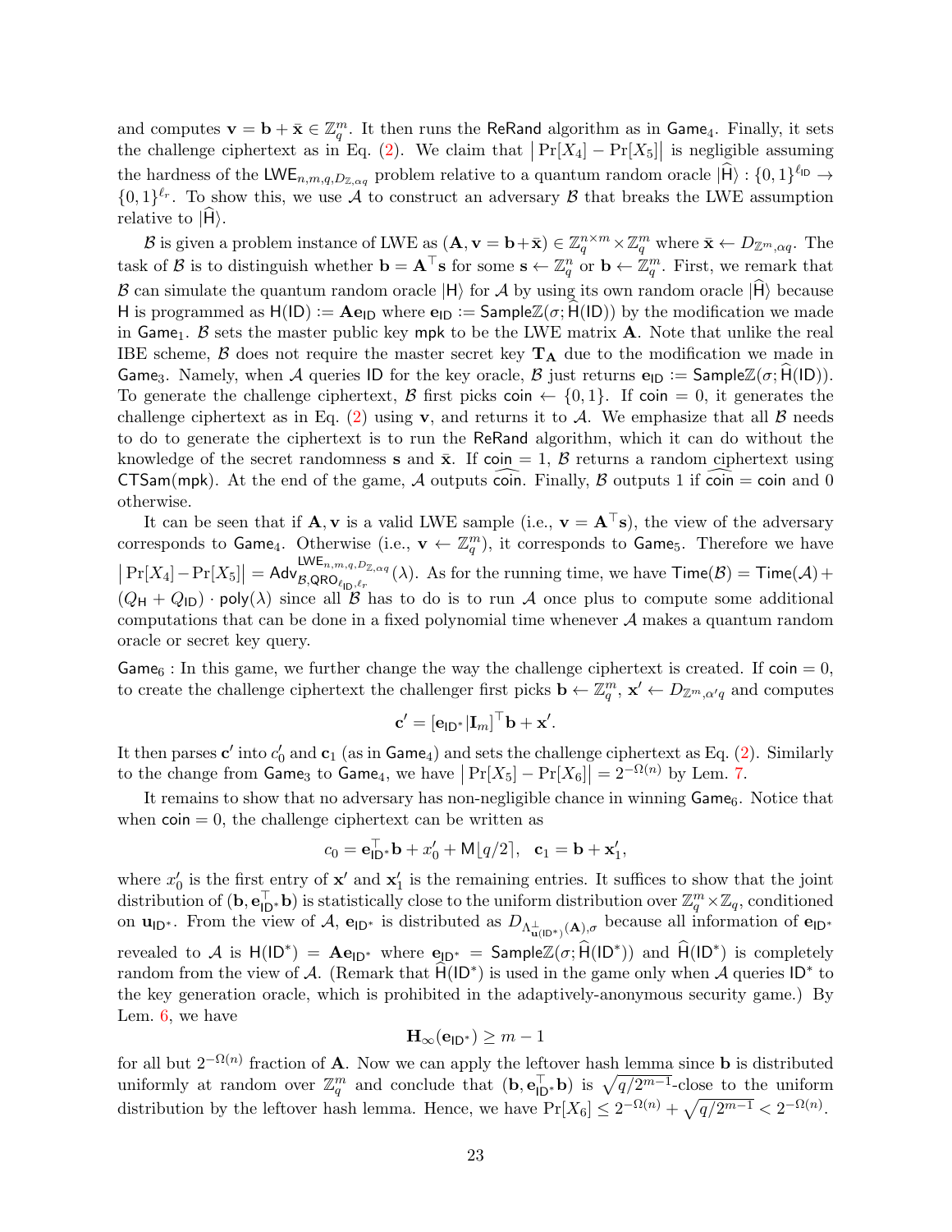and computes $\mathbf{v} = \mathbf{b} + \bar{\mathbf{x}} \in \mathbb{Z}_q^m$. It then runs the $\mathsf{ReRand}$ algorithm as in $\mathsf{Game}_4$. Finally, it sets the challenge ciphertext as in Eq. (2). We claim that $\big|\Pr[X_4] - \Pr[X_5]\big|$ is negligible assuming the hardness of the $\mathsf{LWE}_{n,m,q,D_{\mathbb{Z},\alpha q}}$ problem relative to a quantum random oracle $|\widehat{\mathsf{H}}\rangle : \{0,1\}^{\ell_{\mathsf{ID}}} \to \{0,1\}^{\ell_r}$. To show this, we use $\mathcal{A}$ to construct an adversary $\mathcal{B}$ that breaks the LWE assumption relative to $|\widehat{\mathsf{H}}\rangle$.

$\mathcal{B}$ is given a problem instance of LWE as $(\mathbf{A}, \mathbf{v} = \mathbf{b} + \bar{\mathbf{x}}) \in \mathbb{Z}_q^{n\times m} \times \mathbb{Z}_q^m$ where $\bar{\mathbf{x}} \leftarrow D_{\mathbb{Z}^m,\alpha q}$. The task of $\mathcal{B}$ is to distinguish whether $\mathbf{b} = \mathbf{A}^\top \mathbf{s}$ for some $\mathbf{s} \leftarrow \mathbb{Z}_q^n$ or $\mathbf{b} \leftarrow \mathbb{Z}_q^m$. First, we remark that $\mathcal{B}$ can simulate the quantum random oracle $|\mathsf{H}\rangle$ for $\mathcal{A}$ by using its own random oracle $|\widehat{\mathsf{H}}\rangle$ because $\mathsf{H}$ is programmed as $\mathsf{H}(\mathsf{ID}) := \mathbf{A}\mathbf{e}_{\mathsf{ID}}$ where $\mathbf{e}_{\mathsf{ID}} := \mathsf{SampleZ}(\sigma; \widehat{\mathsf{H}}(\mathsf{ID}))$ by the modification we made in $\mathsf{Game}_1$. $\mathcal{B}$ sets the master public key $\mathsf{mpk}$ to be the LWE matrix $\mathbf{A}$. Note that unlike the real IBE scheme, $\mathcal{B}$ does not require the master secret key $\mathbf{T}_{\mathbf{A}}$ due to the modification we made in $\mathsf{Game}_3$. Namely, when $\mathcal{A}$ queries $\mathsf{ID}$ for the key oracle, $\mathcal{B}$ just returns $\mathbf{e}_{\mathsf{ID}} := \mathsf{SampleZ}(\sigma; \widehat{\mathsf{H}}(\mathsf{ID}))$. To generate the challenge ciphertext, $\mathcal{B}$ first picks $\mathsf{coin} \leftarrow \{0,1\}$. If $\mathsf{coin} = 0$, it generates the challenge ciphertext as in Eq. (2) using $\mathbf{v}$, and returns it to $\mathcal{A}$. We emphasize that all $\mathcal{B}$ needs to do to generate the ciphertext is to run the $\mathsf{ReRand}$ algorithm, which it can do without the knowledge of the secret randomness $\mathbf{s}$ and $\bar{\mathbf{x}}$. If $\mathsf{coin} = 1$, $\mathcal{B}$ returns a random ciphertext using $\mathsf{CTSam}(\mathsf{mpk})$. At the end of the game, $\mathcal{A}$ outputs $\widehat{\mathsf{coin}}$. Finally, $\mathcal{B}$ outputs 1 if $\widehat{\mathsf{coin}} = \mathsf{coin}$ and 0 otherwise.

It can be seen that if $\mathbf{A}, \mathbf{v}$ is a valid LWE sample (i.e., $\mathbf{v} = \mathbf{A}^\top\mathbf{s}$), the view of the adversary corresponds to $\mathsf{Game}_4$. Otherwise (i.e., $\mathbf{v} \leftarrow \mathbb{Z}_q^m$), it corresponds to $\mathsf{Game}_5$. Therefore we have $\big|\Pr[X_4] - \Pr[X_5]\big| = \mathsf{Adv}_{\mathcal{B},\mathsf{QRO}_{\ell_{\mathsf{ID}},\ell_r}}^{\mathsf{LWE}_{n,m,q,D_{\mathbb{Z},\alpha q}}}(\lambda)$. As for the running time, we have $\mathsf{Time}(\mathcal{B}) = \mathsf{Time}(\mathcal{A}) + (Q_{\mathsf{H}} + Q_{\mathsf{ID}}) \cdot \mathsf{poly}(\lambda)$ since all $\mathcal{B}$ has to do is to run $\mathcal{A}$ once plus to compute some additional computations that can be done in a fixed polynomial time whenever $\mathcal{A}$ makes a quantum random oracle or secret key query.

$\mathsf{Game}_6$ : In this game, we further change the way the challenge ciphertext is created. If $\mathsf{coin} = 0$, to create the challenge ciphertext the challenger first picks $\mathbf{b} \leftarrow \mathbb{Z}_q^m$, $\mathbf{x}' \leftarrow D_{\mathbb{Z}^m,\alpha' q}$ and computes

$$\mathbf{c}' = [\mathbf{e}_{\mathsf{ID}^*} | \mathbf{I}_m]^\top \mathbf{b} + \mathbf{x}'.$$

It then parses $\mathbf{c}'$ into $c_0'$ and $\mathbf{c}_1$ (as in $\mathsf{Game}_4$) and sets the challenge ciphertext as Eq. (2). Similarly to the change from $\mathsf{Game}_3$ to $\mathsf{Game}_4$, we have $\big|\Pr[X_5] - \Pr[X_6]\big| = 2^{-\Omega(n)}$ by Lem. 7.

It remains to show that no adversary has non-negligible chance in winning $\mathsf{Game}_6$. Notice that when $\mathsf{coin} = 0$, the challenge ciphertext can be written as

$$c_0 = \mathbf{e}_{\mathsf{ID}^*}^\top \mathbf{b} + x_0' + \mathsf{M}\lfloor q/2 \rceil, \quad \mathbf{c}_1 = \mathbf{b} + \mathbf{x}_1',$$

where $x_0'$ is the first entry of $\mathbf{x}'$ and $\mathbf{x}_1'$ is the remaining entries. It suffices to show that the joint distribution of $(\mathbf{b}, \mathbf{e}_{\mathsf{ID}^*}^\top \mathbf{b})$ is statistically close to the uniform distribution over $\mathbb{Z}_q^m \times \mathbb{Z}_q$, conditioned on $\mathbf{u}_{\mathsf{ID}^*}$. From the view of $\mathcal{A}$, $\mathbf{e}_{\mathsf{ID}^*}$ is distributed as $D_{\Lambda^\perp_{\mathbf{u}(\mathsf{ID}^*)}(\mathbf{A}),\sigma}$ because all information of $\mathbf{e}_{\mathsf{ID}^*}$ revealed to $\mathcal{A}$ is $\mathsf{H}(\mathsf{ID}^*) = \mathbf{A}\mathbf{e}_{\mathsf{ID}^*}$ where $\mathbf{e}_{\mathsf{ID}^*} = \mathsf{SampleZ}(\sigma; \widehat{\mathsf{H}}(\mathsf{ID}^*))$ and $\widehat{\mathsf{H}}(\mathsf{ID}^*)$ is completely random from the view of $\mathcal{A}$. (Remark that $\widehat{\mathsf{H}}(\mathsf{ID}^*)$ is used in the game only when $\mathcal{A}$ queries $\mathsf{ID}^*$ to the key generation oracle, which is prohibited in the adaptively-anonymous security game.) By Lem. 6, we have

$$\mathbf{H}_\infty(\mathbf{e}_{\mathsf{ID}^*}) \geq m - 1$$

for all but $2^{-\Omega(n)}$ fraction of $\mathbf{A}$. Now we can apply the leftover hash lemma since $\mathbf{b}$ is distributed uniformly at random over $\mathbb{Z}_q^m$ and conclude that $(\mathbf{b}, \mathbf{e}_{\mathsf{ID}^*}^\top \mathbf{b})$ is $\sqrt{q/2^{m-1}}$-close to the uniform distribution by the leftover hash lemma. Hence, we have $\Pr[X_6] \leq 2^{-\Omega(n)} + \sqrt{q/2^{m-1}} < 2^{-\Omega(n)}$.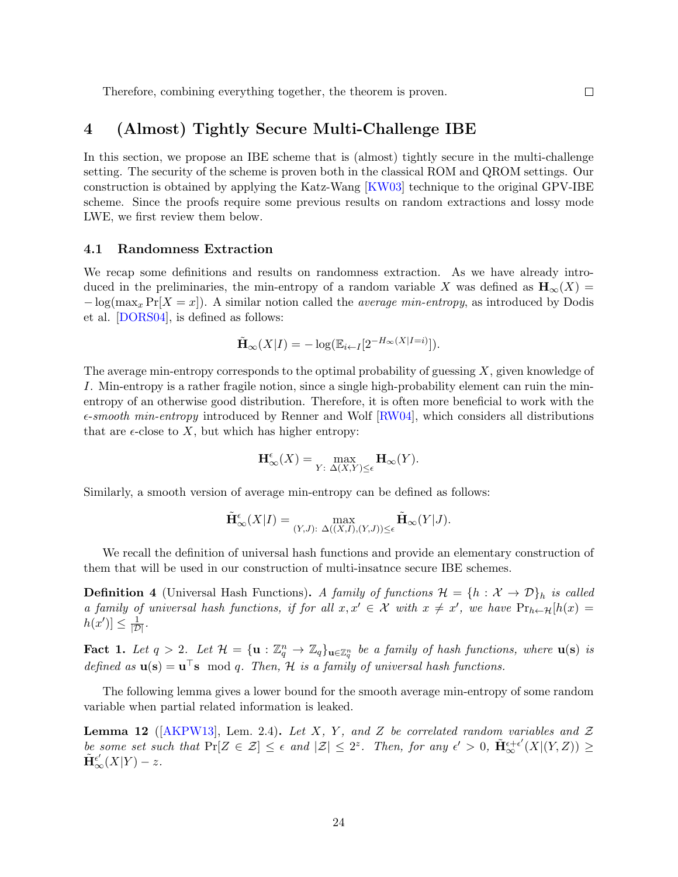Therefore, combining everything together, the theorem is proven. □

# 4 (Almost) Tightly Secure Multi-Challenge IBE

In this section, we propose an IBE scheme that is (almost) tightly secure in the multi-challenge setting. The security of the scheme is proven both in the classical ROM and QROM settings. Our construction is obtained by applying the Katz-Wang [KW03] technique to the original GPV-IBE scheme. Since the proofs require some previous results on random extractions and lossy mode LWE, we first review them below.

## 4.1 Randomness Extraction

We recap some definitions and results on randomness extraction. As we have already introduced in the preliminaries, the min-entropy of a random variable $X$ was defined as $\mathbf{H}_\infty(X) = -\log(\max_x \Pr[X = x])$. A similar notion called the *average min-entropy*, as introduced by Dodis et al. [DORS04], is defined as follows:

$$\tilde{\mathbf{H}}_\infty(X|I) = -\log(\mathbb{E}_{i \leftarrow I}[2^{-H_\infty(X|I=i)}]).$$

The average min-entropy corresponds to the optimal probability of guessing $X$, given knowledge of $I$. Min-entropy is a rather fragile notion, since a single high-probability element can ruin the min-entropy of an otherwise good distribution. Therefore, it is often more beneficial to work with the $\epsilon$-*smooth min-entropy* introduced by Renner and Wolf [RW04], which considers all distributions that are $\epsilon$-close to $X$, but which has higher entropy:

$$\mathbf{H}^\epsilon_\infty(X) = \max_{Y:\ \Delta(X,Y) \le \epsilon} \mathbf{H}_\infty(Y).$$

Similarly, a smooth version of average min-entropy can be defined as follows:

$$\tilde{\mathbf{H}}^\epsilon_\infty(X|I) = \max_{(Y,J):\ \Delta((X,I),(Y,J)) \le \epsilon} \tilde{\mathbf{H}}_\infty(Y|J).$$

We recall the definition of universal hash functions and provide an elementary construction of them that will be used in our construction of multi-insatnce secure IBE schemes.

**Definition 4** (Universal Hash Functions)**.** *A family of functions $\mathcal{H} = \{h : \mathcal{X} \to \mathcal{D}\}_h$ is called a family of universal hash functions, if for all $x, x' \in \mathcal{X}$ with $x \ne x'$, we have $\Pr_{h \leftarrow \mathcal{H}}[h(x) = h(x')] \le \frac{1}{|\mathcal{D}|}$.*

**Fact 1.** *Let $q > 2$. Let $\mathcal{H} = \{\mathbf{u} : \mathbb{Z}_q^n \to \mathbb{Z}_q\}_{\mathbf{u} \in \mathbb{Z}_q^n}$ be a family of hash functions, where $\mathbf{u}(\mathbf{s})$ is defined as $\mathbf{u}(\mathbf{s}) = \mathbf{u}^\top \mathbf{s} \mod q$. Then, $\mathcal{H}$ is a family of universal hash functions.*

The following lemma gives a lower bound for the smooth average min-entropy of some random variable when partial related information is leaked.

**Lemma 12** ([AKPW13], Lem. 2.4)**.** *Let $X$, $Y$, and $Z$ be correlated random variables and $\mathcal{Z}$ be some set such that $\Pr[Z \in \mathcal{Z}] \le \epsilon$ and $|\mathcal{Z}| \le 2^z$. Then, for any $\epsilon' > 0$, $\tilde{\mathbf{H}}^{\epsilon+\epsilon'}_\infty(X|(Y,Z)) \ge \tilde{\mathbf{H}}^{\epsilon'}_\infty(X|Y) - z$.*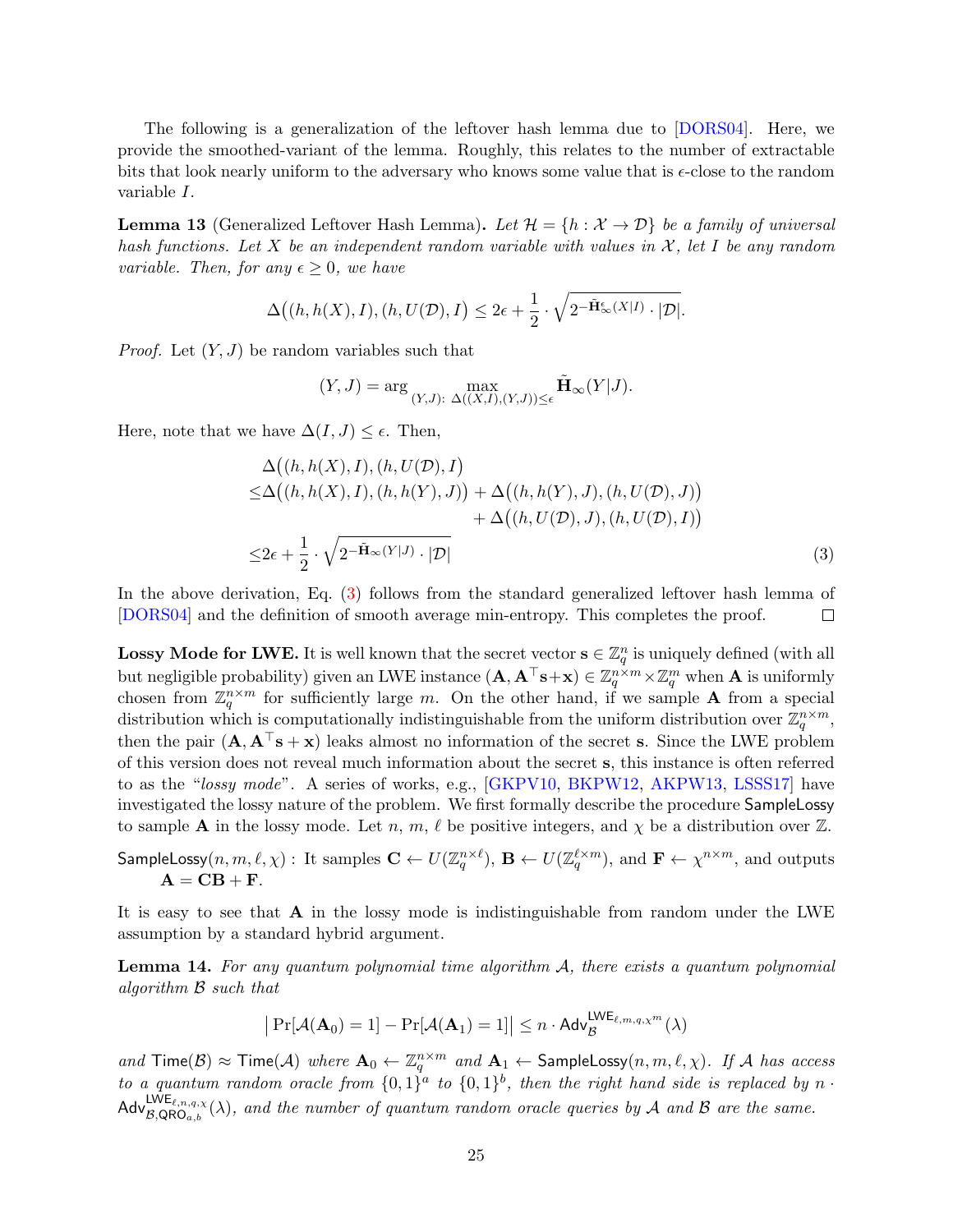The following is a generalization of the leftover hash lemma due to [DORS04]. Here, we provide the smoothed-variant of the lemma. Roughly, this relates to the number of extractable bits that look nearly uniform to the adversary who knows some value that is $\epsilon$-close to the random variable $I$.

**Lemma 13** (Generalized Leftover Hash Lemma). *Let $\mathcal{H} = \{h : \mathcal{X} \to \mathcal{D}\}$ be a family of universal hash functions. Let $X$ be an independent random variable with values in $\mathcal{X}$, let $I$ be any random variable. Then, for any $\epsilon \geq 0$, we have*

$$\Delta\big((h, h(X), I), (h, U(\mathcal{D}), I\big) \leq 2\epsilon + \frac{1}{2} \cdot \sqrt{2^{-\tilde{\mathbf{H}}^{\epsilon}_{\infty}(X|I)} \cdot |\mathcal{D}|}.$$

*Proof.* Let $(Y, J)$ be random variables such that

$$(Y, J) = \arg \max_{(Y,J):\ \Delta((X,I),(Y,J)) \leq \epsilon} \tilde{\mathbf{H}}_{\infty}(Y|J).$$

Here, note that we have $\Delta(I, J) \leq \epsilon$. Then,

$$\begin{aligned}
&\Delta\big((h, h(X), I), (h, U(\mathcal{D}), I\big) \\
\leq &\Delta\big((h, h(X), I), (h, h(Y), J)\big) + \Delta\big((h, h(Y), J), (h, U(\mathcal{D}), J)\big) \\
&\qquad\qquad\qquad\qquad\qquad\qquad + \Delta\big((h, U(\mathcal{D}), J), (h, U(\mathcal{D}), I)\big) \\
\leq &2\epsilon + \frac{1}{2} \cdot \sqrt{2^{-\tilde{\mathbf{H}}_{\infty}(Y|J)} \cdot |\mathcal{D}|} \qquad (3)
\end{aligned}$$

In the above derivation, Eq. (3) follows from the standard generalized leftover hash lemma of [DORS04] and the definition of smooth average min-entropy. This completes the proof. ∎

**Lossy Mode for LWE.** It is well known that the secret vector $\mathbf{s} \in \mathbb{Z}_q^n$ is uniquely defined (with all but negligible probability) given an LWE instance $(\mathbf{A}, \mathbf{A}^\top\mathbf{s}+\mathbf{x}) \in \mathbb{Z}_q^{n\times m} \times \mathbb{Z}_q^m$ when $\mathbf{A}$ is uniformly chosen from $\mathbb{Z}_q^{n\times m}$ for sufficiently large $m$. On the other hand, if we sample $\mathbf{A}$ from a special distribution which is computationally indistinguishable from the uniform distribution over $\mathbb{Z}_q^{n\times m}$, then the pair $(\mathbf{A}, \mathbf{A}^\top\mathbf{s} + \mathbf{x})$ leaks almost no information of the secret $\mathbf{s}$. Since the LWE problem of this version does not reveal much information about the secret $\mathbf{s}$, this instance is often referred to as the "*lossy mode*". A series of works, e.g., [GKPV10, BKPW12, AKPW13, LSSS17] have investigated the lossy nature of the problem. We first formally describe the procedure $\mathsf{SampleLossy}$ to sample $\mathbf{A}$ in the lossy mode. Let $n$, $m$, $\ell$ be positive integers, and $\chi$ be a distribution over $\mathbb{Z}$.

$\mathsf{SampleLossy}(n, m, \ell, \chi)$ : It samples $\mathbf{C} \leftarrow U(\mathbb{Z}_q^{n\times \ell})$, $\mathbf{B} \leftarrow U(\mathbb{Z}_q^{\ell\times m})$, and $\mathbf{F} \leftarrow \chi^{n\times m}$, and outputs $\mathbf{A} = \mathbf{CB} + \mathbf{F}$.

It is easy to see that $\mathbf{A}$ in the lossy mode is indistinguishable from random under the LWE assumption by a standard hybrid argument.

**Lemma 14.** *For any quantum polynomial time algorithm $\mathcal{A}$, there exists a quantum polynomial algorithm $\mathcal{B}$ such that*

$$\big|\Pr[\mathcal{A}(\mathbf{A}_0) = 1] - \Pr[\mathcal{A}(\mathbf{A}_1) = 1]\big| \leq n \cdot \mathsf{Adv}_{\mathcal{B}}^{\mathsf{LWE}_{\ell,m,q,\chi^m}}(\lambda)$$

*and $\mathsf{Time}(\mathcal{B}) \approx \mathsf{Time}(\mathcal{A})$ where $\mathbf{A}_0 \leftarrow \mathbb{Z}_q^{n\times m}$ and $\mathbf{A}_1 \leftarrow \mathsf{SampleLossy}(n, m, \ell, \chi)$. If $\mathcal{A}$ has access to a quantum random oracle from $\{0,1\}^a$ to $\{0,1\}^b$, then the right hand side is replaced by $n \cdot \mathsf{Adv}_{\mathcal{B},\mathsf{QRO}_{a,b}}^{\mathsf{LWE}_{\ell,n,q,\chi}}(\lambda)$, and the number of quantum random oracle queries by $\mathcal{A}$ and $\mathcal{B}$ are the same.*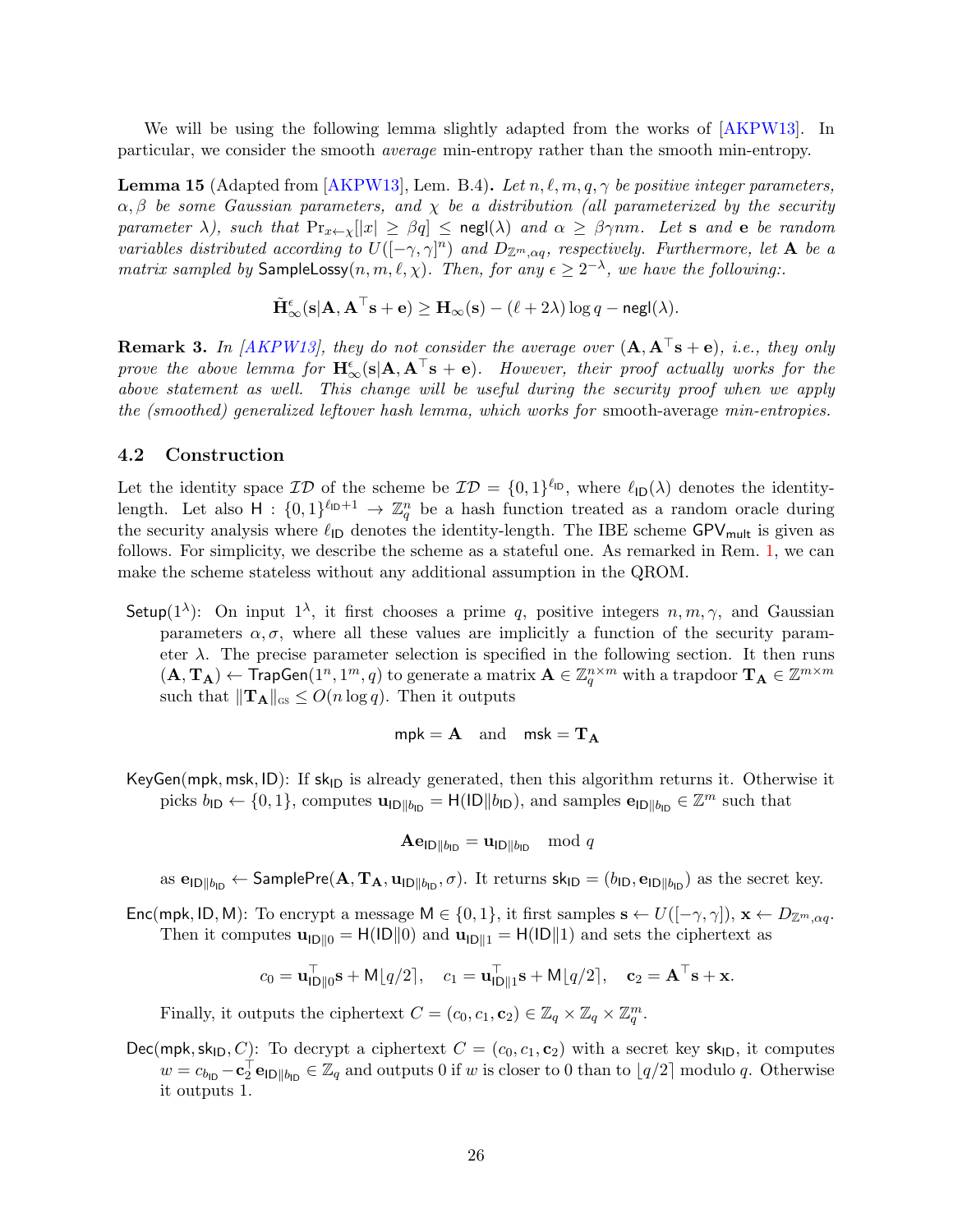We will be using the following lemma slightly adapted from the works of [AKPW13]. In particular, we consider the smooth *average* min-entropy rather than the smooth min-entropy.

**Lemma 15** (Adapted from [AKPW13], Lem. B.4)**.** *Let $n, \ell, m, q, \gamma$ be positive integer parameters, $\alpha, \beta$ be some Gaussian parameters, and $\chi$ be a distribution (all parameterized by the security parameter $\lambda$), such that $\Pr_{x \leftarrow \chi}[|x| \geq \beta q] \leq \mathsf{negl}(\lambda)$ and $\alpha \geq \beta\gamma n m$. Let $\mathbf{s}$ and $\mathbf{e}$ be random variables distributed according to $U([-\gamma, \gamma]^n)$ and $D_{\mathbb{Z}^m, \alpha q}$, respectively. Furthermore, let $\mathbf{A}$ be a matrix sampled by $\mathsf{SampleLossy}(n, m, \ell, \chi)$. Then, for any $\epsilon \geq 2^{-\lambda}$, we have the following:.*

$$\tilde{\mathbf{H}}^{\epsilon}_{\infty}(\mathbf{s}|\mathbf{A}, \mathbf{A}^\top \mathbf{s} + \mathbf{e}) \geq \mathbf{H}_{\infty}(\mathbf{s}) - (\ell + 2\lambda)\log q - \mathsf{negl}(\lambda).$$

**Remark 3.** *In [AKPW13], they do not consider the average over $(\mathbf{A}, \mathbf{A}^\top \mathbf{s} + \mathbf{e})$, i.e., they only prove the above lemma for $\mathbf{H}^{\epsilon}_{\infty}(\mathbf{s}|\mathbf{A}, \mathbf{A}^\top \mathbf{s} + \mathbf{e})$. However, their proof actually works for the above statement as well. This change will be useful during the security proof when we apply the (smoothed) generalized leftover hash lemma, which works for* smooth-average *min-entropies.*

### 4.2 Construction

Let the identity space $\mathcal{ID}$ of the scheme be $\mathcal{ID} = \{0,1\}^{\ell_{\mathsf{ID}}}$, where $\ell_{\mathsf{ID}}(\lambda)$ denotes the identity-length. Let also $\mathsf{H} : \{0,1\}^{\ell_{\mathsf{ID}}+1} \to \mathbb{Z}_q^n$ be a hash function treated as a random oracle during the security analysis where $\ell_{\mathsf{ID}}$ denotes the identity-length. The IBE scheme $\mathsf{GPV}_{\mathsf{mult}}$ is given as follows. For simplicity, we describe the scheme as a stateful one. As remarked in Rem. 1, we can make the scheme stateless without any additional assumption in the QROM.

$\mathsf{Setup}(1^\lambda)$: On input $1^\lambda$, it first chooses a prime $q$, positive integers $n, m, \gamma$, and Gaussian parameters $\alpha, \sigma$, where all these values are implicitly a function of the security parameter $\lambda$. The precise parameter selection is specified in the following section. It then runs $(\mathbf{A}, \mathbf{T}_{\mathbf{A}}) \leftarrow \mathsf{TrapGen}(1^n, 1^m, q)$ to generate a matrix $\mathbf{A} \in \mathbb{Z}_q^{n \times m}$ with a trapdoor $\mathbf{T}_{\mathbf{A}} \in \mathbb{Z}^{m \times m}$ such that $\|\mathbf{T}_{\mathbf{A}}\|_{\text{GS}} \leq O(n \log q)$. Then it outputs

$$\mathsf{mpk} = \mathbf{A} \quad \text{and} \quad \mathsf{msk} = \mathbf{T}_{\mathbf{A}}$$

$\mathsf{KeyGen}(\mathsf{mpk}, \mathsf{msk}, \mathsf{ID})$: If $\mathsf{sk}_{\mathsf{ID}}$ is already generated, then this algorithm returns it. Otherwise it picks $b_{\mathsf{ID}} \leftarrow \{0,1\}$, computes $\mathbf{u}_{\mathsf{ID}\|b_{\mathsf{ID}}} = \mathsf{H}(\mathsf{ID}\|b_{\mathsf{ID}})$, and samples $\mathbf{e}_{\mathsf{ID}\|b_{\mathsf{ID}}} \in \mathbb{Z}^m$ such that

$$\mathbf{A}\mathbf{e}_{\mathsf{ID}\|b_{\mathsf{ID}}} = \mathbf{u}_{\mathsf{ID}\|b_{\mathsf{ID}}} \mod q$$

as $\mathbf{e}_{\mathsf{ID}\|b_{\mathsf{ID}}} \leftarrow \mathsf{SamplePre}(\mathbf{A}, \mathbf{T}_{\mathbf{A}}, \mathbf{u}_{\mathsf{ID}\|b_{\mathsf{ID}}}, \sigma)$. It returns $\mathsf{sk}_{\mathsf{ID}} = (b_{\mathsf{ID}}, \mathbf{e}_{\mathsf{ID}\|b_{\mathsf{ID}}})$ as the secret key.

$\mathsf{Enc}(\mathsf{mpk}, \mathsf{ID}, \mathsf{M})$: To encrypt a message $\mathsf{M} \in \{0,1\}$, it first samples $\mathbf{s} \leftarrow U([-\gamma, \gamma])$, $\mathbf{x} \leftarrow D_{\mathbb{Z}^m, \alpha q}$. Then it computes $\mathbf{u}_{\mathsf{ID}\|0} = \mathsf{H}(\mathsf{ID}\|0)$ and $\mathbf{u}_{\mathsf{ID}\|1} = \mathsf{H}(\mathsf{ID}\|1)$ and sets the ciphertext as

$$c_0 = \mathbf{u}_{\mathsf{ID}\|0}^\top \mathbf{s} + \mathsf{M}\lfloor q/2 \rceil, \quad c_1 = \mathbf{u}_{\mathsf{ID}\|1}^\top \mathbf{s} + \mathsf{M}\lfloor q/2 \rceil, \quad \mathbf{c}_2 = \mathbf{A}^\top \mathbf{s} + \mathbf{x}.$$

Finally, it outputs the ciphertext $C = (c_0, c_1, \mathbf{c}_2) \in \mathbb{Z}_q \times \mathbb{Z}_q \times \mathbb{Z}_q^m$.

$\mathsf{Dec}(\mathsf{mpk}, \mathsf{sk}_{\mathsf{ID}}, C)$: To decrypt a ciphertext $C = (c_0, c_1, \mathbf{c}_2)$ with a secret key $\mathsf{sk}_{\mathsf{ID}}$, it computes $w = c_{b_{\mathsf{ID}}} - \mathbf{c}_2^\top \mathbf{e}_{\mathsf{ID}\|b_{\mathsf{ID}}} \in \mathbb{Z}_q$ and outputs 0 if $w$ is closer to 0 than to $\lfloor q/2 \rceil$ modulo $q$. Otherwise it outputs 1.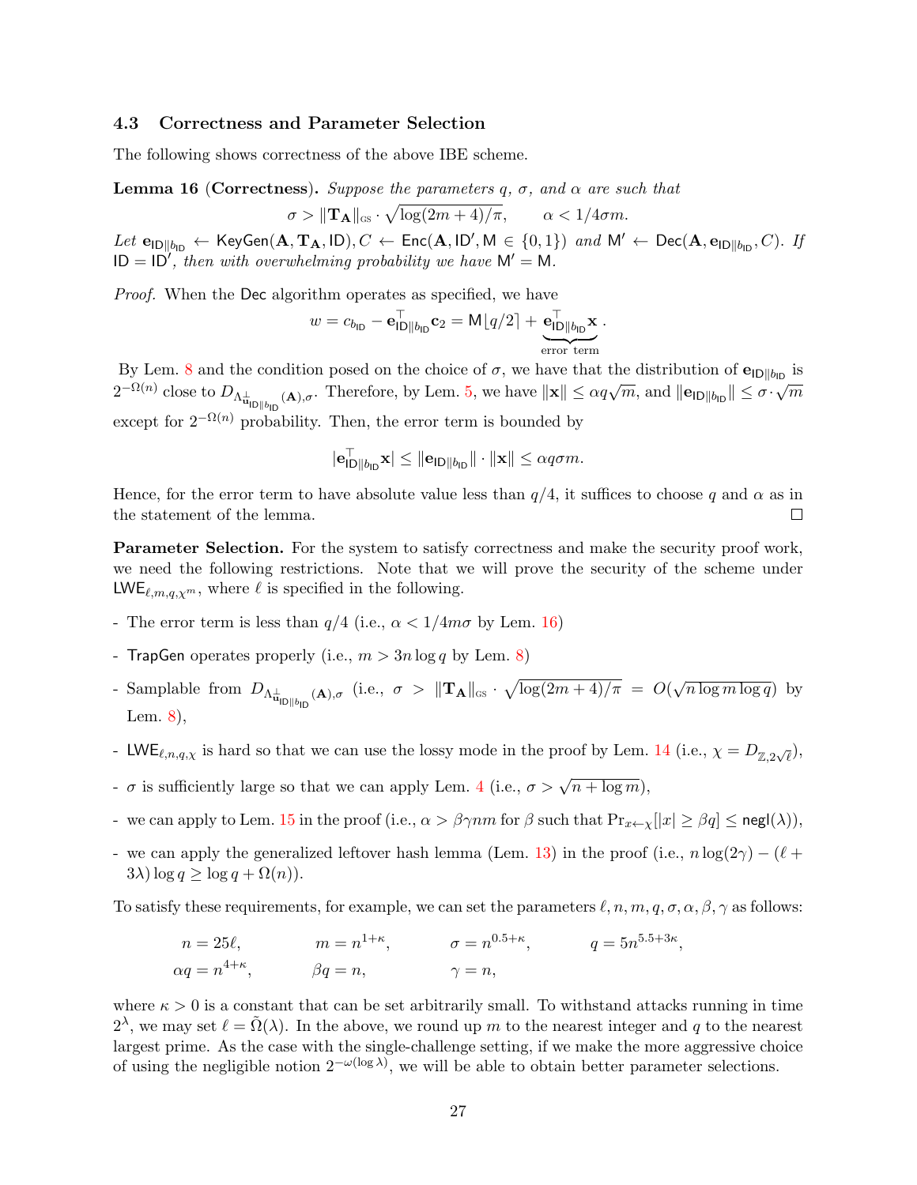### 4.3 Correctness and Parameter Selection

The following shows correctness of the above IBE scheme.

**Lemma 16 (Correctness).** *Suppose the parameters $q$, $\sigma$, and $\alpha$ are such that*

$$\sigma > \|\mathbf{T_A}\|_{\text{GS}} \cdot \sqrt{\log(2m+4)/\pi}, \qquad \alpha < 1/4\sigma m.$$

*Let $\mathbf{e}_{\mathsf{ID}\|b_{\mathsf{ID}}} \leftarrow \mathsf{KeyGen}(\mathbf{A}, \mathbf{T_A}, \mathsf{ID}), C \leftarrow \mathsf{Enc}(\mathbf{A}, \mathsf{ID}', \mathsf{M} \in \{0,1\})$ and $\mathsf{M}' \leftarrow \mathsf{Dec}(\mathbf{A}, \mathbf{e}_{\mathsf{ID}\|b_{\mathsf{ID}}}, C)$. If $\mathsf{ID} = \mathsf{ID}'$, then with overwhelming probability we have $\mathsf{M}' = \mathsf{M}$.*

*Proof.* When the $\mathsf{Dec}$ algorithm operates as specified, we have

$$w = c_{b_{\mathsf{ID}}} - \mathbf{e}_{\mathsf{ID}\|b_{\mathsf{ID}}}^\top \mathbf{c}_2 = \mathsf{M}\lfloor q/2 \rceil + \underbrace{\mathbf{e}_{\mathsf{ID}\|b_{\mathsf{ID}}}^\top \mathbf{x}}_{\text{error term}}.$$

By Lem. 8 and the condition posed on the choice of $\sigma$, we have that the distribution of $\mathbf{e}_{\mathsf{ID}\|b_{\mathsf{ID}}}$ is $2^{-\Omega(n)}$ close to $D_{\Lambda^\perp_{\mathbf{u}_{\mathsf{ID}\|b_{\mathsf{ID}}}}(\mathbf{A}),\sigma}$. Therefore, by Lem. 5, we have $\|\mathbf{x}\| \leq \alpha q\sqrt{m}$, and $\|\mathbf{e}_{\mathsf{ID}\|b_{\mathsf{ID}}}\| \leq \sigma \cdot \sqrt{m}$ except for $2^{-\Omega(n)}$ probability. Then, the error term is bounded by

$$|\mathbf{e}_{\mathsf{ID}\|b_{\mathsf{ID}}}^\top \mathbf{x}| \leq \|\mathbf{e}_{\mathsf{ID}\|b_{\mathsf{ID}}}\| \cdot \|\mathbf{x}\| \leq \alpha q \sigma m.$$

Hence, for the error term to have absolute value less than $q/4$, it suffices to choose $q$ and $\alpha$ as in the statement of the lemma. $\square$

**Parameter Selection.** For the system to satisfy correctness and make the security proof work, we need the following restrictions. Note that we will prove the security of the scheme under $\mathsf{LWE}_{\ell,m,q,\chi^m}$, where $\ell$ is specified in the following.

- The error term is less than $q/4$ (i.e., $\alpha < 1/4m\sigma$ by Lem. 16)
- $\mathsf{TrapGen}$ operates properly (i.e., $m > 3n\log q$ by Lem. 8)
- Samplable from $D_{\Lambda^\perp_{\mathbf{u}_{\mathsf{ID}\|b_{\mathsf{ID}}}}(\mathbf{A}),\sigma}$ (i.e., $\sigma > \|\mathbf{T_A}\|_{\text{GS}} \cdot \sqrt{\log(2m+4)/\pi} = O(\sqrt{n\log m \log q})$ by Lem. 8),
- $\mathsf{LWE}_{\ell,n,q,\chi}$ is hard so that we can use the lossy mode in the proof by Lem. 14 (i.e., $\chi = D_{\mathbb{Z},2\sqrt{\ell}}$),
- $\sigma$ is sufficiently large so that we can apply Lem. 4 (i.e., $\sigma > \sqrt{n+\log m}$),
- we can apply to Lem. 15 in the proof (i.e., $\alpha > \beta\gamma nm$ for $\beta$ such that $\Pr_{x\leftarrow\chi}[|x| \geq \beta q] \leq \mathsf{negl}(\lambda)$),
- we can apply the generalized leftover hash lemma (Lem. 13) in the proof (i.e., $n\log(2\gamma) - (\ell + 3\lambda)\log q \geq \log q + \Omega(n)$).

To satisfy these requirements, for example, we can set the parameters $\ell, n, m, q, \sigma, \alpha, \beta, \gamma$ as follows:

$$n = 25\ell, \qquad m = n^{1+\kappa}, \qquad \sigma = n^{0.5+\kappa}, \qquad q = 5n^{5.5+3\kappa},$$
$$\alpha q = n^{4+\kappa}, \qquad \beta q = n, \qquad \gamma = n,$$

where $\kappa > 0$ is a constant that can be set arbitrarily small. To withstand attacks running in time $2^\lambda$, we may set $\ell = \tilde{\Omega}(\lambda)$. In the above, we round up $m$ to the nearest integer and $q$ to the nearest largest prime. As the case with the single-challenge setting, if we make the more aggressive choice of using the negligible notion $2^{-\omega(\log\lambda)}$, we will be able to obtain better parameter selections.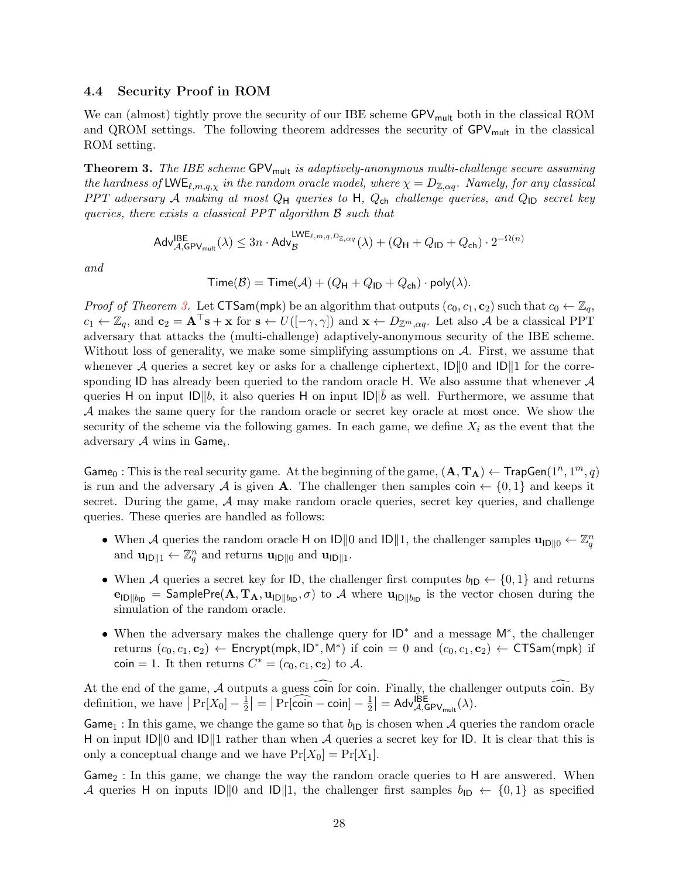### 4.4 Security Proof in ROM

We can (almost) tightly prove the security of our IBE scheme $\mathsf{GPV}_{\mathsf{mult}}$ both in the classical ROM and QROM settings. The following theorem addresses the security of $\mathsf{GPV}_{\mathsf{mult}}$ in the classical ROM setting.

**Theorem 3.** *The IBE scheme $\mathsf{GPV}_{\mathsf{mult}}$ is adaptively-anonymous multi-challenge secure assuming the hardness of $\mathsf{LWE}_{\ell,m,q,\chi}$ in the random oracle model, where $\chi = D_{\mathbb{Z},\alpha q}$. Namely, for any classical PPT adversary $\mathcal{A}$ making at most $Q_{\mathsf{H}}$ queries to $\mathsf{H}$, $Q_{\mathsf{ch}}$ challenge queries, and $Q_{\mathsf{ID}}$ secret key queries, there exists a classical PPT algorithm $\mathcal{B}$ such that*

$$\mathsf{Adv}^{\mathsf{IBE}}_{\mathcal{A},\mathsf{GPV}_{\mathsf{mult}}}(\lambda) \leq 3n \cdot \mathsf{Adv}^{\mathsf{LWE}_{\ell,m,q,D_{\mathbb{Z},\alpha q}}}_{\mathcal{B}}(\lambda) + (Q_{\mathsf{H}} + Q_{\mathsf{ID}} + Q_{\mathsf{ch}}) \cdot 2^{-\Omega(n)}$$

*and*

$$\mathsf{Time}(\mathcal{B}) = \mathsf{Time}(\mathcal{A}) + (Q_{\mathsf{H}} + Q_{\mathsf{ID}} + Q_{\mathsf{ch}}) \cdot \mathsf{poly}(\lambda).$$

*Proof of Theorem 3.* Let $\mathsf{CTSam}(\mathsf{mpk})$ be an algorithm that outputs $(c_0, c_1, \mathbf{c}_2)$ such that $c_0 \leftarrow \mathbb{Z}_q$, $c_1 \leftarrow \mathbb{Z}_q$, and $\mathbf{c}_2 = \mathbf{A}^\top \mathbf{s} + \mathbf{x}$ for $\mathbf{s} \leftarrow U([-\gamma, \gamma])$ and $\mathbf{x} \leftarrow D_{\mathbb{Z}^m,\alpha q}$. Let also $\mathcal{A}$ be a classical PPT adversary that attacks the (multi-challenge) adaptively-anonymous security of the IBE scheme. Without loss of generality, we make some simplifying assumptions on $\mathcal{A}$. First, we assume that whenever $\mathcal{A}$ queries a secret key or asks for a challenge ciphertext, $\mathsf{ID}\|0$ and $\mathsf{ID}\|1$ for the corresponding $\mathsf{ID}$ has already been queried to the random oracle $\mathsf{H}$. We also assume that whenever $\mathcal{A}$ queries $\mathsf{H}$ on input $\mathsf{ID}\|b$, it also queries $\mathsf{H}$ on input $\mathsf{ID}\|\bar{b}$ as well. Furthermore, we assume that $\mathcal{A}$ makes the same query for the random oracle or secret key oracle at most once. We show the security of the scheme via the following games. In each game, we define $X_i$ as the event that the adversary $\mathcal{A}$ wins in $\mathsf{Game}_i$.

$\mathsf{Game}_0$ : This is the real security game. At the beginning of the game, $(\mathbf{A}, \mathbf{T}_\mathbf{A}) \leftarrow \mathsf{TrapGen}(1^n, 1^m, q)$ is run and the adversary $\mathcal{A}$ is given $\mathbf{A}$. The challenger then samples $\mathsf{coin} \leftarrow \{0,1\}$ and keeps it secret. During the game, $\mathcal{A}$ may make random oracle queries, secret key queries, and challenge queries. These queries are handled as follows:

- When $\mathcal{A}$ queries the random oracle $\mathsf{H}$ on $\mathsf{ID}\|0$ and $\mathsf{ID}\|1$, the challenger samples $\mathbf{u}_{\mathsf{ID}\|0} \leftarrow \mathbb{Z}_q^n$ and $\mathbf{u}_{\mathsf{ID}\|1} \leftarrow \mathbb{Z}_q^n$ and returns $\mathbf{u}_{\mathsf{ID}\|0}$ and $\mathbf{u}_{\mathsf{ID}\|1}$.
- When $\mathcal{A}$ queries a secret key for $\mathsf{ID}$, the challenger first computes $b_{\mathsf{ID}} \leftarrow \{0,1\}$ and returns $\mathbf{e}_{\mathsf{ID}\|b_{\mathsf{ID}}} = \mathsf{SamplePre}(\mathbf{A}, \mathbf{T}_\mathbf{A}, \mathbf{u}_{\mathsf{ID}\|b_{\mathsf{ID}}}, \sigma)$ to $\mathcal{A}$ where $\mathbf{u}_{\mathsf{ID}\|b_{\mathsf{ID}}}$ is the vector chosen during the simulation of the random oracle.
- When the adversary makes the challenge query for $\mathsf{ID}^*$ and a message $\mathsf{M}^*$, the challenger returns $(c_0, c_1, \mathbf{c}_2) \leftarrow \mathsf{Encrypt}(\mathsf{mpk}, \mathsf{ID}^*, \mathsf{M}^*)$ if $\mathsf{coin} = 0$ and $(c_0, c_1, \mathbf{c}_2) \leftarrow \mathsf{CTSam}(\mathsf{mpk})$ if $\mathsf{coin} = 1$. It then returns $C^* = (c_0, c_1, \mathbf{c}_2)$ to $\mathcal{A}$.

At the end of the game, $\mathcal{A}$ outputs a guess $\widehat{\mathsf{coin}}$ for $\mathsf{coin}$. Finally, the challenger outputs $\widehat{\mathsf{coin}}$. By definition, we have $\left|\Pr[X_0] - \frac{1}{2}\right| = \left|\Pr[\widehat{\mathsf{coin}} - \mathsf{coin}] - \frac{1}{2}\right| = \mathsf{Adv}^{\mathsf{IBE}}_{\mathcal{A},\mathsf{GPV}_{\mathsf{mult}}}(\lambda)$.

$\mathsf{Game}_1$ : In this game, we change the game so that $b_{\mathsf{ID}}$ is chosen when $\mathcal{A}$ queries the random oracle $\mathsf{H}$ on input $\mathsf{ID}\|0$ and $\mathsf{ID}\|1$ rather than when $\mathcal{A}$ queries a secret key for $\mathsf{ID}$. It is clear that this is only a conceptual change and we have $\Pr[X_0] = \Pr[X_1]$.

$\mathsf{Game}_2$ : In this game, we change the way the random oracle queries to $\mathsf{H}$ are answered. When $\mathcal{A}$ queries $\mathsf{H}$ on inputs $\mathsf{ID}\|0$ and $\mathsf{ID}\|1$, the challenger first samples $b_{\mathsf{ID}} \leftarrow \{0,1\}$ as specified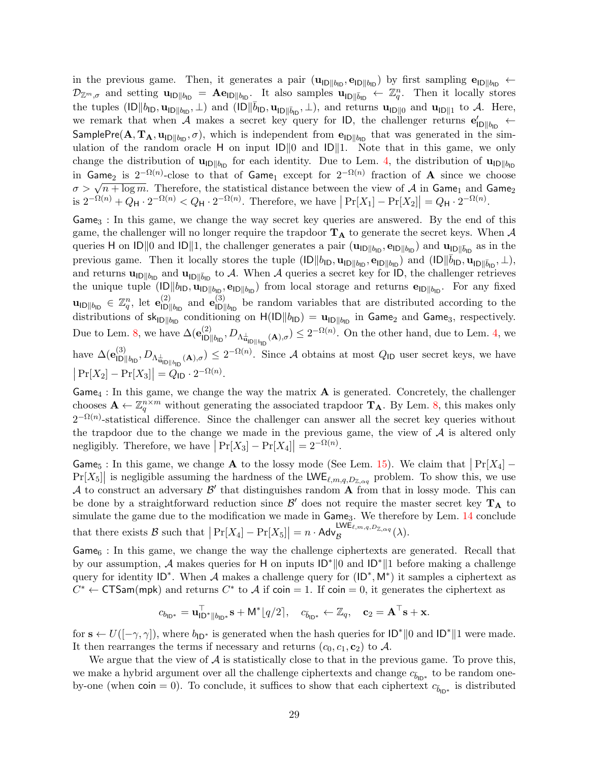in the previous game. Then, it generates a pair $(\mathbf{u}_{\mathsf{ID}\|b_{\mathsf{ID}}}, \mathbf{e}_{\mathsf{ID}\|b_{\mathsf{ID}}})$ by first sampling $\mathbf{e}_{\mathsf{ID}\|b_{\mathsf{ID}}} \leftarrow \mathcal{D}_{\mathbb{Z}^m,\sigma}$ and setting $\mathbf{u}_{\mathsf{ID}\|b_{\mathsf{ID}}} = \mathbf{A}\mathbf{e}_{\mathsf{ID}\|b_{\mathsf{ID}}}$. It also samples $\mathbf{u}_{\mathsf{ID}\|\bar{b}_{\mathsf{ID}}} \leftarrow \mathbb{Z}_q^n$. Then it locally stores the tuples $(\mathsf{ID}\|b_{\mathsf{ID}}, \mathbf{u}_{\mathsf{ID}\|b_{\mathsf{ID}}}, \bot)$ and $(\mathsf{ID}\|\bar{b}_{\mathsf{ID}}, \mathbf{u}_{\mathsf{ID}\|\bar{b}_{\mathsf{ID}}}, \bot)$, and returns $\mathbf{u}_{\mathsf{ID}\|0}$ and $\mathbf{u}_{\mathsf{ID}\|1}$ to $\mathcal{A}$. Here, we remark that when $\mathcal{A}$ makes a secret key query for $\mathsf{ID}$, the challenger returns $\mathbf{e}'_{\mathsf{ID}\|b_{\mathsf{ID}}} \leftarrow \mathsf{SamplePre}(\mathbf{A}, \mathbf{T}_{\mathbf{A}}, \mathbf{u}_{\mathsf{ID}\|b_{\mathsf{ID}}}, \sigma)$, which is independent from $\mathbf{e}_{\mathsf{ID}\|b_{\mathsf{ID}}}$ that was generated in the simulation of the random oracle $\mathsf{H}$ on input $\mathsf{ID}\|0$ and $\mathsf{ID}\|1$. Note that in this game, we only change the distribution of $\mathbf{u}_{\mathsf{ID}\|b_{\mathsf{ID}}}$ for each identity. Due to Lem. 4, the distribution of $\mathbf{u}_{\mathsf{ID}\|b_{\mathsf{ID}}}$ in $\mathsf{Game}_2$ is $2^{-\Omega(n)}$-close to that of $\mathsf{Game}_1$ except for $2^{-\Omega(n)}$ fraction of $\mathbf{A}$ since we choose $\sigma > \sqrt{n + \log m}$. Therefore, the statistical distance between the view of $\mathcal{A}$ in $\mathsf{Game}_1$ and $\mathsf{Game}_2$ is $2^{-\Omega(n)} + Q_{\mathsf{H}} \cdot 2^{-\Omega(n)} < Q_{\mathsf{H}} \cdot 2^{-\Omega(n)}$. Therefore, we have $\big|\Pr[X_1] - \Pr[X_2]\big| = Q_{\mathsf{H}} \cdot 2^{-\Omega(n)}$.

$\mathsf{Game}_3$ : In this game, we change the way secret key queries are answered. By the end of this game, the challenger will no longer require the trapdoor $\mathbf{T}_{\mathbf{A}}$ to generate the secret keys. When $\mathcal{A}$ queries $\mathsf{H}$ on $\mathsf{ID}\|0$ and $\mathsf{ID}\|1$, the challenger generates a pair $(\mathbf{u}_{\mathsf{ID}\|b_{\mathsf{ID}}}, \mathbf{e}_{\mathsf{ID}\|b_{\mathsf{ID}}})$ and $\mathbf{u}_{\mathsf{ID}\|\bar{b}_{\mathsf{ID}}}$ as in the previous game. Then it locally stores the tuple $(\mathsf{ID}\|b_{\mathsf{ID}}, \mathbf{u}_{\mathsf{ID}\|b_{\mathsf{ID}}}, \mathbf{e}_{\mathsf{ID}\|b_{\mathsf{ID}}})$ and $(\mathsf{ID}\|\bar{b}_{\mathsf{ID}}, \mathbf{u}_{\mathsf{ID}\|\bar{b}_{\mathsf{ID}}}, \bot)$, and returns $\mathbf{u}_{\mathsf{ID}\|b_{\mathsf{ID}}}$ and $\mathbf{u}_{\mathsf{ID}\|\bar{b}_{\mathsf{ID}}}$ to $\mathcal{A}$. When $\mathcal{A}$ queries a secret key for $\mathsf{ID}$, the challenger retrieves the unique tuple $(\mathsf{ID}\|b_{\mathsf{ID}}, \mathbf{u}_{\mathsf{ID}\|b_{\mathsf{ID}}}, \mathbf{e}_{\mathsf{ID}\|b_{\mathsf{ID}}})$ from local storage and returns $\mathbf{e}_{\mathsf{ID}\|b_{\mathsf{ID}}}$. For any fixed $\mathbf{u}_{\mathsf{ID}\|b_{\mathsf{ID}}} \in \mathbb{Z}_q^n$, let $\mathbf{e}^{(2)}_{\mathsf{ID}\|b_{\mathsf{ID}}}$ and $\mathbf{e}^{(3)}_{\mathsf{ID}\|b_{\mathsf{ID}}}$ be random variables that are distributed according to the distributions of $\mathsf{sk}_{\mathsf{ID}\|b_{\mathsf{ID}}}$ conditioning on $\mathsf{H}(\mathsf{ID}\|b_{\mathsf{ID}}) = \mathbf{u}_{\mathsf{ID}\|b_{\mathsf{ID}}}$ in $\mathsf{Game}_2$ and $\mathsf{Game}_3$, respectively. Due to Lem. 8, we have $\Delta(\mathbf{e}^{(2)}_{\mathsf{ID}\|b_{\mathsf{ID}}}, D_{\Lambda^{\perp}_{\mathbf{u}_{\mathsf{ID}\|b_{\mathsf{ID}}}}(\mathbf{A}),\sigma}) \le 2^{-\Omega(n)}$. On the other hand, due to Lem. 4, we have $\Delta(\mathbf{e}^{(3)}_{\mathsf{ID}\|b_{\mathsf{ID}}}, D_{\Lambda^{\perp}_{\mathbf{u}_{\mathsf{ID}\|b_{\mathsf{ID}}}}(\mathbf{A}),\sigma}) \le 2^{-\Omega(n)}$. Since $\mathcal{A}$ obtains at most $Q_{\mathsf{ID}}$ user secret keys, we have $\big|\Pr[X_2] - \Pr[X_3]\big| = Q_{\mathsf{ID}} \cdot 2^{-\Omega(n)}$.

$\mathsf{Game}_4$ : In this game, we change the way the matrix $\mathbf{A}$ is generated. Concretely, the challenger chooses $\mathbf{A} \leftarrow \mathbb{Z}_q^{n\times m}$ without generating the associated trapdoor $\mathbf{T}_{\mathbf{A}}$. By Lem. 8, this makes only $2^{-\Omega(n)}$-statistical difference. Since the challenger can answer all the secret key queries without the trapdoor due to the change we made in the previous game, the view of $\mathcal{A}$ is altered only negligibly. Therefore, we have $\big|\Pr[X_3] - \Pr[X_4]\big| = 2^{-\Omega(n)}$.

$\mathsf{Game}_5$ : In this game, we change $\mathbf{A}$ to the lossy mode (See Lem. 15). We claim that $\big|\Pr[X_4] - \Pr[X_5]\big|$ is negligible assuming the hardness of the $\mathsf{LWE}_{\ell,m,q,D_{\mathbb{Z},\alpha q}}$ problem. To show this, we use $\mathcal{A}$ to construct an adversary $\mathcal{B}'$ that distinguishes random $\mathbf{A}$ from that in lossy mode. This can be done by a straightforward reduction since $\mathcal{B}'$ does not require the master secret key $\mathbf{T}_{\mathbf{A}}$ to simulate the game due to the modification we made in $\mathsf{Game}_3$. We therefore by Lem. 14 conclude that there exists $\mathcal{B}$ such that $\big|\Pr[X_4] - \Pr[X_5]\big| = n \cdot \mathsf{Adv}_{\mathcal{B}}^{\mathsf{LWE}_{\ell,m,q,D_{\mathbb{Z},\alpha q}}}(\lambda)$.

$\mathsf{Game}_6$ : In this game, we change the way the challenge ciphertexts are generated. Recall that by our assumption, $\mathcal{A}$ makes queries for $\mathsf{H}$ on inputs $\mathsf{ID}^*\|0$ and $\mathsf{ID}^*\|1$ before making a challenge query for identity $\mathsf{ID}^*$. When $\mathcal{A}$ makes a challenge query for $(\mathsf{ID}^*, \mathsf{M}^*)$ it samples a ciphertext as $C^* \leftarrow \mathsf{CTSam}(\mathsf{mpk})$ and returns $C^*$ to $\mathcal{A}$ if $\mathsf{coin} = 1$. If $\mathsf{coin} = 0$, it generates the ciphertext as

$$c_{b_{\mathsf{ID}^*}} = \mathbf{u}_{\mathsf{ID}^*\|b_{\mathsf{ID}^*}}^{\top}\mathbf{s} + \mathsf{M}^*\lfloor q/2 \rceil, \quad c_{\bar{b}_{\mathsf{ID}^*}} \leftarrow \mathbb{Z}_q, \quad \mathbf{c}_2 = \mathbf{A}^{\top}\mathbf{s} + \mathbf{x}.$$

for $\mathbf{s} \leftarrow U([-\gamma, \gamma])$, where $b_{\mathsf{ID}^*}$ is generated when the hash queries for $\mathsf{ID}^*\|0$ and $\mathsf{ID}^*\|1$ were made. It then rearranges the terms if necessary and returns $(c_0, c_1, \mathbf{c}_2)$ to $\mathcal{A}$.

We argue that the view of $\mathcal{A}$ is statistically close to that in the previous game. To prove this, we make a hybrid argument over all the challenge ciphertexts and change $c_{\bar{b}_{\mathsf{ID}^*}}$ to be random one-by-one (when $\mathsf{coin} = 0$). To conclude, it suffices to show that each ciphertext $c_{\bar{b}_{\mathsf{ID}^*}}$ is distributed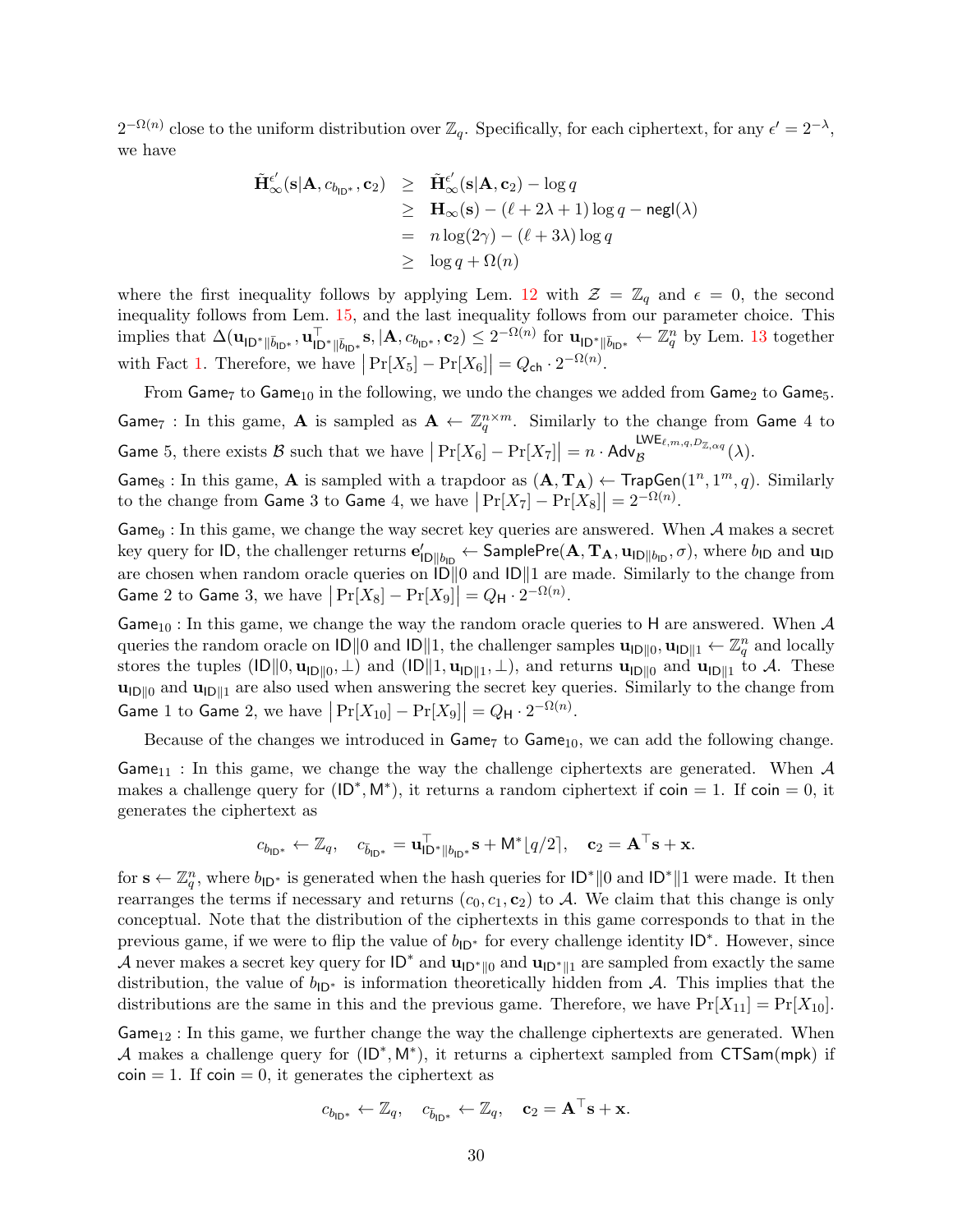$2^{-\Omega(n)}$ close to the uniform distribution over $\mathbb{Z}_q$. Specifically, for each ciphertext, for any $\epsilon' = 2^{-\lambda}$, we have

$$
\begin{aligned}
\tilde{\mathbf{H}}_\infty^{\epsilon'}(\mathbf{s}|\mathbf{A}, c_{b_{\mathsf{ID}^*}}, \mathbf{c}_2) &\geq \tilde{\mathbf{H}}_\infty^{\epsilon'}(\mathbf{s}|\mathbf{A}, \mathbf{c}_2) - \log q \\
&\geq \mathbf{H}_\infty(\mathbf{s}) - (\ell + 2\lambda + 1)\log q - \mathsf{negl}(\lambda) \\
&= n\log(2\gamma) - (\ell + 3\lambda)\log q \\
&\geq \log q + \Omega(n)
\end{aligned}
$$

where the first inequality follows by applying Lem. 12 with $\mathcal{Z} = \mathbb{Z}_q$ and $\epsilon = 0$, the second inequality follows from Lem. 15, and the last inequality follows from our parameter choice. This implies that $\Delta(\mathbf{u}_{\mathsf{ID}^*\|\bar{b}_{\mathsf{ID}^*}}, \mathbf{u}_{\mathsf{ID}^*\|\bar{b}_{\mathsf{ID}^*}}^\top \mathbf{s}, |\mathbf{A}, c_{b_{\mathsf{ID}^*}}, \mathbf{c}_2) \leq 2^{-\Omega(n)}$ for $\mathbf{u}_{\mathsf{ID}^*\|\bar{b}_{\mathsf{ID}^*}} \leftarrow \mathbb{Z}_q^n$ by Lem. 13 together with Fact 1. Therefore, we have $\big|\Pr[X_5] - \Pr[X_6]\big| = Q_{\mathsf{ch}} \cdot 2^{-\Omega(n)}$.

From $\mathsf{Game}_7$ to $\mathsf{Game}_{10}$ in the following, we undo the changes we added from $\mathsf{Game}_2$ to $\mathsf{Game}_5$.

$\mathsf{Game}_7$ : In this game, $\mathbf{A}$ is sampled as $\mathbf{A} \leftarrow \mathbb{Z}_q^{n\times m}$. Similarly to the change from $\mathsf{Game}$ 4 to $\mathsf{Game}$ 5, there exists $\mathcal{B}$ such that we have $\big|\Pr[X_6] - \Pr[X_7]\big| = n \cdot \mathsf{Adv}_{\mathcal{B}}^{\mathsf{LWE}_{\ell,m,q,D_{\mathbb{Z},\alpha q}}}(\lambda)$.

$\mathsf{Game}_8$ : In this game, $\mathbf{A}$ is sampled with a trapdoor as $(\mathbf{A}, \mathbf{T}_{\mathbf{A}}) \leftarrow \mathsf{TrapGen}(1^n, 1^m, q)$. Similarly to the change from $\mathsf{Game}$ 3 to $\mathsf{Game}$ 4, we have $\big|\Pr[X_7] - \Pr[X_8]\big| = 2^{-\Omega(n)}$.

$\mathsf{Game}_9$ : In this game, we change the way secret key queries are answered. When $\mathcal{A}$ makes a secret key query for $\mathsf{ID}$, the challenger returns $\mathbf{e}'_{\mathsf{ID}\|b_{\mathsf{ID}}} \leftarrow \mathsf{SamplePre}(\mathbf{A}, \mathbf{T}_{\mathbf{A}}, \mathbf{u}_{\mathsf{ID}\|b_{\mathsf{ID}}}, \sigma)$, where $b_{\mathsf{ID}}$ and $\mathbf{u}_{\mathsf{ID}}$ are chosen when random oracle queries on $\mathsf{ID}\|0$ and $\mathsf{ID}\|1$ are made. Similarly to the change from $\mathsf{Game}$ 2 to $\mathsf{Game}$ 3, we have $\big|\Pr[X_8] - \Pr[X_9]\big| = Q_{\mathsf{H}} \cdot 2^{-\Omega(n)}$.

$\mathsf{Game}_{10}$ : In this game, we change the way the random oracle queries to $\mathsf{H}$ are answered. When $\mathcal{A}$ queries the random oracle on $\mathsf{ID}\|0$ and $\mathsf{ID}\|1$, the challenger samples $\mathbf{u}_{\mathsf{ID}\|0}, \mathbf{u}_{\mathsf{ID}\|1} \leftarrow \mathbb{Z}_q^n$ and locally stores the tuples $(\mathsf{ID}\|0, \mathbf{u}_{\mathsf{ID}\|0}, \perp)$ and $(\mathsf{ID}\|1, \mathbf{u}_{\mathsf{ID}\|1}, \perp)$, and returns $\mathbf{u}_{\mathsf{ID}\|0}$ and $\mathbf{u}_{\mathsf{ID}\|1}$ to $\mathcal{A}$. These $\mathbf{u}_{\mathsf{ID}\|0}$ and $\mathbf{u}_{\mathsf{ID}\|1}$ are also used when answering the secret key queries. Similarly to the change from $\mathsf{Game}$ 1 to $\mathsf{Game}$ 2, we have $\big|\Pr[X_{10}] - \Pr[X_9]\big| = Q_{\mathsf{H}} \cdot 2^{-\Omega(n)}$.

Because of the changes we introduced in $\mathsf{Game}_7$ to $\mathsf{Game}_{10}$, we can add the following change.

$\mathsf{Game}_{11}$ : In this game, we change the way the challenge ciphertexts are generated. When $\mathcal{A}$ makes a challenge query for $(\mathsf{ID}^*, \mathsf{M}^*)$, it returns a random ciphertext if $\mathsf{coin} = 1$. If $\mathsf{coin} = 0$, it generates the ciphertext as

$$
c_{b_{\mathsf{ID}^*}} \leftarrow \mathbb{Z}_q, \quad c_{\bar{b}_{\mathsf{ID}^*}} = \mathbf{u}_{\mathsf{ID}^*\|b_{\mathsf{ID}^*}}^\top \mathbf{s} + \mathsf{M}^*\lfloor q/2 \rceil, \quad \mathbf{c}_2 = \mathbf{A}^\top \mathbf{s} + \mathbf{x}.
$$

for $\mathbf{s} \leftarrow \mathbb{Z}_q^n$, where $b_{\mathsf{ID}^*}$ is generated when the hash queries for $\mathsf{ID}^*\|0$ and $\mathsf{ID}^*\|1$ were made. It then rearranges the terms if necessary and returns $(c_0, c_1, \mathbf{c}_2)$ to $\mathcal{A}$. We claim that this change is only conceptual. Note that the distribution of the ciphertexts in this game corresponds to that in the previous game, if we were to flip the value of $b_{\mathsf{ID}^*}$ for every challenge identity $\mathsf{ID}^*$. However, since $\mathcal{A}$ never makes a secret key query for $\mathsf{ID}^*$ and $\mathbf{u}_{\mathsf{ID}^*\|0}$ and $\mathbf{u}_{\mathsf{ID}^*\|1}$ are sampled from exactly the same distribution, the value of $b_{\mathsf{ID}^*}$ is information theoretically hidden from $\mathcal{A}$. This implies that the distributions are the same in this and the previous game. Therefore, we have $\Pr[X_{11}] = \Pr[X_{10}]$.

$\mathsf{Game}_{12}$ : In this game, we further change the way the challenge ciphertexts are generated. When $\mathcal{A}$ makes a challenge query for $(\mathsf{ID}^*, \mathsf{M}^*)$, it returns a ciphertext sampled from $\mathsf{CTSam}(\mathsf{mpk})$ if $\mathsf{coin} = 1$. If $\mathsf{coin} = 0$, it generates the ciphertext as

$$
c_{b_{\mathsf{ID}^*}} \leftarrow \mathbb{Z}_q, \quad c_{\bar{b}_{\mathsf{ID}^*}} \leftarrow \mathbb{Z}_q, \quad \mathbf{c}_2 = \mathbf{A}^\top \mathbf{s} + \mathbf{x}.
$$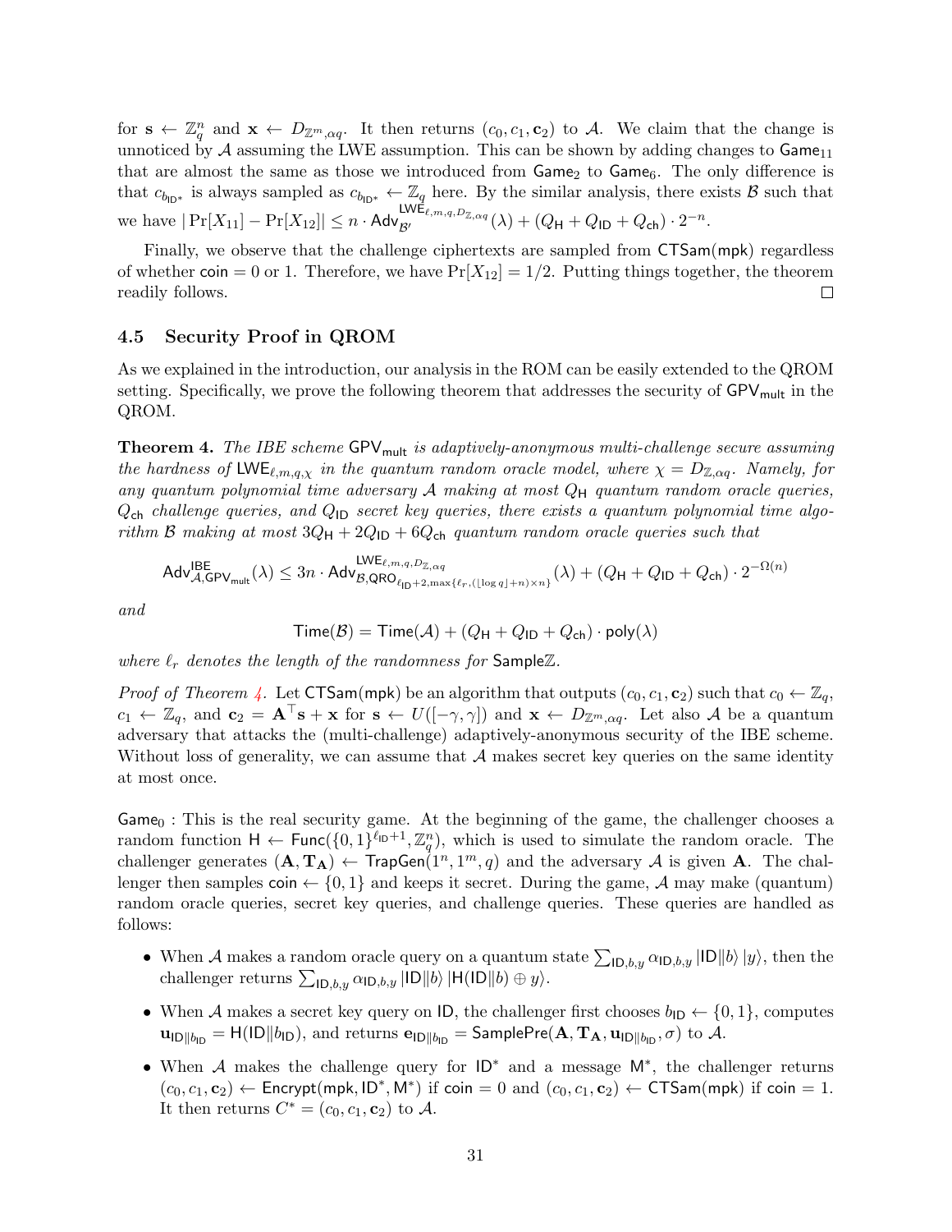for $\mathbf{s} \leftarrow \mathbb{Z}_q^n$ and $\mathbf{x} \leftarrow D_{\mathbb{Z}^m,\alpha q}$. It then returns $(c_0, c_1, \mathbf{c}_2)$ to $\mathcal{A}$. We claim that the change is unnoticed by $\mathcal{A}$ assuming the LWE assumption. This can be shown by adding changes to $\mathsf{Game}_{11}$ that are almost the same as those we introduced from $\mathsf{Game}_2$ to $\mathsf{Game}_6$. The only difference is that $c_{b_{\mathsf{ID}^*}}$ is always sampled as $c_{b_{\mathsf{ID}^*}} \leftarrow \mathbb{Z}_q$ here. By the similar analysis, there exists $\mathcal{B}$ such that we have $|\Pr[X_{11}] - \Pr[X_{12}]| \leq n \cdot \mathsf{Adv}_{\mathcal{B}'}^{\mathsf{LWE}_{\ell,m,q,D_{\mathbb{Z},\alpha q}}}(\lambda) + (Q_{\mathsf{H}} + Q_{\mathsf{ID}} + Q_{\mathsf{ch}}) \cdot 2^{-n}$.

Finally, we observe that the challenge ciphertexts are sampled from $\mathsf{CTSam}(\mathsf{mpk})$ regardless of whether $\mathsf{coin} = 0$ or 1. Therefore, we have $\Pr[X_{12}] = 1/2$. Putting things together, the theorem readily follows. $\square$

### 4.5 Security Proof in QROM

As we explained in the introduction, our analysis in the ROM can be easily extended to the QROM setting. Specifically, we prove the following theorem that addresses the security of $\mathsf{GPV}_{\mathsf{mult}}$ in the QROM.

**Theorem 4.** *The IBE scheme $\mathsf{GPV}_{\mathsf{mult}}$ is adaptively-anonymous multi-challenge secure assuming the hardness of $\mathsf{LWE}_{\ell,m,q,\chi}$ in the quantum random oracle model, where $\chi = D_{\mathbb{Z},\alpha q}$. Namely, for any quantum polynomial time adversary $\mathcal{A}$ making at most $Q_{\mathsf{H}}$ quantum random oracle queries, $Q_{\mathsf{ch}}$ challenge queries, and $Q_{\mathsf{ID}}$ secret key queries, there exists a quantum polynomial time algorithm $\mathcal{B}$ making at most $3Q_{\mathsf{H}} + 2Q_{\mathsf{ID}} + 6Q_{\mathsf{ch}}$ quantum random oracle queries such that*

$$\mathsf{Adv}_{\mathcal{A},\mathsf{GPV}_{\mathsf{mult}}}^{\mathsf{IBE}}(\lambda) \leq 3n \cdot \mathsf{Adv}_{\mathcal{B},\mathsf{QRO}_{\ell_{\mathsf{ID}}+2,\max\{\ell_r,(\lfloor \log q \rfloor + n)\times n\}}}^{\mathsf{LWE}_{\ell,m,q,D_{\mathbb{Z},\alpha q}}}(\lambda) + (Q_{\mathsf{H}} + Q_{\mathsf{ID}} + Q_{\mathsf{ch}}) \cdot 2^{-\Omega(n)}$$

*and*

$$\mathsf{Time}(\mathcal{B}) = \mathsf{Time}(\mathcal{A}) + (Q_{\mathsf{H}} + Q_{\mathsf{ID}} + Q_{\mathsf{ch}}) \cdot \mathsf{poly}(\lambda)$$

*where $\ell_r$ denotes the length of the randomness for $\mathsf{Sample}\mathbb{Z}$.*

*Proof of Theorem 4.* Let $\mathsf{CTSam}(\mathsf{mpk})$ be an algorithm that outputs $(c_0, c_1, \mathbf{c}_2)$ such that $c_0 \leftarrow \mathbb{Z}_q$, $c_1 \leftarrow \mathbb{Z}_q$, and $\mathbf{c}_2 = \mathbf{A}^\top \mathbf{s} + \mathbf{x}$ for $\mathbf{s} \leftarrow U([-\gamma, \gamma])$ and $\mathbf{x} \leftarrow D_{\mathbb{Z}^m,\alpha q}$. Let also $\mathcal{A}$ be a quantum adversary that attacks the (multi-challenge) adaptively-anonymous security of the IBE scheme. Without loss of generality, we can assume that $\mathcal{A}$ makes secret key queries on the same identity at most once.

$\mathsf{Game}_0$ : This is the real security game. At the beginning of the game, the challenger chooses a random function $\mathsf{H} \leftarrow \mathsf{Func}(\{0,1\}^{\ell_{\mathsf{ID}}+1}, \mathbb{Z}_q^n)$, which is used to simulate the random oracle. The challenger generates $(\mathbf{A}, \mathbf{T}_{\mathbf{A}}) \leftarrow \mathsf{TrapGen}(1^n, 1^m, q)$ and the adversary $\mathcal{A}$ is given $\mathbf{A}$. The challenger then samples $\mathsf{coin} \leftarrow \{0,1\}$ and keeps it secret. During the game, $\mathcal{A}$ may make (quantum) random oracle queries, secret key queries, and challenge queries. These queries are handled as follows:

- When $\mathcal{A}$ makes a random oracle query on a quantum state $\sum_{\mathsf{ID},b,y} \alpha_{\mathsf{ID},b,y} |\mathsf{ID}\|b\rangle |y\rangle$, then the challenger returns $\sum_{\mathsf{ID},b,y} \alpha_{\mathsf{ID},b,y} |\mathsf{ID}\|b\rangle |\mathsf{H}(\mathsf{ID}\|b) \oplus y\rangle$.
- When $\mathcal{A}$ makes a secret key query on $\mathsf{ID}$, the challenger first chooses $b_{\mathsf{ID}} \leftarrow \{0,1\}$, computes $\mathbf{u}_{\mathsf{ID}\|b_{\mathsf{ID}}} = \mathsf{H}(\mathsf{ID}\|b_{\mathsf{ID}})$, and returns $\mathbf{e}_{\mathsf{ID}\|b_{\mathsf{ID}}} = \mathsf{SamplePre}(\mathbf{A}, \mathbf{T}_{\mathbf{A}}, \mathbf{u}_{\mathsf{ID}\|b_{\mathsf{ID}}}, \sigma)$ to $\mathcal{A}$.
- When $\mathcal{A}$ makes the challenge query for $\mathsf{ID}^*$ and a message $\mathsf{M}^*$, the challenger returns $(c_0, c_1, \mathbf{c}_2) \leftarrow \mathsf{Encrypt}(\mathsf{mpk}, \mathsf{ID}^*, \mathsf{M}^*)$ if $\mathsf{coin} = 0$ and $(c_0, c_1, \mathbf{c}_2) \leftarrow \mathsf{CTSam}(\mathsf{mpk})$ if $\mathsf{coin} = 1$. It then returns $C^* = (c_0, c_1, \mathbf{c}_2)$ to $\mathcal{A}$.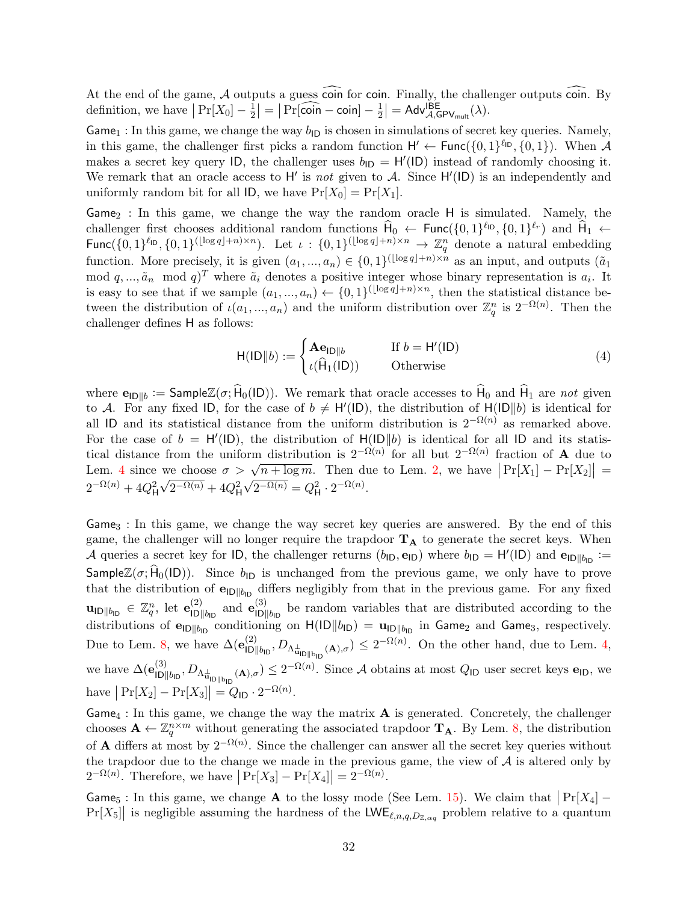At the end of the game, $\mathcal{A}$ outputs a guess $\widehat{\mathsf{coin}}$ for $\mathsf{coin}$. Finally, the challenger outputs $\widehat{\mathsf{coin}}$. By definition, we have $\left|\Pr[X_0] - \frac{1}{2}\right| = \left|\Pr[\widehat{\mathsf{coin}} - \mathsf{coin}] - \frac{1}{2}\right| = \mathsf{Adv}^{\mathsf{IBE}}_{\mathcal{A},\mathsf{GPV}_{\mathsf{mult}}}(\lambda)$.

$\mathsf{Game}_1$ : In this game, we change the way $b_{\mathsf{ID}}$ is chosen in simulations of secret key queries. Namely, in this game, the challenger first picks a random function $\mathsf{H}' \leftarrow \mathsf{Func}(\{0,1\}^{\ell_{\mathsf{ID}}}, \{0,1\})$. When $\mathcal{A}$ makes a secret key query $\mathsf{ID}$, the challenger uses $b_{\mathsf{ID}} = \mathsf{H}'(\mathsf{ID})$ instead of randomly choosing it. We remark that an oracle access to $\mathsf{H}'$ is *not* given to $\mathcal{A}$. Since $\mathsf{H}'(\mathsf{ID})$ is an independently and uniformly random bit for all $\mathsf{ID}$, we have $\Pr[X_0] = \Pr[X_1]$.

$\mathsf{Game}_2$ : In this game, we change the way the random oracle $\mathsf{H}$ is simulated. Namely, the challenger first chooses additional random functions $\widehat{\mathsf{H}}_0 \leftarrow \mathsf{Func}(\{0,1\}^{\ell_{\mathsf{ID}}}, \{0,1\}^{\ell_r})$ and $\widehat{\mathsf{H}}_1 \leftarrow \mathsf{Func}(\{0,1\}^{\ell_{\mathsf{ID}}}, \{0,1\}^{(\lfloor \log q \rfloor + n)\times n})$. Let $\iota : \{0,1\}^{(\lfloor \log q \rfloor + n)\times n} \rightarrow \mathbb{Z}_q^n$ denote a natural embedding function. More precisely, it is given $(a_1, ..., a_n) \in \{0,1\}^{(\lfloor \log q \rfloor + n)\times n}$ as an input, and outputs $(\tilde{a}_1 \mod q, ..., \tilde{a}_n \mod q)^T$ where $\tilde{a}_i$ denotes a positive integer whose binary representation is $a_i$. It is easy to see that if we sample $(a_1, ..., a_n) \leftarrow \{0,1\}^{(\lfloor \log q \rfloor + n)\times n}$, then the statistical distance between the distribution of $\iota(a_1, ..., a_n)$ and the uniform distribution over $\mathbb{Z}_q^n$ is $2^{-\Omega(n)}$. Then the challenger defines $\mathsf{H}$ as follows:

$$\mathsf{H}(\mathsf{ID}\|b) := \begin{cases} \mathbf{A}\mathbf{e}_{\mathsf{ID}\|b} & \text{If } b = \mathsf{H}'(\mathsf{ID}) \\ \iota(\widehat{\mathsf{H}}_1(\mathsf{ID})) & \text{Otherwise} \end{cases} \tag{4}$$

where $\mathbf{e}_{\mathsf{ID}\|b} := \mathsf{SampleZ}(\sigma; \widehat{\mathsf{H}}_0(\mathsf{ID}))$. We remark that oracle accesses to $\widehat{\mathsf{H}}_0$ and $\widehat{\mathsf{H}}_1$ are *not* given to $\mathcal{A}$. For any fixed $\mathsf{ID}$, for the case of $b \neq \mathsf{H}'(\mathsf{ID})$, the distribution of $\mathsf{H}(\mathsf{ID}\|b)$ is identical for all $\mathsf{ID}$ and its statistical distance from the uniform distribution is $2^{-\Omega(n)}$ as remarked above. For the case of $b = \mathsf{H}'(\mathsf{ID})$, the distribution of $\mathsf{H}(\mathsf{ID}\|b)$ is identical for all $\mathsf{ID}$ and its statistical distance from the uniform distribution is $2^{-\Omega(n)}$ for all but $2^{-\Omega(n)}$ fraction of $\mathbf{A}$ due to Lem. 4 since we choose $\sigma > \sqrt{n + \log m}$. Then due to Lem. 2, we have $\left|\Pr[X_1] - \Pr[X_2]\right| = 2^{-\Omega(n)} + 4Q_{\mathsf{H}}^2\sqrt{2^{-\Omega(n)}} + 4Q_{\mathsf{H}}^2\sqrt{2^{-\Omega(n)}} = Q_{\mathsf{H}}^2 \cdot 2^{-\Omega(n)}$.

$\mathsf{Game}_3$ : In this game, we change the way secret key queries are answered. By the end of this game, the challenger will no longer require the trapdoor $\mathbf{T}_{\mathbf{A}}$ to generate the secret keys. When $\mathcal{A}$ queries a secret key for $\mathsf{ID}$, the challenger returns $(b_{\mathsf{ID}}, \mathbf{e}_{\mathsf{ID}})$ where $b_{\mathsf{ID}} = \mathsf{H}'(\mathsf{ID})$ and $\mathbf{e}_{\mathsf{ID}\|b_{\mathsf{ID}}} := \mathsf{SampleZ}(\sigma; \widehat{\mathsf{H}}_0(\mathsf{ID}))$. Since $b_{\mathsf{ID}}$ is unchanged from the previous game, we only have to prove that the distribution of $\mathbf{e}_{\mathsf{ID}\|b_{\mathsf{ID}}}$ differs negligibly from that in the previous game. For any fixed $\mathbf{u}_{\mathsf{ID}\|b_{\mathsf{ID}}} \in \mathbb{Z}_q^n$, let $\mathbf{e}^{(2)}_{\mathsf{ID}\|b_{\mathsf{ID}}}$ and $\mathbf{e}^{(3)}_{\mathsf{ID}\|b_{\mathsf{ID}}}$ be random variables that are distributed according to the distributions of $\mathbf{e}_{\mathsf{ID}\|b_{\mathsf{ID}}}$ conditioning on $\mathsf{H}(\mathsf{ID}\|b_{\mathsf{ID}}) = \mathbf{u}_{\mathsf{ID}\|b_{\mathsf{ID}}}$ in $\mathsf{Game}_2$ and $\mathsf{Game}_3$, respectively. Due to Lem. 8, we have $\Delta(\mathbf{e}^{(2)}_{\mathsf{ID}\|b_{\mathsf{ID}}}, D_{\Lambda^{\perp}_{\mathbf{u}_{\mathsf{ID}\|b_{\mathsf{ID}}}}(\mathbf{A}),\sigma}) \leq 2^{-\Omega(n)}$. On the other hand, due to Lem. 4, we have $\Delta(\mathbf{e}^{(3)}_{\mathsf{ID}\|b_{\mathsf{ID}}}, D_{\Lambda^{\perp}_{\mathbf{u}_{\mathsf{ID}\|b_{\mathsf{ID}}}}(\mathbf{A}),\sigma}) \leq 2^{-\Omega(n)}$. Since $\mathcal{A}$ obtains at most $Q_{\mathsf{ID}}$ user secret keys $\mathbf{e}_{\mathsf{ID}}$, we have $\left|\Pr[X_2] - \Pr[X_3]\right| = Q_{\mathsf{ID}} \cdot 2^{-\Omega(n)}$.

$\mathsf{Game}_4$ : In this game, we change the way the matrix $\mathbf{A}$ is generated. Concretely, the challenger chooses $\mathbf{A} \leftarrow \mathbb{Z}_q^{n\times m}$ without generating the associated trapdoor $\mathbf{T}_{\mathbf{A}}$. By Lem. 8, the distribution of $\mathbf{A}$ differs at most by $2^{-\Omega(n)}$. Since the challenger can answer all the secret key queries without the trapdoor due to the change we made in the previous game, the view of $\mathcal{A}$ is altered only by $2^{-\Omega(n)}$. Therefore, we have $\left|\Pr[X_3] - \Pr[X_4]\right| = 2^{-\Omega(n)}$.

$\mathsf{Game}_5$ : In this game, we change $\mathbf{A}$ to the lossy mode (See Lem. 15). We claim that $\left|\Pr[X_4] - \Pr[X_5]\right|$ is negligible assuming the hardness of the $\mathsf{LWE}_{\ell,n,q,D_{\mathbb{Z},\alpha q}}$ problem relative to a quantum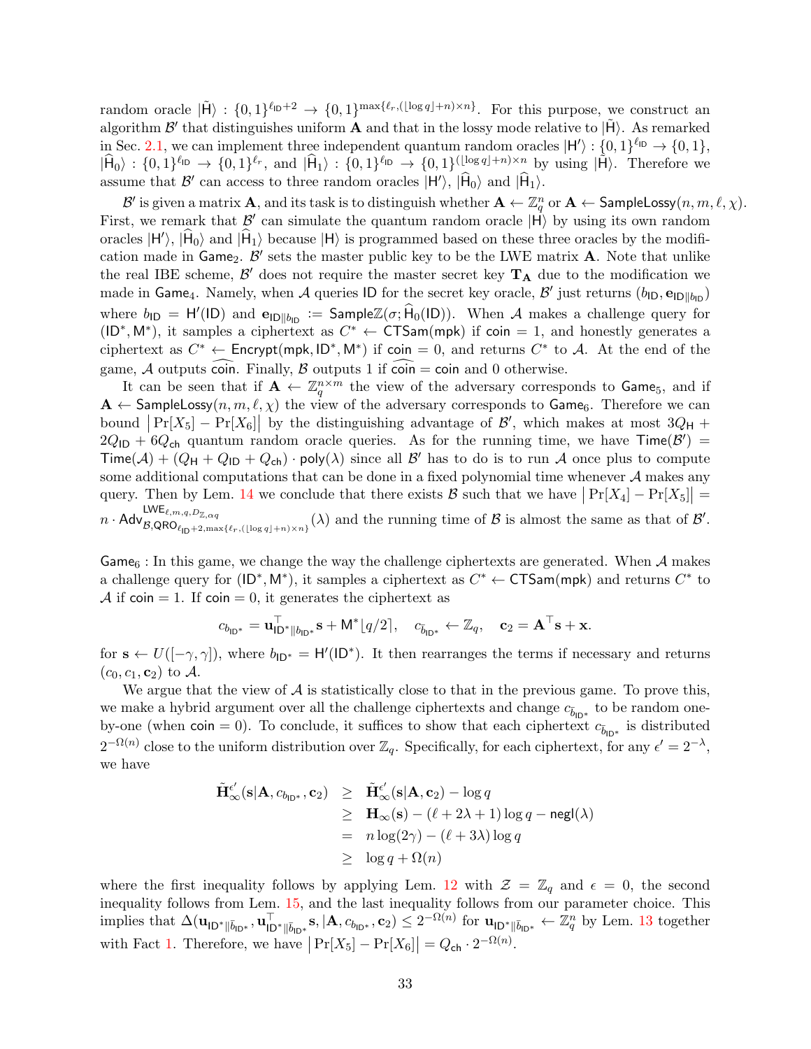random oracle $|\tilde{\mathsf{H}}\rangle : \{0,1\}^{\ell_{\mathsf{ID}}+2} \to \{0,1\}^{\max\{\ell_r, (\lfloor \log q \rfloor + n) \times n\}}$. For this purpose, we construct an algorithm $\mathcal{B}'$ that distinguishes uniform $\mathbf{A}$ and that in the lossy mode relative to $|\tilde{\mathsf{H}}\rangle$. As remarked in Sec. 2.1, we can implement three independent quantum random oracles $|\mathsf{H}'\rangle : \{0,1\}^{\ell_{\mathsf{ID}}} \to \{0,1\}$, $|\widehat{\mathsf{H}}_0\rangle : \{0,1\}^{\ell_{\mathsf{ID}}} \to \{0,1\}^{\ell_r}$, and $|\widehat{\mathsf{H}}_1\rangle : \{0,1\}^{\ell_{\mathsf{ID}}} \to \{0,1\}^{(\lfloor \log q \rfloor + n) \times n}$ by using $|\tilde{\mathsf{H}}\rangle$. Therefore we assume that $\mathcal{B}'$ can access to three random oracles $|\mathsf{H}'\rangle$, $|\widehat{\mathsf{H}}_0\rangle$ and $|\widehat{\mathsf{H}}_1\rangle$.

$\mathcal{B}'$ is given a matrix $\mathbf{A}$, and its task is to distinguish whether $\mathbf{A} \leftarrow \mathbb{Z}_q^n$ or $\mathbf{A} \leftarrow \mathsf{SampleLossy}(n, m, \ell, \chi)$. First, we remark that $\mathcal{B}'$ can simulate the quantum random oracle $|\mathsf{H}\rangle$ by using its own random oracles $|\mathsf{H}'\rangle$, $|\widehat{\mathsf{H}}_0\rangle$ and $|\widehat{\mathsf{H}}_1\rangle$ because $|\mathsf{H}\rangle$ is programmed based on these three oracles by the modification made in $\mathsf{Game}_2$. $\mathcal{B}'$ sets the master public key to be the LWE matrix $\mathbf{A}$. Note that unlike the real IBE scheme, $\mathcal{B}'$ does not require the master secret key $\mathbf{T}_{\mathbf{A}}$ due to the modification we made in $\mathsf{Game}_4$. Namely, when $\mathcal{A}$ queries $\mathsf{ID}$ for the secret key oracle, $\mathcal{B}'$ just returns $(b_{\mathsf{ID}}, \mathbf{e}_{\mathsf{ID}\|b_{\mathsf{ID}}})$ where $b_{\mathsf{ID}} = \mathsf{H}'(\mathsf{ID})$ and $\mathbf{e}_{\mathsf{ID}\|b_{\mathsf{ID}}} := \mathsf{Sample}\mathbb{Z}(\sigma; \widehat{\mathsf{H}}_0(\mathsf{ID}))$. When $\mathcal{A}$ makes a challenge query for $(\mathsf{ID}^*, \mathsf{M}^*)$, it samples a ciphertext as $C^* \leftarrow \mathsf{CTSam}(\mathsf{mpk})$ if $\mathsf{coin} = 1$, and honestly generates a ciphertext as $C^* \leftarrow \mathsf{Encrypt}(\mathsf{mpk}, \mathsf{ID}^*, \mathsf{M}^*)$ if $\mathsf{coin} = 0$, and returns $C^*$ to $\mathcal{A}$. At the end of the game, $\mathcal{A}$ outputs $\widehat{\mathsf{coin}}$. Finally, $\mathcal{B}$ outputs 1 if $\widehat{\mathsf{coin}} = \mathsf{coin}$ and 0 otherwise.

It can be seen that if $\mathbf{A} \leftarrow \mathbb{Z}_q^{n \times m}$ the view of the adversary corresponds to $\mathsf{Game}_5$, and if $\mathbf{A} \leftarrow \mathsf{SampleLossy}(n, m, \ell, \chi)$ the view of the adversary corresponds to $\mathsf{Game}_6$. Therefore we can bound $\left|\Pr[X_5] - \Pr[X_6]\right|$ by the distinguishing advantage of $\mathcal{B}'$, which makes at most $3Q_{\mathsf{H}} + 2Q_{\mathsf{ID}} + 6Q_{\mathsf{ch}}$ quantum random oracle queries. As for the running time, we have $\mathsf{Time}(\mathcal{B}') = \mathsf{Time}(\mathcal{A}) + (Q_{\mathsf{H}} + Q_{\mathsf{ID}} + Q_{\mathsf{ch}}) \cdot \mathsf{poly}(\lambda)$ since all $\mathcal{B}'$ has to do is to run $\mathcal{A}$ once plus to compute some additional computations that can be done in a fixed polynomial time whenever $\mathcal{A}$ makes any query. Then by Lem. 14 we conclude that there exists $\mathcal{B}$ such that we have $\left|\Pr[X_4] - \Pr[X_5]\right| = n \cdot \mathsf{Adv}^{\mathsf{LWE}_{\ell,m,q,D_{\mathbb{Z},\alpha q}}}_{\mathcal{B},\mathsf{QRO}_{\ell_{\mathsf{ID}}+2,\max\{\ell_r,(\lfloor \log q \rfloor+n)\times n\}}}(\lambda)$ and the running time of $\mathcal{B}$ is almost the same as that of $\mathcal{B}'$.

$\mathsf{Game}_6$ : In this game, we change the way the challenge ciphertexts are generated. When $\mathcal{A}$ makes a challenge query for $(\mathsf{ID}^*, \mathsf{M}^*)$, it samples a ciphertext as $C^* \leftarrow \mathsf{CTSam}(\mathsf{mpk})$ and returns $C^*$ to $\mathcal{A}$ if $\mathsf{coin} = 1$. If $\mathsf{coin} = 0$, it generates the ciphertext as

$$c_{b_{\mathsf{ID}^*}} = \mathbf{u}_{\mathsf{ID}^*\|b_{\mathsf{ID}^*}}^\top \mathbf{s} + \mathsf{M}^* \lfloor q/2 \rceil, \quad c_{\bar{b}_{\mathsf{ID}^*}} \leftarrow \mathbb{Z}_q, \quad \mathbf{c}_2 = \mathbf{A}^\top \mathbf{s} + \mathbf{x}.$$

for $\mathbf{s} \leftarrow U([-\gamma, \gamma])$, where $b_{\mathsf{ID}^*} = \mathsf{H}'(\mathsf{ID}^*)$. It then rearranges the terms if necessary and returns $(c_0, c_1, \mathbf{c}_2)$ to $\mathcal{A}$.

We argue that the view of $\mathcal{A}$ is statistically close to that in the previous game. To prove this, we make a hybrid argument over all the challenge ciphertexts and change $c_{\bar{b}_{\mathsf{ID}^*}}$ to be random one-by-one (when $\mathsf{coin} = 0$). To conclude, it suffices to show that each ciphertext $c_{\bar{b}_{\mathsf{ID}^*}}$ is distributed $2^{-\Omega(n)}$ close to the uniform distribution over $\mathbb{Z}_q$. Specifically, for each ciphertext, for any $\epsilon' = 2^{-\lambda}$, we have

$$\begin{aligned}
\tilde{\mathbf{H}}_\infty^{\epsilon'}(\mathbf{s} | \mathbf{A}, c_{b_{\mathsf{ID}^*}}, \mathbf{c}_2) &\geq \tilde{\mathbf{H}}_\infty^{\epsilon'}(\mathbf{s} | \mathbf{A}, \mathbf{c}_2) - \log q \\
&\geq \mathbf{H}_\infty(\mathbf{s}) - (\ell + 2\lambda + 1)\log q - \mathsf{negl}(\lambda) \\
&= n \log(2\gamma) - (\ell + 3\lambda) \log q \\
&\geq \log q + \Omega(n)
\end{aligned}$$

where the first inequality follows by applying Lem. 12 with $\mathcal{Z} = \mathbb{Z}_q$ and $\epsilon = 0$, the second inequality follows from Lem. 15, and the last inequality follows from our parameter choice. This implies that $\Delta(\mathbf{u}_{\mathsf{ID}^*\|\bar{b}_{\mathsf{ID}^*}}, \mathbf{u}_{\mathsf{ID}^*\|\bar{b}_{\mathsf{ID}^*}}^\top \mathbf{s}, |\mathbf{A}, c_{b_{\mathsf{ID}^*}}, \mathbf{c}_2) \leq 2^{-\Omega(n)}$ for $\mathbf{u}_{\mathsf{ID}^*\|\bar{b}_{\mathsf{ID}^*}} \leftarrow \mathbb{Z}_q^n$ by Lem. 13 together with Fact 1. Therefore, we have $\left|\Pr[X_5] - \Pr[X_6]\right| = Q_{\mathsf{ch}} \cdot 2^{-\Omega(n)}$.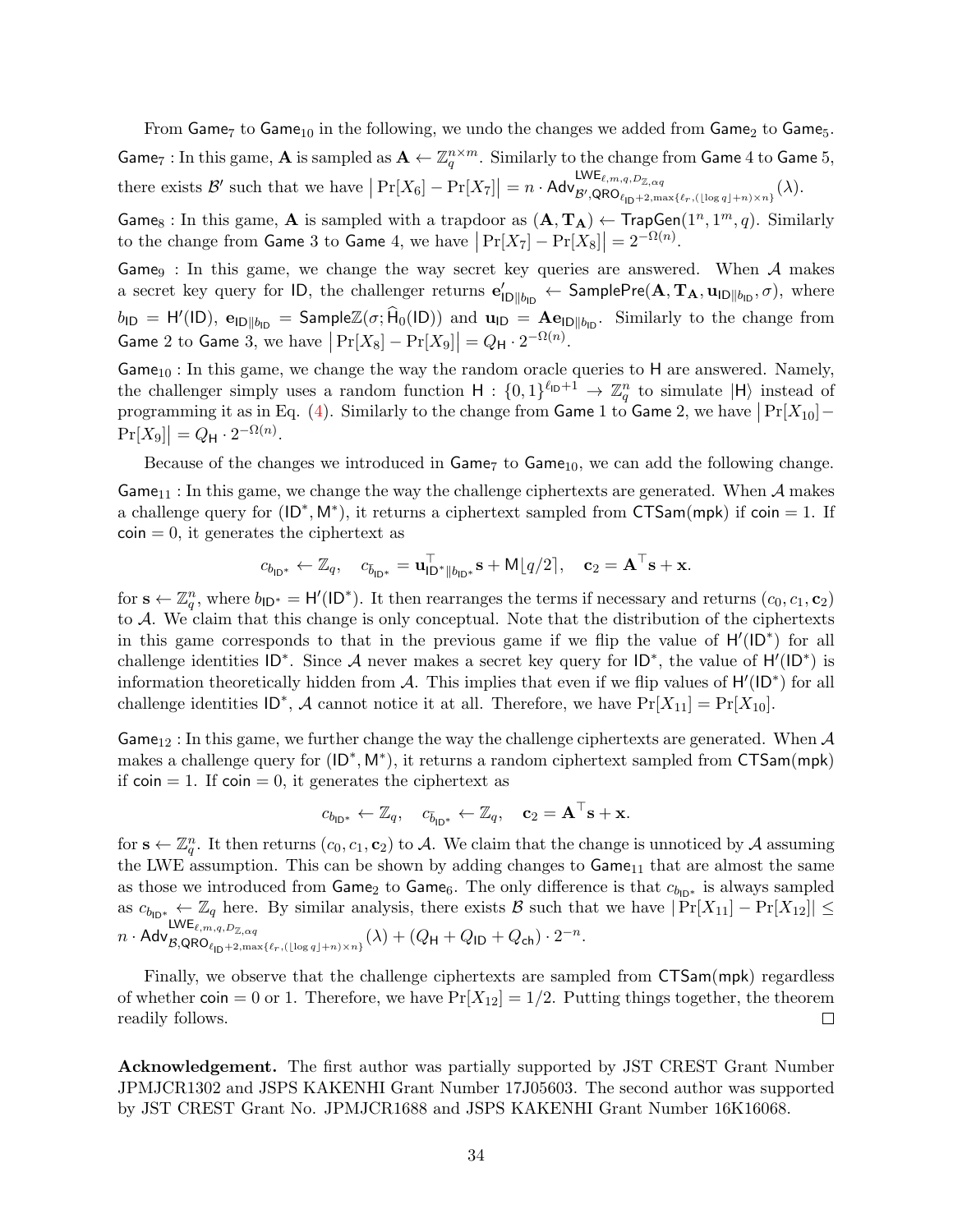From $\mathsf{Game}_7$ to $\mathsf{Game}_{10}$ in the following, we undo the changes we added from $\mathsf{Game}_2$ to $\mathsf{Game}_5$.

$\mathsf{Game}_7$ : In this game, $\mathbf{A}$ is sampled as $\mathbf{A} \leftarrow \mathbb{Z}_q^{n\times m}$. Similarly to the change from $\mathsf{Game}$ 4 to $\mathsf{Game}$ 5, there exists $\mathcal{B}'$ such that we have $\big|\Pr[X_6] - \Pr[X_7]\big| = n \cdot \mathsf{Adv}^{\mathsf{LWE}_{\ell,m,q,D_{\mathbb{Z},\alpha q}}}_{\mathcal{B}',\mathsf{QRO}_{\ell_{\mathsf{ID}}+2,\max\{\ell_r,(\lfloor \log q\rfloor+n)\times n\}}}(\lambda)$.

$\mathsf{Game}_8$ : In this game, $\mathbf{A}$ is sampled with a trapdoor as $(\mathbf{A}, \mathbf{T_A}) \leftarrow \mathsf{TrapGen}(1^n, 1^m, q)$. Similarly to the change from $\mathsf{Game}$ 3 to $\mathsf{Game}$ 4, we have $\big|\Pr[X_7] - \Pr[X_8]\big| = 2^{-\Omega(n)}$.

$\mathsf{Game}_9$ : In this game, we change the way secret key queries are answered. When $\mathcal{A}$ makes a secret key query for $\mathsf{ID}$, the challenger returns $\mathbf{e}'_{\mathsf{ID}\|b_{\mathsf{ID}}} \leftarrow \mathsf{SamplePre}(\mathbf{A}, \mathbf{T_A}, \mathbf{u}_{\mathsf{ID}\|b_{\mathsf{ID}}}, \sigma)$, where $b_{\mathsf{ID}} = \mathsf{H}'(\mathsf{ID})$, $\mathbf{e}_{\mathsf{ID}\|b_{\mathsf{ID}}} = \mathsf{Sample}\mathbb{Z}(\sigma; \widehat{\mathsf{H}}_0(\mathsf{ID}))$ and $\mathbf{u}_{\mathsf{ID}} = \mathbf{A}\mathbf{e}_{\mathsf{ID}\|b_{\mathsf{ID}}}$. Similarly to the change from $\mathsf{Game}$ 2 to $\mathsf{Game}$ 3, we have $\big|\Pr[X_8] - \Pr[X_9]\big| = Q_{\mathsf{H}} \cdot 2^{-\Omega(n)}$.

$\mathsf{Game}_{10}$ : In this game, we change the way the random oracle queries to $\mathsf{H}$ are answered. Namely, the challenger simply uses a random function $\mathsf{H} : \{0,1\}^{\ell_{\mathsf{ID}}+1} \to \mathbb{Z}_q^n$ to simulate $|\mathsf{H}\rangle$ instead of programming it as in Eq. (4). Similarly to the change from $\mathsf{Game}$ 1 to $\mathsf{Game}$ 2, we have $\big|\Pr[X_{10}] - \Pr[X_9]\big| = Q_{\mathsf{H}} \cdot 2^{-\Omega(n)}$.

Because of the changes we introduced in $\mathsf{Game}_7$ to $\mathsf{Game}_{10}$, we can add the following change.

$\mathsf{Game}_{11}$ : In this game, we change the way the challenge ciphertexts are generated. When $\mathcal{A}$ makes a challenge query for $(\mathsf{ID}^*, \mathsf{M}^*)$, it returns a ciphertext sampled from $\mathsf{CTSam}(\mathsf{mpk})$ if $\mathsf{coin} = 1$. If $\mathsf{coin} = 0$, it generates the ciphertext as

$$c_{b_{\mathsf{ID}^*}} \leftarrow \mathbb{Z}_q, \quad c_{\bar{b}_{\mathsf{ID}^*}} = \mathbf{u}^\top_{\mathsf{ID}^*\|b_{\mathsf{ID}^*}}\mathbf{s} + \mathsf{M}\lfloor q/2\rceil, \quad \mathbf{c}_2 = \mathbf{A}^\top\mathbf{s} + \mathbf{x}.$$

for $\mathbf{s} \leftarrow \mathbb{Z}_q^n$, where $b_{\mathsf{ID}^*} = \mathsf{H}'(\mathsf{ID}^*)$. It then rearranges the terms if necessary and returns $(c_0, c_1, \mathbf{c}_2)$ to $\mathcal{A}$. We claim that this change is only conceptual. Note that the distribution of the ciphertexts in this game corresponds to that in the previous game if we flip the value of $\mathsf{H}'(\mathsf{ID}^*)$ for all challenge identities $\mathsf{ID}^*$. Since $\mathcal{A}$ never makes a secret key query for $\mathsf{ID}^*$, the value of $\mathsf{H}'(\mathsf{ID}^*)$ is information theoretically hidden from $\mathcal{A}$. This implies that even if we flip values of $\mathsf{H}'(\mathsf{ID}^*)$ for all challenge identities $\mathsf{ID}^*$, $\mathcal{A}$ cannot notice it at all. Therefore, we have $\Pr[X_{11}] = \Pr[X_{10}]$.

$\mathsf{Game}_{12}$ : In this game, we further change the way the challenge ciphertexts are generated. When $\mathcal{A}$ makes a challenge query for $(\mathsf{ID}^*, \mathsf{M}^*)$, it returns a random ciphertext sampled from $\mathsf{CTSam}(\mathsf{mpk})$ if $\mathsf{coin} = 1$. If $\mathsf{coin} = 0$, it generates the ciphertext as

$$c_{b_{\mathsf{ID}^*}} \leftarrow \mathbb{Z}_q, \quad c_{\bar{b}_{\mathsf{ID}^*}} \leftarrow \mathbb{Z}_q, \quad \mathbf{c}_2 = \mathbf{A}^\top\mathbf{s} + \mathbf{x}.$$

for $\mathbf{s} \leftarrow \mathbb{Z}_q^n$. It then returns $(c_0, c_1, \mathbf{c}_2)$ to $\mathcal{A}$. We claim that the change is unnoticed by $\mathcal{A}$ assuming the LWE assumption. This can be shown by adding changes to $\mathsf{Game}_{11}$ that are almost the same as those we introduced from $\mathsf{Game}_2$ to $\mathsf{Game}_6$. The only difference is that $c_{b_{\mathsf{ID}^*}}$ is always sampled as $c_{b_{\mathsf{ID}^*}} \leftarrow \mathbb{Z}_q$ here. By similar analysis, there exists $\mathcal{B}$ such that we have $|\Pr[X_{11}] - \Pr[X_{12}]| \leq n \cdot \mathsf{Adv}^{\mathsf{LWE}_{\ell,m,q,D_{\mathbb{Z},\alpha q}}}_{\mathcal{B},\mathsf{QRO}_{\ell_{\mathsf{ID}}+2,\max\{\ell_r,(\lfloor \log q\rfloor+n)\times n\}}}(\lambda) + (Q_{\mathsf{H}} + Q_{\mathsf{ID}} + Q_{\mathsf{ch}}) \cdot 2^{-n}$.

Finally, we observe that the challenge ciphertexts are sampled from $\mathsf{CTSam}(\mathsf{mpk})$ regardless of whether $\mathsf{coin} = 0$ or $1$. Therefore, we have $\Pr[X_{12}] = 1/2$. Putting things together, the theorem readily follows. $\square$

**Acknowledgement.** The first author was partially supported by JST CREST Grant Number JPMJCR1302 and JSPS KAKENHI Grant Number 17J05603. The second author was supported by JST CREST Grant No. JPMJCR1688 and JSPS KAKENHI Grant Number 16K16068.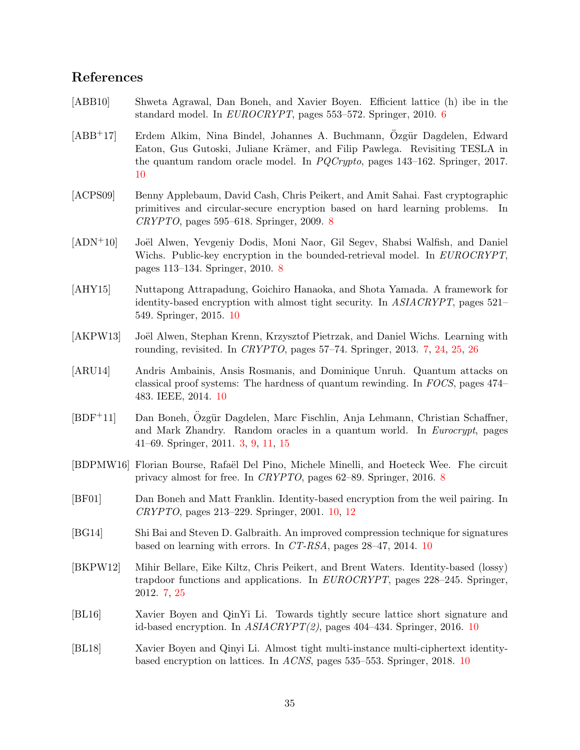## References

[ABB10] Shweta Agrawal, Dan Boneh, and Xavier Boyen. Efficient lattice (h) ibe in the standard model. In *EUROCRYPT*, pages 553–572. Springer, 2010. 6

[ABB+17] Erdem Alkim, Nina Bindel, Johannes A. Buchmann, Özgür Dagdelen, Edward Eaton, Gus Gutoski, Juliane Krämer, and Filip Pawlega. Revisiting TESLA in the quantum random oracle model. In *PQCrypto*, pages 143–162. Springer, 2017. 10

[ACPS09] Benny Applebaum, David Cash, Chris Peikert, and Amit Sahai. Fast cryptographic primitives and circular-secure encryption based on hard learning problems. In *CRYPTO*, pages 595–618. Springer, 2009. 8

[ADN+10] Joël Alwen, Yevgeniy Dodis, Moni Naor, Gil Segev, Shabsi Walfish, and Daniel Wichs. Public-key encryption in the bounded-retrieval model. In *EUROCRYPT*, pages 113–134. Springer, 2010. 8

[AHY15] Nuttapong Attrapadung, Goichiro Hanaoka, and Shota Yamada. A framework for identity-based encryption with almost tight security. In *ASIACRYPT*, pages 521–549. Springer, 2015. 10

[AKPW13] Joël Alwen, Stephan Krenn, Krzysztof Pietrzak, and Daniel Wichs. Learning with rounding, revisited. In *CRYPTO*, pages 57–74. Springer, 2013. 7, 24, 25, 26

[ARU14] Andris Ambainis, Ansis Rosmanis, and Dominique Unruh. Quantum attacks on classical proof systems: The hardness of quantum rewinding. In *FOCS*, pages 474–483. IEEE, 2014. 10

[BDF+11] Dan Boneh, Özgür Dagdelen, Marc Fischlin, Anja Lehmann, Christian Schaffner, and Mark Zhandry. Random oracles in a quantum world. In *Eurocrypt*, pages 41–69. Springer, 2011. 3, 9, 11, 15

[BDPMW16] Florian Bourse, Rafaël Del Pino, Michele Minelli, and Hoeteck Wee. Fhe circuit privacy almost for free. In *CRYPTO*, pages 62–89. Springer, 2016. 8

[BF01] Dan Boneh and Matt Franklin. Identity-based encryption from the weil pairing. In *CRYPTO*, pages 213–229. Springer, 2001. 10, 12

[BG14] Shi Bai and Steven D. Galbraith. An improved compression technique for signatures based on learning with errors. In *CT-RSA*, pages 28–47, 2014. 10

[BKPW12] Mihir Bellare, Eike Kiltz, Chris Peikert, and Brent Waters. Identity-based (lossy) trapdoor functions and applications. In *EUROCRYPT*, pages 228–245. Springer, 2012. 7, 25

[BL16] Xavier Boyen and QinYi Li. Towards tightly secure lattice short signature and id-based encryption. In *ASIACRYPT(2)*, pages 404–434. Springer, 2016. 10

[BL18] Xavier Boyen and Qinyi Li. Almost tight multi-instance multi-ciphertext identity-based encryption on lattices. In *ACNS*, pages 535–553. Springer, 2018. 10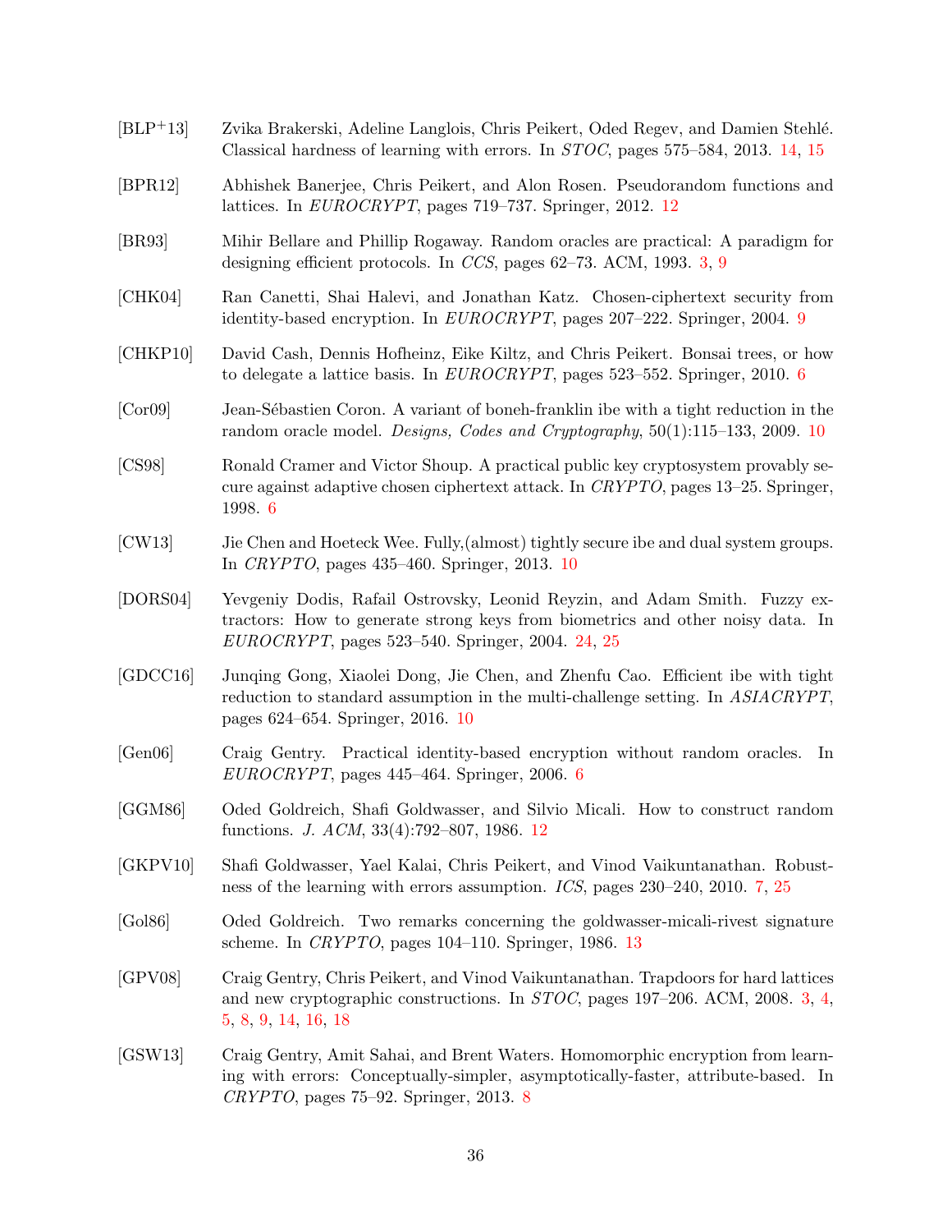[BLP+13] Zvika Brakerski, Adeline Langlois, Chris Peikert, Oded Regev, and Damien Stehlé. Classical hardness of learning with errors. In *STOC*, pages 575–584, 2013. 14, 15

[BPR12] Abhishek Banerjee, Chris Peikert, and Alon Rosen. Pseudorandom functions and lattices. In *EUROCRYPT*, pages 719–737. Springer, 2012. 12

[BR93] Mihir Bellare and Phillip Rogaway. Random oracles are practical: A paradigm for designing efficient protocols. In *CCS*, pages 62–73. ACM, 1993. 3, 9

[CHK04] Ran Canetti, Shai Halevi, and Jonathan Katz. Chosen-ciphertext security from identity-based encryption. In *EUROCRYPT*, pages 207–222. Springer, 2004. 9

[CHKP10] David Cash, Dennis Hofheinz, Eike Kiltz, and Chris Peikert. Bonsai trees, or how to delegate a lattice basis. In *EUROCRYPT*, pages 523–552. Springer, 2010. 6

[Cor09] Jean-Sébastien Coron. A variant of boneh-franklin ibe with a tight reduction in the random oracle model. *Designs, Codes and Cryptography*, 50(1):115–133, 2009. 10

[CS98] Ronald Cramer and Victor Shoup. A practical public key cryptosystem provably secure against adaptive chosen ciphertext attack. In *CRYPTO*, pages 13–25. Springer, 1998. 6

[CW13] Jie Chen and Hoeteck Wee. Fully,(almost) tightly secure ibe and dual system groups. In *CRYPTO*, pages 435–460. Springer, 2013. 10

[DORS04] Yevgeniy Dodis, Rafail Ostrovsky, Leonid Reyzin, and Adam Smith. Fuzzy extractors: How to generate strong keys from biometrics and other noisy data. In *EUROCRYPT*, pages 523–540. Springer, 2004. 24, 25

[GDCC16] Junqing Gong, Xiaolei Dong, Jie Chen, and Zhenfu Cao. Efficient ibe with tight reduction to standard assumption in the multi-challenge setting. In *ASIACRYPT*, pages 624–654. Springer, 2016. 10

[Gen06] Craig Gentry. Practical identity-based encryption without random oracles. In *EUROCRYPT*, pages 445–464. Springer, 2006. 6

[GGM86] Oded Goldreich, Shafi Goldwasser, and Silvio Micali. How to construct random functions. *J. ACM*, 33(4):792–807, 1986. 12

[GKPV10] Shafi Goldwasser, Yael Kalai, Chris Peikert, and Vinod Vaikuntanathan. Robustness of the learning with errors assumption. *ICS*, pages 230–240, 2010. 7, 25

[Gol86] Oded Goldreich. Two remarks concerning the goldwasser-micali-rivest signature scheme. In *CRYPTO*, pages 104–110. Springer, 1986. 13

[GPV08] Craig Gentry, Chris Peikert, and Vinod Vaikuntanathan. Trapdoors for hard lattices and new cryptographic constructions. In *STOC*, pages 197–206. ACM, 2008. 3, 4, 5, 8, 9, 14, 16, 18

[GSW13] Craig Gentry, Amit Sahai, and Brent Waters. Homomorphic encryption from learning with errors: Conceptually-simpler, asymptotically-faster, attribute-based. In *CRYPTO*, pages 75–92. Springer, 2013. 8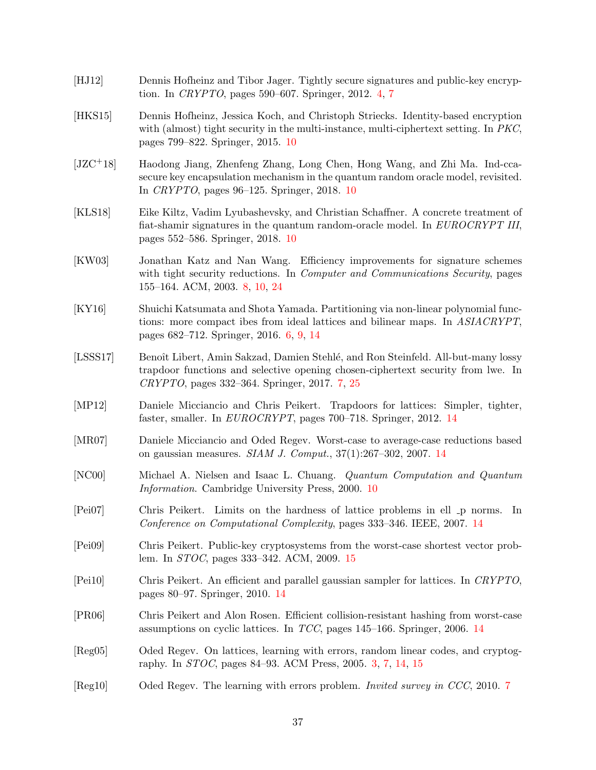[HJ12] Dennis Hofheinz and Tibor Jager. Tightly secure signatures and public-key encryption. In *CRYPTO*, pages 590–607. Springer, 2012. 4, 7

[HKS15] Dennis Hofheinz, Jessica Koch, and Christoph Striecks. Identity-based encryption with (almost) tight security in the multi-instance, multi-ciphertext setting. In *PKC*, pages 799–822. Springer, 2015. 10

[JZC+18] Haodong Jiang, Zhenfeng Zhang, Long Chen, Hong Wang, and Zhi Ma. Ind-cca-secure key encapsulation mechanism in the quantum random oracle model, revisited. In *CRYPTO*, pages 96–125. Springer, 2018. 10

[KLS18] Eike Kiltz, Vadim Lyubashevsky, and Christian Schaffner. A concrete treatment of fiat-shamir signatures in the quantum random-oracle model. In *EUROCRYPT III*, pages 552–586. Springer, 2018. 10

[KW03] Jonathan Katz and Nan Wang. Efficiency improvements for signature schemes with tight security reductions. In *Computer and Communications Security*, pages 155–164. ACM, 2003. 8, 10, 24

[KY16] Shuichi Katsumata and Shota Yamada. Partitioning via non-linear polynomial functions: more compact ibes from ideal lattices and bilinear maps. In *ASIACRYPT*, pages 682–712. Springer, 2016. 6, 9, 14

[LSSS17] Benoît Libert, Amin Sakzad, Damien Stehlé, and Ron Steinfeld. All-but-many lossy trapdoor functions and selective opening chosen-ciphertext security from lwe. In *CRYPTO*, pages 332–364. Springer, 2017. 7, 25

[MP12] Daniele Micciancio and Chris Peikert. Trapdoors for lattices: Simpler, tighter, faster, smaller. In *EUROCRYPT*, pages 700–718. Springer, 2012. 14

[MR07] Daniele Micciancio and Oded Regev. Worst-case to average-case reductions based on gaussian measures. *SIAM J. Comput.*, 37(1):267–302, 2007. 14

[NC00] Michael A. Nielsen and Isaac L. Chuang. *Quantum Computation and Quantum Information*. Cambridge University Press, 2000. 10

[Pei07] Chris Peikert. Limits on the hardness of lattice problems in ell _p norms. In *Conference on Computational Complexity*, pages 333–346. IEEE, 2007. 14

[Pei09] Chris Peikert. Public-key cryptosystems from the worst-case shortest vector problem. In *STOC*, pages 333–342. ACM, 2009. 15

[Pei10] Chris Peikert. An efficient and parallel gaussian sampler for lattices. In *CRYPTO*, pages 80–97. Springer, 2010. 14

[PR06] Chris Peikert and Alon Rosen. Efficient collision-resistant hashing from worst-case assumptions on cyclic lattices. In *TCC*, pages 145–166. Springer, 2006. 14

[Reg05] Oded Regev. On lattices, learning with errors, random linear codes, and cryptography. In *STOC*, pages 84–93. ACM Press, 2005. 3, 7, 14, 15

[Reg10] Oded Regev. The learning with errors problem. *Invited survey in CCC*, 2010. 7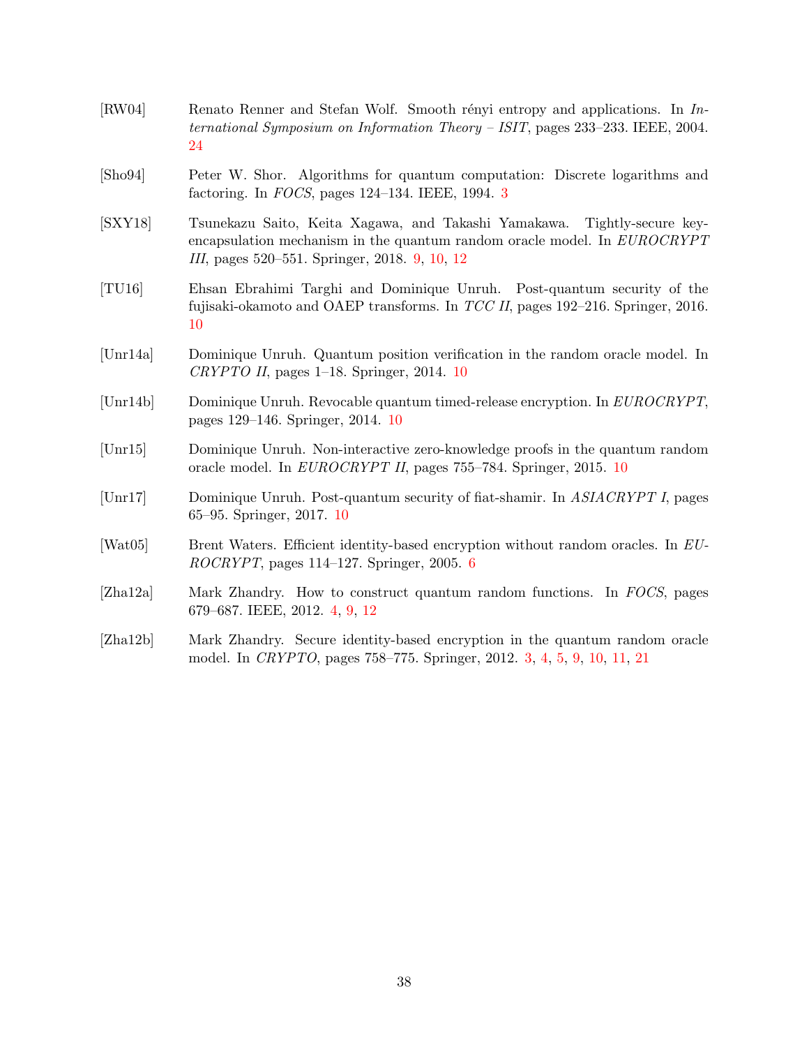[RW04] Renato Renner and Stefan Wolf. Smooth rényi entropy and applications. In *International Symposium on Information Theory – ISIT*, pages 233–233. IEEE, 2004. 24

[Sho94] Peter W. Shor. Algorithms for quantum computation: Discrete logarithms and factoring. In *FOCS*, pages 124–134. IEEE, 1994. 3

[SXY18] Tsunekazu Saito, Keita Xagawa, and Takashi Yamakawa. Tightly-secure key-encapsulation mechanism in the quantum random oracle model. In *EUROCRYPT III*, pages 520–551. Springer, 2018. 9, 10, 12

[TU16] Ehsan Ebrahimi Targhi and Dominique Unruh. Post-quantum security of the fujisaki-okamoto and OAEP transforms. In *TCC II*, pages 192–216. Springer, 2016. 10

[Unr14a] Dominique Unruh. Quantum position verification in the random oracle model. In *CRYPTO II*, pages 1–18. Springer, 2014. 10

[Unr14b] Dominique Unruh. Revocable quantum timed-release encryption. In *EUROCRYPT*, pages 129–146. Springer, 2014. 10

[Unr15] Dominique Unruh. Non-interactive zero-knowledge proofs in the quantum random oracle model. In *EUROCRYPT II*, pages 755–784. Springer, 2015. 10

[Unr17] Dominique Unruh. Post-quantum security of fiat-shamir. In *ASIACRYPT I*, pages 65–95. Springer, 2017. 10

[Wat05] Brent Waters. Efficient identity-based encryption without random oracles. In *EUROCRYPT*, pages 114–127. Springer, 2005. 6

[Zha12a] Mark Zhandry. How to construct quantum random functions. In *FOCS*, pages 679–687. IEEE, 2012. 4, 9, 12

[Zha12b] Mark Zhandry. Secure identity-based encryption in the quantum random oracle model. In *CRYPTO*, pages 758–775. Springer, 2012. 3, 4, 5, 9, 10, 11, 21